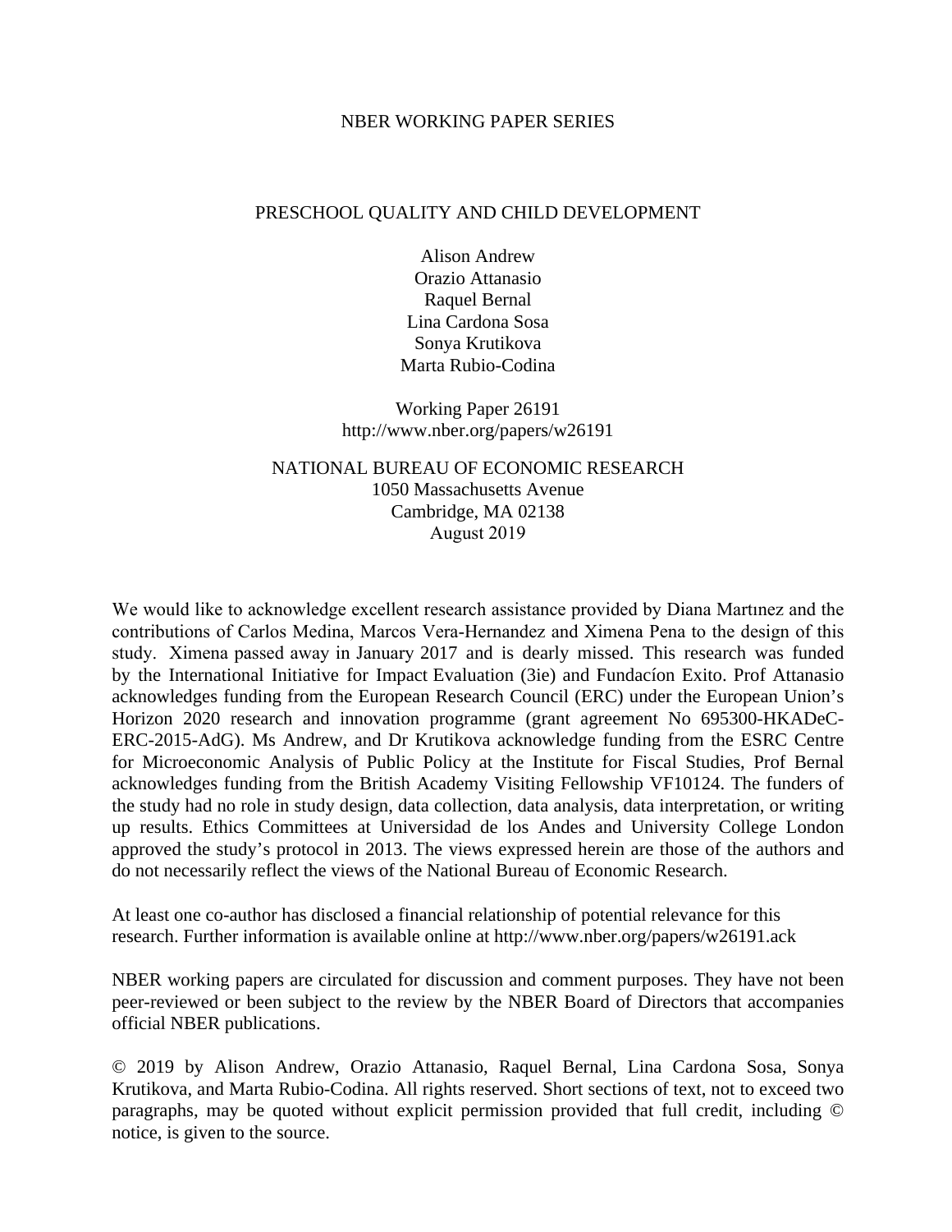NBER WORKING PAPER SERIES

# PRESCHOOL QUALITY AND CHILD DEVELOPMENT

Alison Andrew
Orazio Attanasio
Raquel Bernal
Lina Cardona Sosa
Sonya Krutikova
Marta Rubio-Codina

Working Paper 26191
http://www.nber.org/papers/w26191

NATIONAL BUREAU OF ECONOMIC RESEARCH
1050 Massachusetts Avenue
Cambridge, MA 02138
August 2019

We would like to acknowledge excellent research assistance provided by Diana Martınez and the contributions of Carlos Medina, Marcos Vera-Hernandez and Ximena Pena to the design of this study. Ximena passed away in January 2017 and is dearly missed. This research was funded by the International Initiative for Impact Evaluation (3ie) and Fundacíon Exito. Prof Attanasio acknowledges funding from the European Research Council (ERC) under the European Union's Horizon 2020 research and innovation programme (grant agreement No 695300-HKADeC-ERC-2015-AdG). Ms Andrew, and Dr Krutikova acknowledge funding from the ESRC Centre for Microeconomic Analysis of Public Policy at the Institute for Fiscal Studies, Prof Bernal acknowledges funding from the British Academy Visiting Fellowship VF10124. The funders of the study had no role in study design, data collection, data analysis, data interpretation, or writing up results. Ethics Committees at Universidad de los Andes and University College London approved the study's protocol in 2013. The views expressed herein are those of the authors and do not necessarily reflect the views of the National Bureau of Economic Research.

At least one co-author has disclosed a financial relationship of potential relevance for this research. Further information is available online at http://www.nber.org/papers/w26191.ack

NBER working papers are circulated for discussion and comment purposes. They have not been peer-reviewed or been subject to the review by the NBER Board of Directors that accompanies official NBER publications.

© 2019 by Alison Andrew, Orazio Attanasio, Raquel Bernal, Lina Cardona Sosa, Sonya Krutikova, and Marta Rubio-Codina. All rights reserved. Short sections of text, not to exceed two paragraphs, may be quoted without explicit permission provided that full credit, including © notice, is given to the source.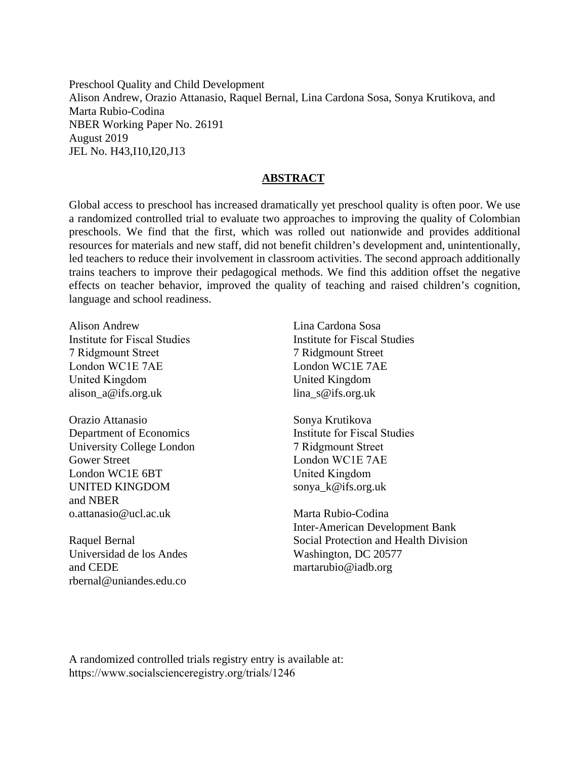Preschool Quality and Child Development
Alison Andrew, Orazio Attanasio, Raquel Bernal, Lina Cardona Sosa, Sonya Krutikova, and Marta Rubio-Codina
NBER Working Paper No. 26191
August 2019
JEL No. H43,I10,I20,J13

## ABSTRACT

Global access to preschool has increased dramatically yet preschool quality is often poor. We use a randomized controlled trial to evaluate two approaches to improving the quality of Colombian preschools. We find that the first, which was rolled out nationwide and provides additional resources for materials and new staff, did not benefit children's development and, unintentionally, led teachers to reduce their involvement in classroom activities. The second approach additionally trains teachers to improve their pedagogical methods. We find this addition offset the negative effects on teacher behavior, improved the quality of teaching and raised children's cognition, language and school readiness.

Alison Andrew
Institute for Fiscal Studies
7 Ridgmount Street
London WC1E 7AE
United Kingdom
alison_a@ifs.org.uk

Orazio Attanasio
Department of Economics
University College London
Gower Street
London WC1E 6BT
UNITED KINGDOM
and NBER
o.attanasio@ucl.ac.uk

Raquel Bernal
Universidad de los Andes
and CEDE
rbernal@uniandes.edu.co

Lina Cardona Sosa
Institute for Fiscal Studies
7 Ridgmount Street
London WC1E 7AE
United Kingdom
lina_s@ifs.org.uk

Sonya Krutikova
Institute for Fiscal Studies
7 Ridgmount Street
London WC1E 7AE
United Kingdom
sonya_k@ifs.org.uk

Marta Rubio-Codina
Inter-American Development Bank
Social Protection and Health Division
Washington, DC 20577
martarubio@iadb.org

A randomized controlled trials registry entry is available at:
https://www.socialscienceregistry.org/trials/1246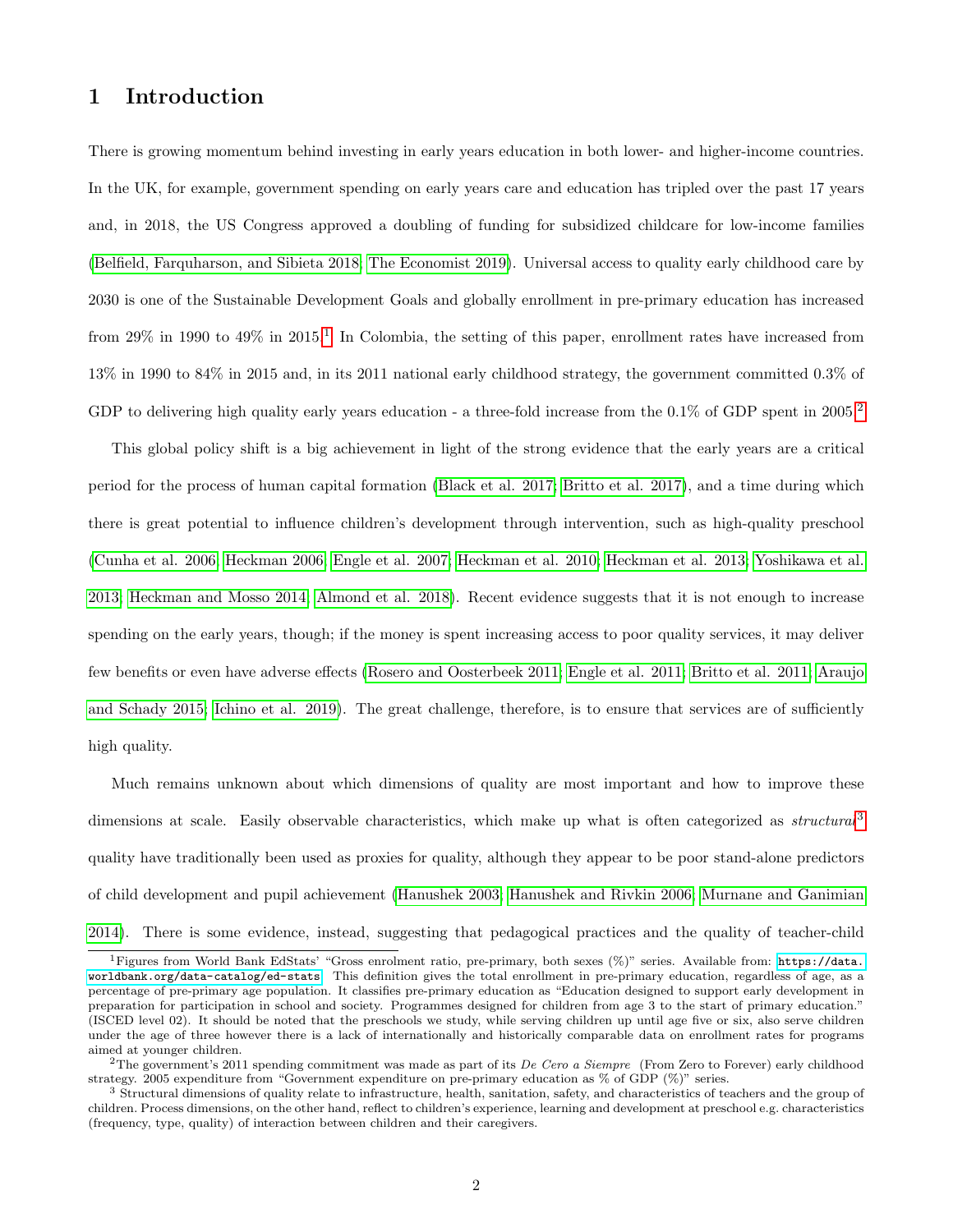# 1 Introduction

There is growing momentum behind investing in early years education in both lower- and higher-income countries. In the UK, for example, government spending on early years care and education has tripled over the past 17 years and, in 2018, the US Congress approved a doubling of funding for subsidized childcare for low-income families (Belfield, Farquharson, and Sibieta 2018; The Economist 2019). Universal access to quality early childhood care by 2030 is one of the Sustainable Development Goals and globally enrollment in pre-primary education has increased from 29% in 1990 to 49% in 2015.[1] In Colombia, the setting of this paper, enrollment rates have increased from 13% in 1990 to 84% in 2015 and, in its 2011 national early childhood strategy, the government committed 0.3% of GDP to delivering high quality early years education - a three-fold increase from the 0.1% of GDP spent in 2005.[2]

This global policy shift is a big achievement in light of the strong evidence that the early years are a critical period for the process of human capital formation (Black et al. 2017; Britto et al. 2017), and a time during which there is great potential to influence children's development through intervention, such as high-quality preschool (Cunha et al. 2006; Heckman 2006; Engle et al. 2007; Heckman et al. 2010; Heckman et al. 2013; Yoshikawa et al. 2013; Heckman and Mosso 2014; Almond et al. 2018). Recent evidence suggests that it is not enough to increase spending on the early years, though; if the money is spent increasing access to poor quality services, it may deliver few benefits or even have adverse effects (Rosero and Oosterbeek 2011; Engle et al. 2011; Britto et al. 2011; Araujo and Schady 2015; Ichino et al. 2019). The great challenge, therefore, is to ensure that services are of sufficiently high quality.

Much remains unknown about which dimensions of quality are most important and how to improve these dimensions at scale. Easily observable characteristics, which make up what is often categorized as *structural*[3] quality have traditionally been used as proxies for quality, although they appear to be poor stand-alone predictors of child development and pupil achievement (Hanushek 2003; Hanushek and Rivkin 2006; Murnane and Ganimian 2014). There is some evidence, instead, suggesting that pedagogical practices and the quality of teacher-child

---

[1] Figures from World Bank EdStats' "Gross enrolment ratio, pre-primary, both sexes (%)" series. Available from: https://data.worldbank.org/data-catalog/ed-stats. This definition gives the total enrollment in pre-primary education, regardless of age, as a percentage of pre-primary age population. It classifies pre-primary education as "Education designed to support early development in preparation for participation in school and society. Programmes designed for children from age 3 to the start of primary education." (ISCED level 02). It should be noted that the preschools we study, while serving children up until age five or six, also serve children under the age of three however there is a lack of internationally and historically comparable data on enrollment rates for programs aimed at younger children.

[2] The government's 2011 spending commitment was made as part of its *De Cero a Siempre* (From Zero to Forever) early childhood strategy. 2005 expenditure from "Government expenditure on pre-primary education as % of GDP (%)" series.

[3] Structural dimensions of quality relate to infrastructure, health, sanitation, safety, and characteristics of teachers and the group of children. Process dimensions, on the other hand, reflect to children's experience, learning and development at preschool e.g. characteristics (frequency, type, quality) of interaction between children and their caregivers.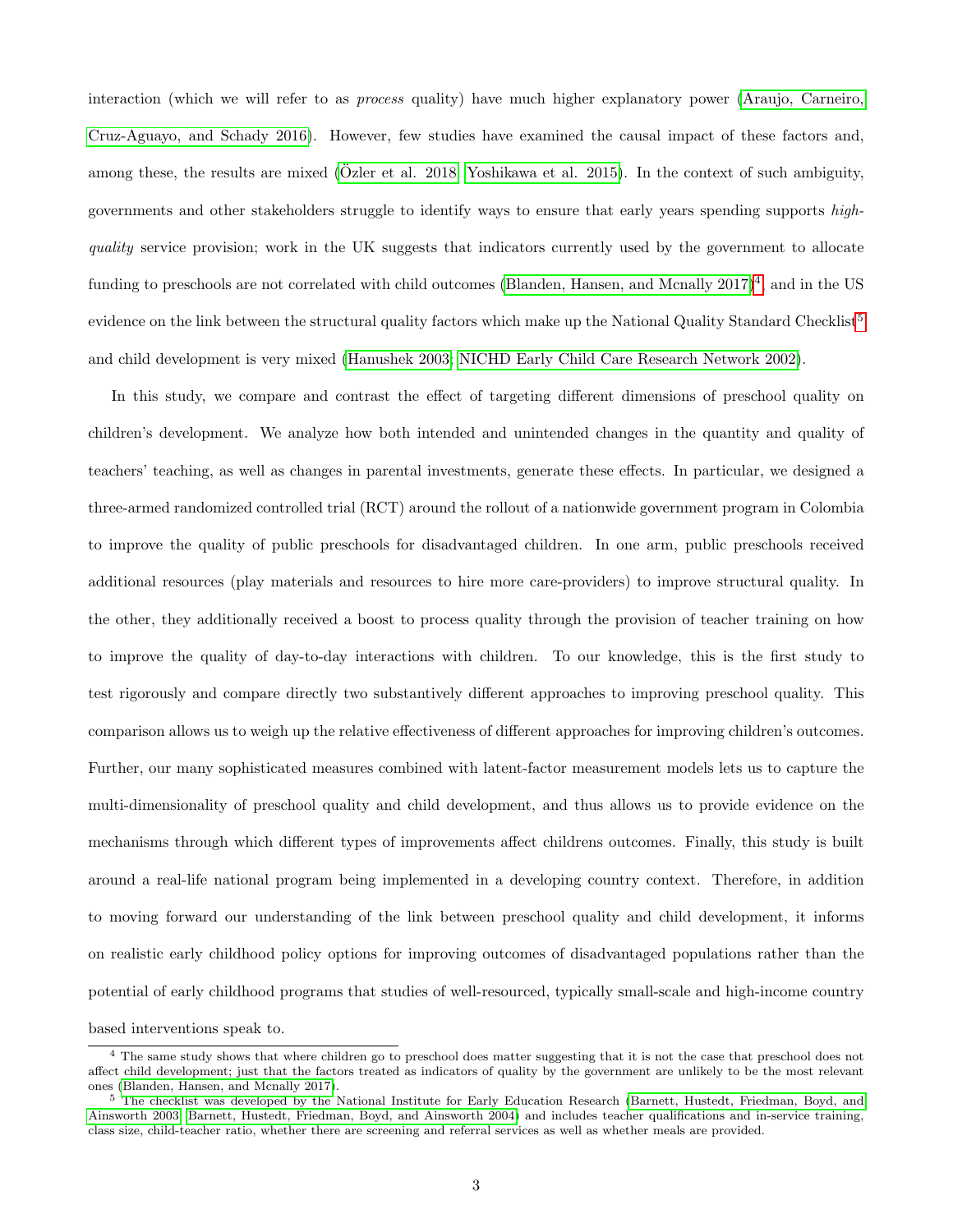interaction (which we will refer to as *process* quality) have much higher explanatory power (Araujo, Carneiro, Cruz-Aguayo, and Schady 2016). However, few studies have examined the causal impact of these factors and, among these, the results are mixed (Özler et al. 2018; Yoshikawa et al. 2015). In the context of such ambiguity, governments and other stakeholders struggle to identify ways to ensure that early years spending supports *high-quality* service provision; work in the UK suggests that indicators currently used by the government to allocate funding to preschools are not correlated with child outcomes (Blanden, Hansen, and Mcnally 2017)[4], and in the US evidence on the link between the structural quality factors which make up the National Quality Standard Checklist[5] and child development is very mixed (Hanushek 2003; NICHD Early Child Care Research Network 2002).

In this study, we compare and contrast the effect of targeting different dimensions of preschool quality on children's development. We analyze how both intended and unintended changes in the quantity and quality of teachers' teaching, as well as changes in parental investments, generate these effects. In particular, we designed a three-armed randomized controlled trial (RCT) around the rollout of a nationwide government program in Colombia to improve the quality of public preschools for disadvantaged children. In one arm, public preschools received additional resources (play materials and resources to hire more care-providers) to improve structural quality. In the other, they additionally received a boost to process quality through the provision of teacher training on how to improve the quality of day-to-day interactions with children. To our knowledge, this is the first study to test rigorously and compare directly two substantively different approaches to improving preschool quality. This comparison allows us to weigh up the relative effectiveness of different approaches for improving children's outcomes. Further, our many sophisticated measures combined with latent-factor measurement models lets us to capture the multi-dimensionality of preschool quality and child development, and thus allows us to provide evidence on the mechanisms through which different types of improvements affect childrens outcomes. Finally, this study is built around a real-life national program being implemented in a developing country context. Therefore, in addition to moving forward our understanding of the link between preschool quality and child development, it informs on realistic early childhood policy options for improving outcomes of disadvantaged populations rather than the potential of early childhood programs that studies of well-resourced, typically small-scale and high-income country based interventions speak to.

[4] The same study shows that where children go to preschool does matter suggesting that it is not the case that preschool does not affect child development; just that the factors treated as indicators of quality by the government are unlikely to be the most relevant ones (Blanden, Hansen, and Mcnally 2017).

[5] The checklist was developed by the National Institute for Early Education Research (Barnett, Hustedt, Friedman, Boyd, and Ainsworth 2003; Barnett, Hustedt, Friedman, Boyd, and Ainsworth 2004) and includes teacher qualifications and in-service training, class size, child-teacher ratio, whether there are screening and referral services as well as whether meals are provided.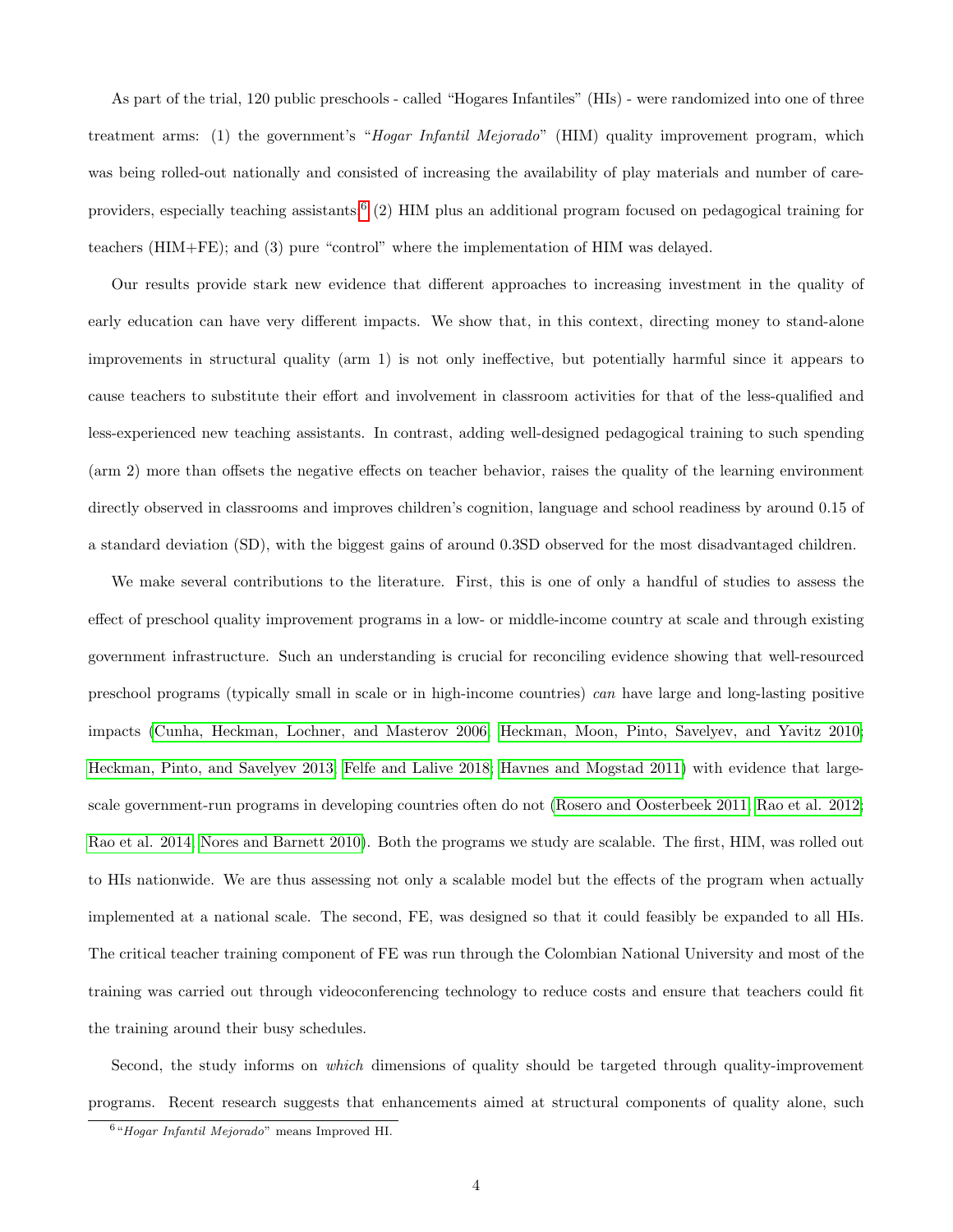As part of the trial, 120 public preschools - called "Hogares Infantiles" (HIs) - were randomized into one of three treatment arms: (1) the government's "*Hogar Infantil Mejorado*" (HIM) quality improvement program, which was being rolled-out nationally and consisted of increasing the availability of play materials and number of care-providers, especially teaching assistants;[6] (2) HIM plus an additional program focused on pedagogical training for teachers (HIM+FE); and (3) pure "control" where the implementation of HIM was delayed.

Our results provide stark new evidence that different approaches to increasing investment in the quality of early education can have very different impacts. We show that, in this context, directing money to stand-alone improvements in structural quality (arm 1) is not only ineffective, but potentially harmful since it appears to cause teachers to substitute their effort and involvement in classroom activities for that of the less-qualified and less-experienced new teaching assistants. In contrast, adding well-designed pedagogical training to such spending (arm 2) more than offsets the negative effects on teacher behavior, raises the quality of the learning environment directly observed in classrooms and improves children's cognition, language and school readiness by around 0.15 of a standard deviation (SD), with the biggest gains of around 0.3SD observed for the most disadvantaged children.

We make several contributions to the literature. First, this is one of only a handful of studies to assess the effect of preschool quality improvement programs in a low- or middle-income country at scale and through existing government infrastructure. Such an understanding is crucial for reconciling evidence showing that well-resourced preschool programs (typically small in scale or in high-income countries) *can* have large and long-lasting positive impacts (Cunha, Heckman, Lochner, and Masterov 2006; Heckman, Moon, Pinto, Savelyev, and Yavitz 2010; Heckman, Pinto, and Savelyev 2013; Felfe and Lalive 2018; Havnes and Mogstad 2011) with evidence that large-scale government-run programs in developing countries often do not (Rosero and Oosterbeek 2011; Rao et al. 2012; Rao et al. 2014; Nores and Barnett 2010). Both the programs we study are scalable. The first, HIM, was rolled out to HIs nationwide. We are thus assessing not only a scalable model but the effects of the program when actually implemented at a national scale. The second, FE, was designed so that it could feasibly be expanded to all HIs. The critical teacher training component of FE was run through the Colombian National University and most of the training was carried out through videoconferencing technology to reduce costs and ensure that teachers could fit the training around their busy schedules.

Second, the study informs on *which* dimensions of quality should be targeted through quality-improvement programs. Recent research suggests that enhancements aimed at structural components of quality alone, such

[6] "*Hogar Infantil Mejorado*" means Improved HI.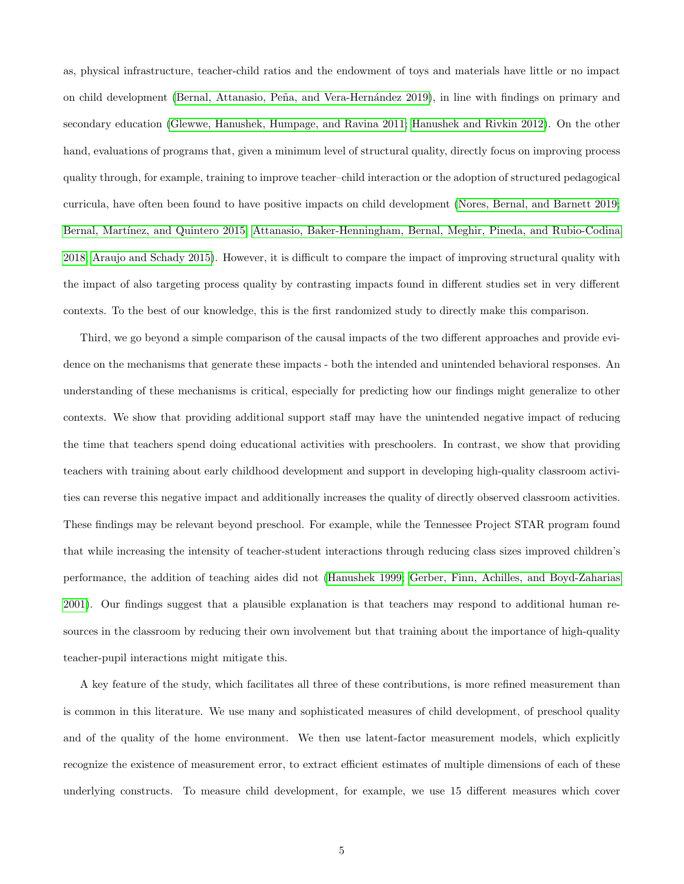as, physical infrastructure, teacher-child ratios and the endowment of toys and materials have little or no impact on child development (Bernal, Attanasio, Peña, and Vera-Hernández 2019), in line with findings on primary and secondary education (Glewwe, Hanushek, Humpage, and Ravina 2011; Hanushek and Rivkin 2012). On the other hand, evaluations of programs that, given a minimum level of structural quality, directly focus on improving process quality through, for example, training to improve teacher–child interaction or the adoption of structured pedagogical curricula, have often been found to have positive impacts on child development (Nores, Bernal, and Barnett 2019; Bernal, Martínez, and Quintero 2015; Attanasio, Baker-Henningham, Bernal, Meghir, Pineda, and Rubio-Codina 2018; Araujo and Schady 2015). However, it is difficult to compare the impact of improving structural quality with the impact of also targeting process quality by contrasting impacts found in different studies set in very different contexts. To the best of our knowledge, this is the first randomized study to directly make this comparison.

Third, we go beyond a simple comparison of the causal impacts of the two different approaches and provide evidence on the mechanisms that generate these impacts - both the intended and unintended behavioral responses. An understanding of these mechanisms is critical, especially for predicting how our findings might generalize to other contexts. We show that providing additional support staff may have the unintended negative impact of reducing the time that teachers spend doing educational activities with preschoolers. In contrast, we show that providing teachers with training about early childhood development and support in developing high-quality classroom activities can reverse this negative impact and additionally increases the quality of directly observed classroom activities. These findings may be relevant beyond preschool. For example, while the Tennessee Project STAR program found that while increasing the intensity of teacher-student interactions through reducing class sizes improved children's performance, the addition of teaching aides did not (Hanushek 1999; Gerber, Finn, Achilles, and Boyd-Zaharias 2001). Our findings suggest that a plausible explanation is that teachers may respond to additional human resources in the classroom by reducing their own involvement but that training about the importance of high-quality teacher-pupil interactions might mitigate this.

A key feature of the study, which facilitates all three of these contributions, is more refined measurement than is common in this literature. We use many and sophisticated measures of child development, of preschool quality and of the quality of the home environment. We then use latent-factor measurement models, which explicitly recognize the existence of measurement error, to extract efficient estimates of multiple dimensions of each of these underlying constructs. To measure child development, for example, we use 15 different measures which cover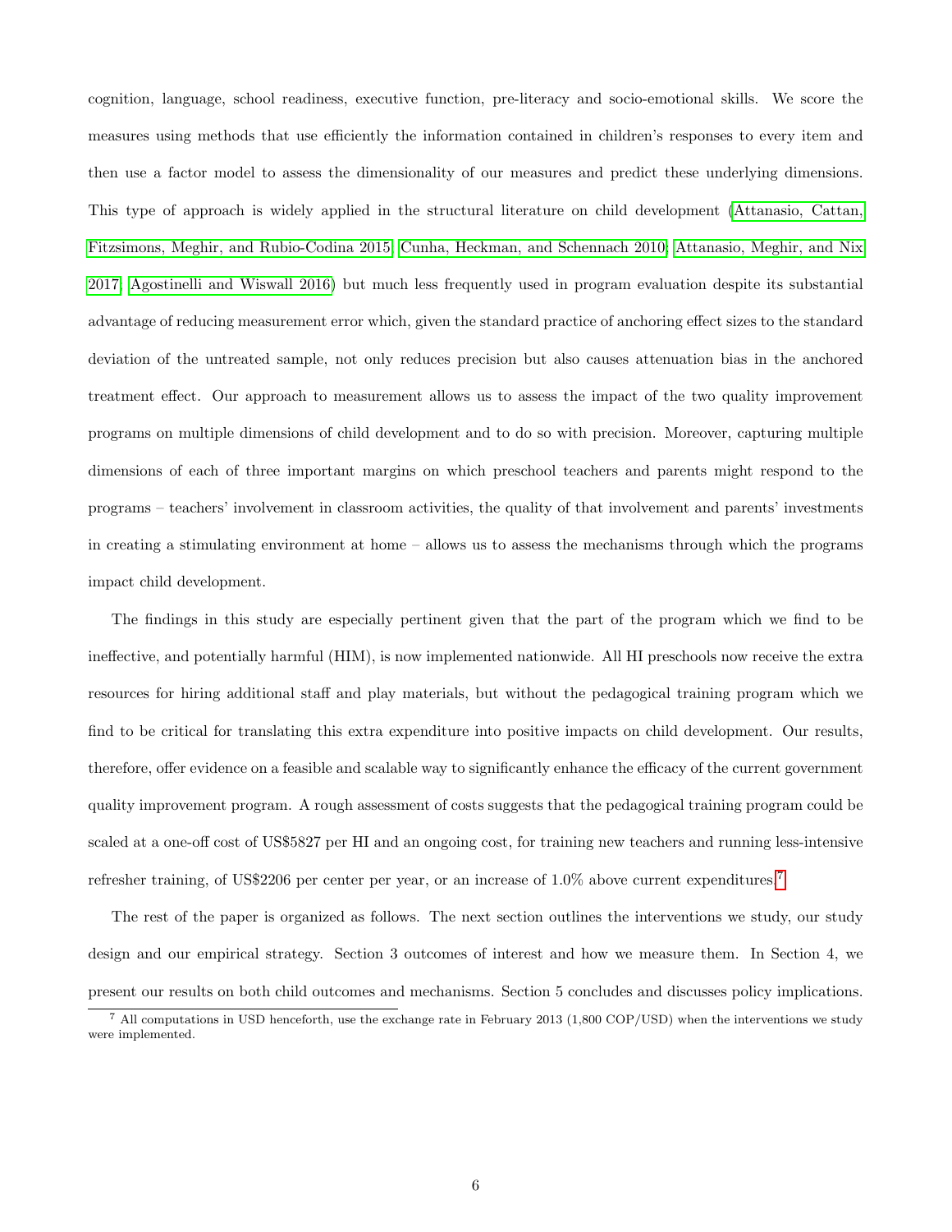cognition, language, school readiness, executive function, pre-literacy and socio-emotional skills. We score the measures using methods that use efficiently the information contained in children's responses to every item and then use a factor model to assess the dimensionality of our measures and predict these underlying dimensions. This type of approach is widely applied in the structural literature on child development (Attanasio, Cattan, Fitzsimons, Meghir, and Rubio-Codina 2015; Cunha, Heckman, and Schennach 2010; Attanasio, Meghir, and Nix 2017; Agostinelli and Wiswall 2016) but much less frequently used in program evaluation despite its substantial advantage of reducing measurement error which, given the standard practice of anchoring effect sizes to the standard deviation of the untreated sample, not only reduces precision but also causes attenuation bias in the anchored treatment effect. Our approach to measurement allows us to assess the impact of the two quality improvement programs on multiple dimensions of child development and to do so with precision. Moreover, capturing multiple dimensions of each of three important margins on which preschool teachers and parents might respond to the programs – teachers' involvement in classroom activities, the quality of that involvement and parents' investments in creating a stimulating environment at home – allows us to assess the mechanisms through which the programs impact child development.

The findings in this study are especially pertinent given that the part of the program which we find to be ineffective, and potentially harmful (HIM), is now implemented nationwide. All HI preschools now receive the extra resources for hiring additional staff and play materials, but without the pedagogical training program which we find to be critical for translating this extra expenditure into positive impacts on child development. Our results, therefore, offer evidence on a feasible and scalable way to significantly enhance the efficacy of the current government quality improvement program. A rough assessment of costs suggests that the pedagogical training program could be scaled at a one-off cost of US$5827 per HI and an ongoing cost, for training new teachers and running less-intensive refresher training, of US$2206 per center per year, or an increase of 1.0% above current expenditures.[7]

The rest of the paper is organized as follows. The next section outlines the interventions we study, our study design and our empirical strategy. Section 3 outcomes of interest and how we measure them. In Section 4, we present our results on both child outcomes and mechanisms. Section 5 concludes and discusses policy implications.

[7] All computations in USD henceforth, use the exchange rate in February 2013 (1,800 COP/USD) when the interventions we study were implemented.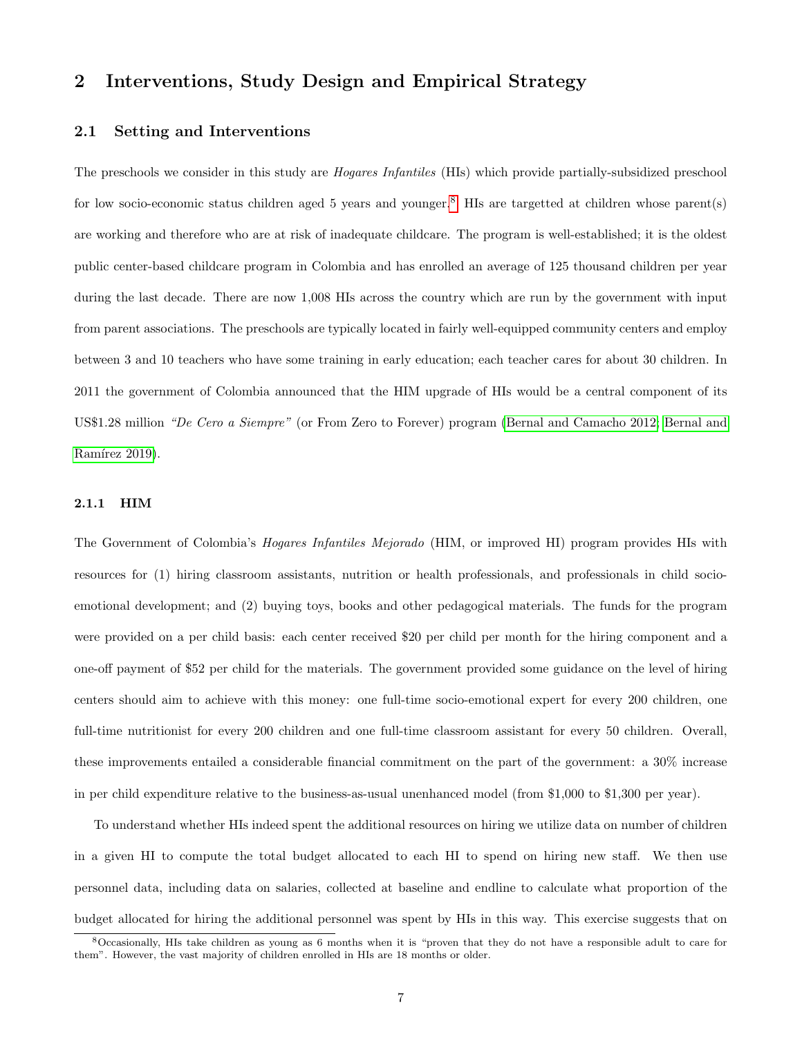## 2 Interventions, Study Design and Empirical Strategy

### 2.1 Setting and Interventions

The preschools we consider in this study are *Hogares Infantiles* (HIs) which provide partially-subsidized preschool for low socio-economic status children aged 5 years and younger.[8] HIs are targetted at children whose parent(s) are working and therefore who are at risk of inadequate childcare. The program is well-established; it is the oldest public center-based childcare program in Colombia and has enrolled an average of 125 thousand children per year during the last decade. There are now 1,008 HIs across the country which are run by the government with input from parent associations. The preschools are typically located in fairly well-equipped community centers and employ between 3 and 10 teachers who have some training in early education; each teacher cares for about 30 children. In 2011 the government of Colombia announced that the HIM upgrade of HIs would be a central component of its US$1.28 million *"De Cero a Siempre"* (or From Zero to Forever) program (Bernal and Camacho 2012; Bernal and Ramírez 2019).

#### 2.1.1 HIM

The Government of Colombia's *Hogares Infantiles Mejorado* (HIM, or improved HI) program provides HIs with resources for (1) hiring classroom assistants, nutrition or health professionals, and professionals in child socio-emotional development; and (2) buying toys, books and other pedagogical materials. The funds for the program were provided on a per child basis: each center received $20 per child per month for the hiring component and a one-off payment of $52 per child for the materials. The government provided some guidance on the level of hiring centers should aim to achieve with this money: one full-time socio-emotional expert for every 200 children, one full-time nutritionist for every 200 children and one full-time classroom assistant for every 50 children. Overall, these improvements entailed a considerable financial commitment on the part of the government: a 30% increase in per child expenditure relative to the business-as-usual unenhanced model (from $1,000 to $1,300 per year).

To understand whether HIs indeed spent the additional resources on hiring we utilize data on number of children in a given HI to compute the total budget allocated to each HI to spend on hiring new staff. We then use personnel data, including data on salaries, collected at baseline and endline to calculate what proportion of the budget allocated for hiring the additional personnel was spent by HIs in this way. This exercise suggests that on

[8] Occasionally, HIs take children as young as 6 months when it is "proven that they do not have a responsible adult to care for them". However, the vast majority of children enrolled in HIs are 18 months or older.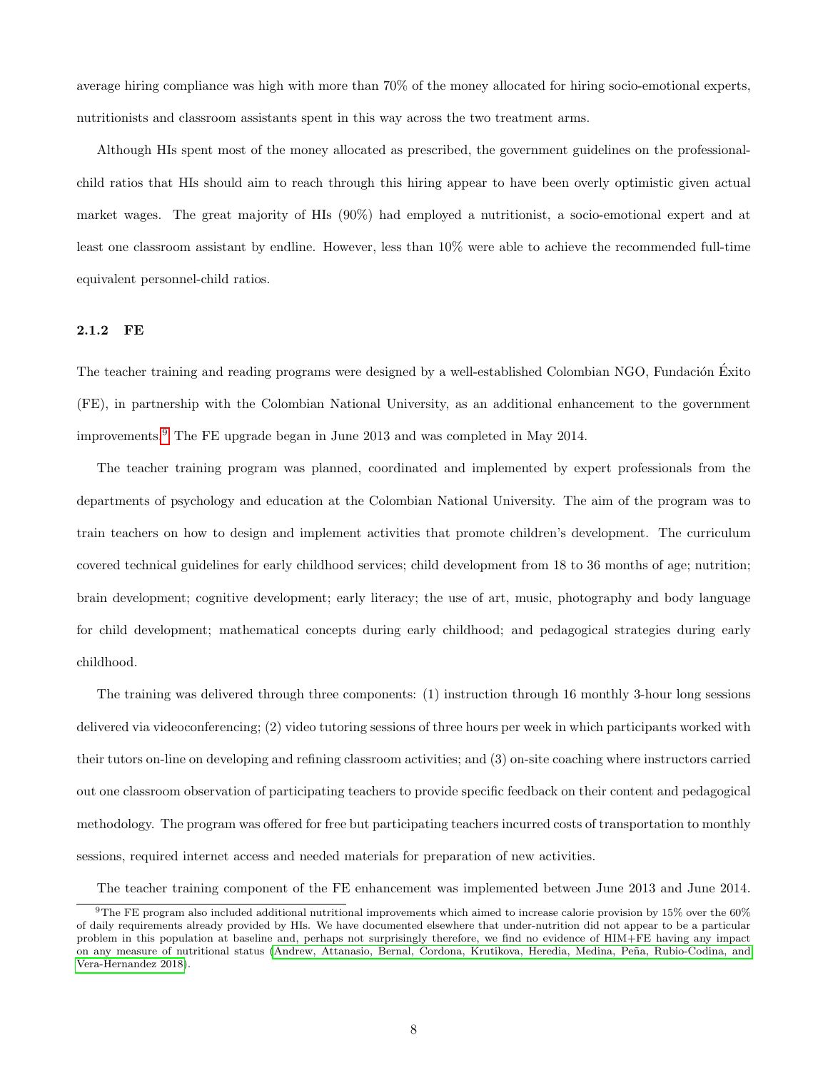average hiring compliance was high with more than 70% of the money allocated for hiring socio-emotional experts, nutritionists and classroom assistants spent in this way across the two treatment arms.

Although HIs spent most of the money allocated as prescribed, the government guidelines on the professional-child ratios that HIs should aim to reach through this hiring appear to have been overly optimistic given actual market wages. The great majority of HIs (90%) had employed a nutritionist, a socio-emotional expert and at least one classroom assistant by endline. However, less than 10% were able to achieve the recommended full-time equivalent personnel-child ratios.

### 2.1.2 FE

The teacher training and reading programs were designed by a well-established Colombian NGO, Fundación Éxito (FE), in partnership with the Colombian National University, as an additional enhancement to the government improvements.[9] The FE upgrade began in June 2013 and was completed in May 2014.

The teacher training program was planned, coordinated and implemented by expert professionals from the departments of psychology and education at the Colombian National University. The aim of the program was to train teachers on how to design and implement activities that promote children's development. The curriculum covered technical guidelines for early childhood services; child development from 18 to 36 months of age; nutrition; brain development; cognitive development; early literacy; the use of art, music, photography and body language for child development; mathematical concepts during early childhood; and pedagogical strategies during early childhood.

The training was delivered through three components: (1) instruction through 16 monthly 3-hour long sessions delivered via videoconferencing; (2) video tutoring sessions of three hours per week in which participants worked with their tutors on-line on developing and refining classroom activities; and (3) on-site coaching where instructors carried out one classroom observation of participating teachers to provide specific feedback on their content and pedagogical methodology. The program was offered for free but participating teachers incurred costs of transportation to monthly sessions, required internet access and needed materials for preparation of new activities.

The teacher training component of the FE enhancement was implemented between June 2013 and June 2014.

[9] The FE program also included additional nutritional improvements which aimed to increase calorie provision by 15% over the 60% of daily requirements already provided by HIs. We have documented elsewhere that under-nutrition did not appear to be a particular problem in this population at baseline and, perhaps not surprisingly therefore, we find no evidence of HIM+FE having any impact on any measure of nutritional status (Andrew, Attanasio, Bernal, Cordona, Krutikova, Heredia, Medina, Peña, Rubio-Codina, and Vera-Hernandez 2018).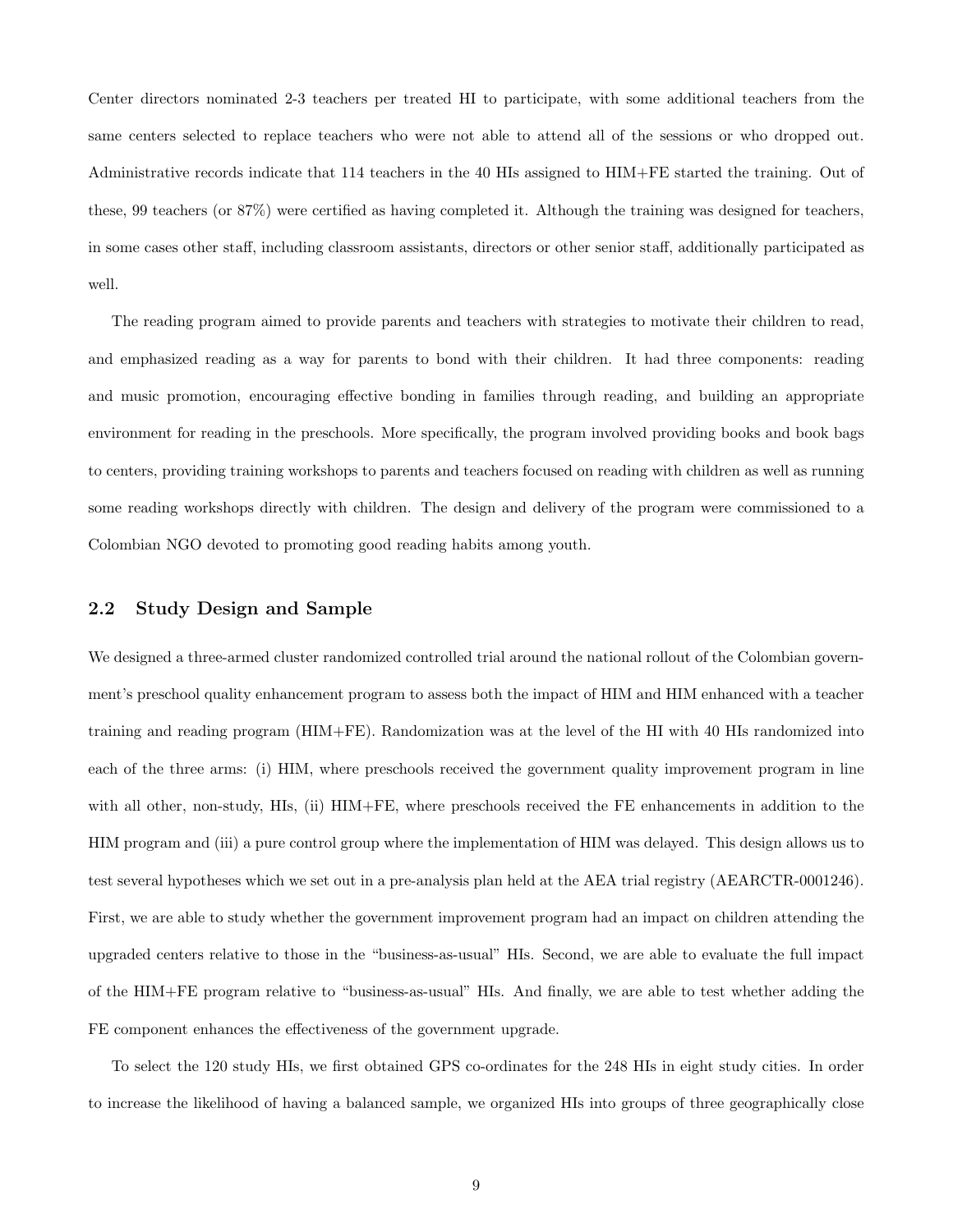Center directors nominated 2-3 teachers per treated HI to participate, with some additional teachers from the same centers selected to replace teachers who were not able to attend all of the sessions or who dropped out. Administrative records indicate that 114 teachers in the 40 HIs assigned to HIM+FE started the training. Out of these, 99 teachers (or 87%) were certified as having completed it. Although the training was designed for teachers, in some cases other staff, including classroom assistants, directors or other senior staff, additionally participated as well.

The reading program aimed to provide parents and teachers with strategies to motivate their children to read, and emphasized reading as a way for parents to bond with their children. It had three components: reading and music promotion, encouraging effective bonding in families through reading, and building an appropriate environment for reading in the preschools. More specifically, the program involved providing books and book bags to centers, providing training workshops to parents and teachers focused on reading with children as well as running some reading workshops directly with children. The design and delivery of the program were commissioned to a Colombian NGO devoted to promoting good reading habits among youth.

## 2.2 Study Design and Sample

We designed a three-armed cluster randomized controlled trial around the national rollout of the Colombian government's preschool quality enhancement program to assess both the impact of HIM and HIM enhanced with a teacher training and reading program (HIM+FE). Randomization was at the level of the HI with 40 HIs randomized into each of the three arms: (i) HIM, where preschools received the government quality improvement program in line with all other, non-study, HIs, (ii) HIM+FE, where preschools received the FE enhancements in addition to the HIM program and (iii) a pure control group where the implementation of HIM was delayed. This design allows us to test several hypotheses which we set out in a pre-analysis plan held at the AEA trial registry (AEARCTR-0001246). First, we are able to study whether the government improvement program had an impact on children attending the upgraded centers relative to those in the "business-as-usual" HIs. Second, we are able to evaluate the full impact of the HIM+FE program relative to "business-as-usual" HIs. And finally, we are able to test whether adding the FE component enhances the effectiveness of the government upgrade.

To select the 120 study HIs, we first obtained GPS co-ordinates for the 248 HIs in eight study cities. In order to increase the likelihood of having a balanced sample, we organized HIs into groups of three geographically close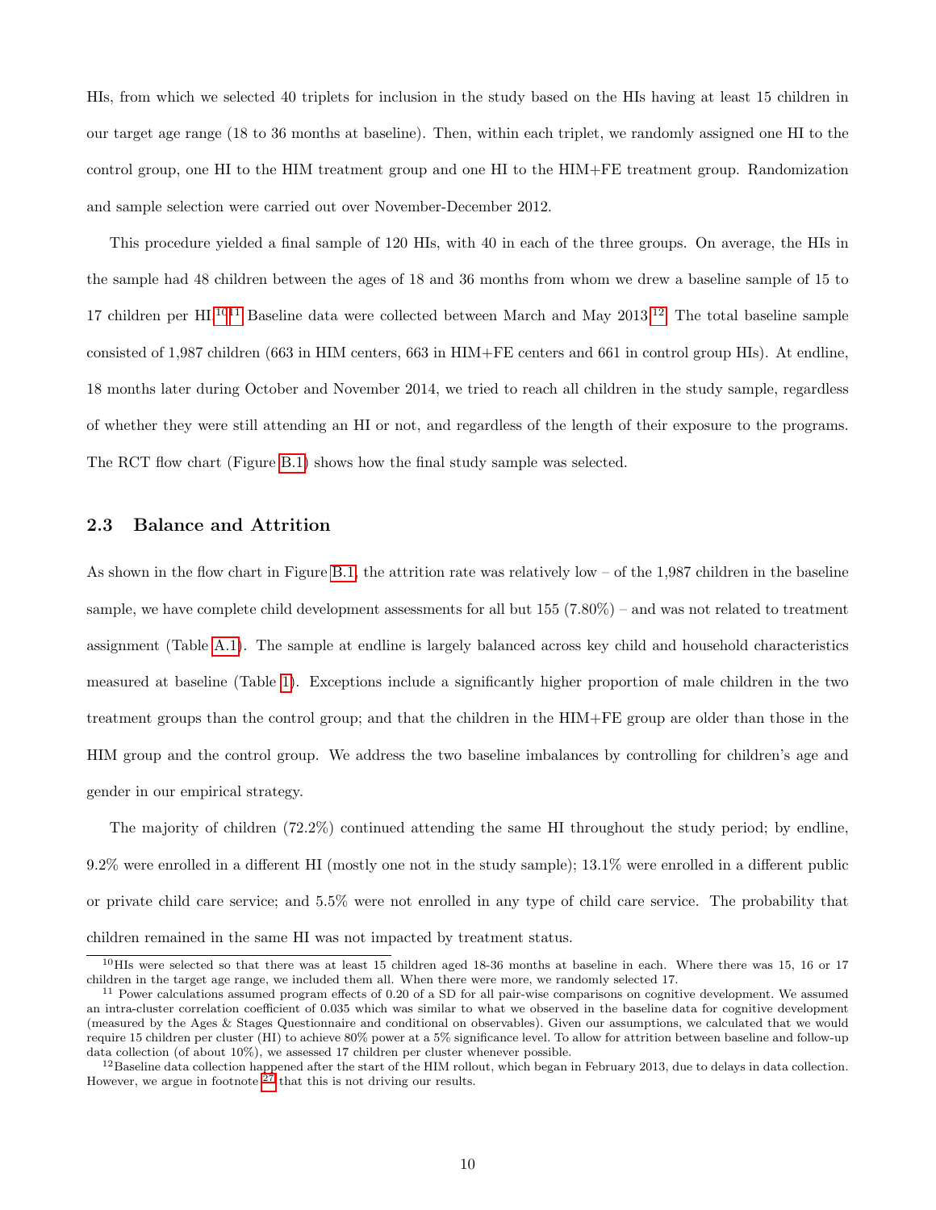HIs, from which we selected 40 triplets for inclusion in the study based on the HIs having at least 15 children in our target age range (18 to 36 months at baseline). Then, within each triplet, we randomly assigned one HI to the control group, one HI to the HIM treatment group and one HI to the HIM+FE treatment group. Randomization and sample selection were carried out over November-December 2012.

This procedure yielded a final sample of 120 HIs, with 40 in each of the three groups. On average, the HIs in the sample had 48 children between the ages of 18 and 36 months from whom we drew a baseline sample of 15 to 17 children per HI.[10][11] Baseline data were collected between March and May 2013.[12] The total baseline sample consisted of 1,987 children (663 in HIM centers, 663 in HIM+FE centers and 661 in control group HIs). At endline, 18 months later during October and November 2014, we tried to reach all children in the study sample, regardless of whether they were still attending an HI or not, and regardless of the length of their exposure to the programs. The RCT flow chart (Figure B.1) shows how the final study sample was selected.

### 2.3 Balance and Attrition

As shown in the flow chart in Figure B.1, the attrition rate was relatively low – of the 1,987 children in the baseline sample, we have complete child development assessments for all but 155 (7.80%) – and was not related to treatment assignment (Table A.1). The sample at endline is largely balanced across key child and household characteristics measured at baseline (Table 1). Exceptions include a significantly higher proportion of male children in the two treatment groups than the control group; and that the children in the HIM+FE group are older than those in the HIM group and the control group. We address the two baseline imbalances by controlling for children's age and gender in our empirical strategy.

The majority of children (72.2%) continued attending the same HI throughout the study period; by endline, 9.2% were enrolled in a different HI (mostly one not in the study sample); 13.1% were enrolled in a different public or private child care service; and 5.5% were not enrolled in any type of child care service. The probability that children remained in the same HI was not impacted by treatment status.

---

[10] HIs were selected so that there was at least 15 children aged 18-36 months at baseline in each. Where there was 15, 16 or 17 children in the target age range, we included them all. When there were more, we randomly selected 17.

[11] Power calculations assumed program effects of 0.20 of a SD for all pair-wise comparisons on cognitive development. We assumed an intra-cluster correlation coefficient of 0.035 which was similar to what we observed in the baseline data for cognitive development (measured by the Ages & Stages Questionnaire and conditional on observables). Given our assumptions, we calculated that we would require 15 children per cluster (HI) to achieve 80% power at a 5% significance level. To allow for attrition between baseline and follow-up data collection (of about 10%), we assessed 17 children per cluster whenever possible.

[12] Baseline data collection happened after the start of the HIM rollout, which began in February 2013, due to delays in data collection. However, we argue in footnote 27 that this is not driving our results.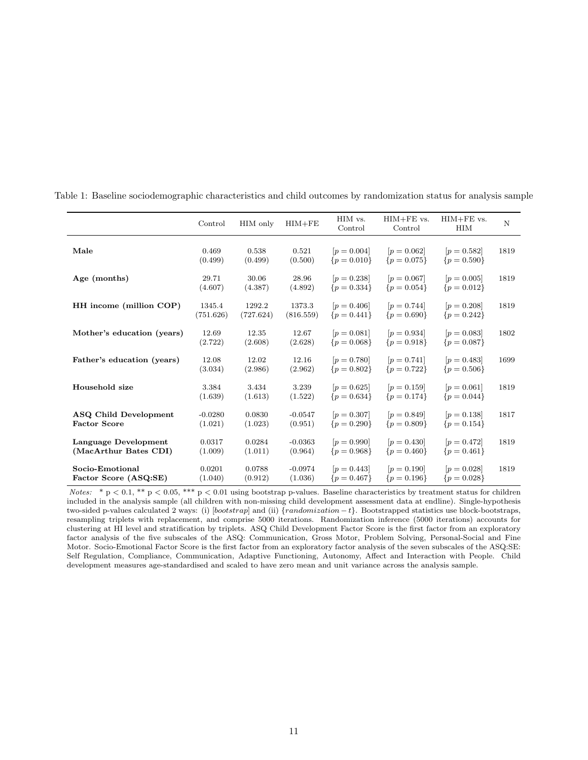Table 1: Baseline sociodemographic characteristics and child outcomes by randomization status for analysis sample

| | Control | HIM only | HIM+FE | HIM vs. Control | HIM+FE vs. Control | HIM+FE vs. HIM | N |
|---|---|---|---|---|---|---|---|
| **Male** | 0.469 | 0.538 | 0.521 | [$p = 0.004$] | [$p = 0.062$] | [$p = 0.582$] | 1819 |
| | (0.499) | (0.499) | (0.500) | {$p = 0.010$} | {$p = 0.075$} | {$p = 0.590$} | |
| **Age (months)** | 29.71 | 30.06 | 28.96 | [$p = 0.238$] | [$p = 0.067$] | [$p = 0.005$] | 1819 |
| | (4.607) | (4.387) | (4.892) | {$p = 0.334$} | {$p = 0.054$} | {$p = 0.012$} | |
| **HH income (million COP)** | 1345.4 | 1292.2 | 1373.3 | [$p = 0.406$] | [$p = 0.744$] | [$p = 0.208$] | 1819 |
| | (751.626) | (727.624) | (816.559) | {$p = 0.441$} | {$p = 0.690$} | {$p = 0.242$} | |
| **Mother's education (years)** | 12.69 | 12.35 | 12.67 | [$p = 0.081$] | [$p = 0.934$] | [$p = 0.083$] | 1802 |
| | (2.722) | (2.608) | (2.628) | {$p = 0.068$} | {$p = 0.918$} | {$p = 0.087$} | |
| **Father's education (years)** | 12.08 | 12.02 | 12.16 | [$p = 0.780$] | [$p = 0.741$] | [$p = 0.483$] | 1699 |
| | (3.034) | (2.986) | (2.962) | {$p = 0.802$} | {$p = 0.722$} | {$p = 0.506$} | |
| **Household size** | 3.384 | 3.434 | 3.239 | [$p = 0.625$] | [$p = 0.159$] | [$p = 0.061$] | 1819 |
| | (1.639) | (1.613) | (1.522) | {$p = 0.634$} | {$p = 0.174$} | {$p = 0.044$} | |
| **ASQ Child Development Factor Score** | -0.0280 | 0.0830 | -0.0547 | [$p = 0.307$] | [$p = 0.849$] | [$p = 0.138$] | 1817 |
| | (1.021) | (1.023) | (0.951) | {$p = 0.290$} | {$p = 0.809$} | {$p = 0.154$} | |
| **Language Development (MacArthur Bates CDI)** | 0.0317 | 0.0284 | -0.0363 | [$p = 0.990$] | [$p = 0.430$] | [$p = 0.472$] | 1819 |
| | (1.009) | (1.011) | (0.964) | {$p = 0.968$} | {$p = 0.460$} | {$p = 0.461$} | |
| **Socio-Emotional Factor Score (ASQ:SE)** | 0.0201 | 0.0788 | -0.0974 | [$p = 0.443$] | [$p = 0.190$] | [$p = 0.028$] | 1819 |
| | (1.040) | (0.912) | (1.036) | {$p = 0.467$} | {$p = 0.196$} | {$p = 0.028$} | |

*Notes:* * $p < 0.1$, ** $p < 0.05$, *** $p < 0.01$ using bootstrap p-values. Baseline characteristics by treatment status for children included in the analysis sample (all children with non-missing child development assessment data at endline). Single-hypothesis two-sided p-values calculated 2 ways: (i) [*bootstrap*] and (ii) {$randomization - t$}. Bootstrapped statistics use block-bootstraps, resampling triplets with replacement, and comprise 5000 iterations. Randomization inference (5000 iterations) accounts for clustering at HI level and stratification by triplets. ASQ Child Development Factor Score is the first factor from an exploratory factor analysis of the five subscales of the ASQ: Communication, Gross Motor, Problem Solving, Personal-Social and Fine Motor. Socio-Emotional Factor Score is the first factor from an exploratory factor analysis of the seven subscales of the ASQ:SE: Self Regulation, Compliance, Communication, Adaptive Functioning, Autonomy, Affect and Interaction with People. Child development measures age-standardised and scaled to have zero mean and unit variance across the analysis sample.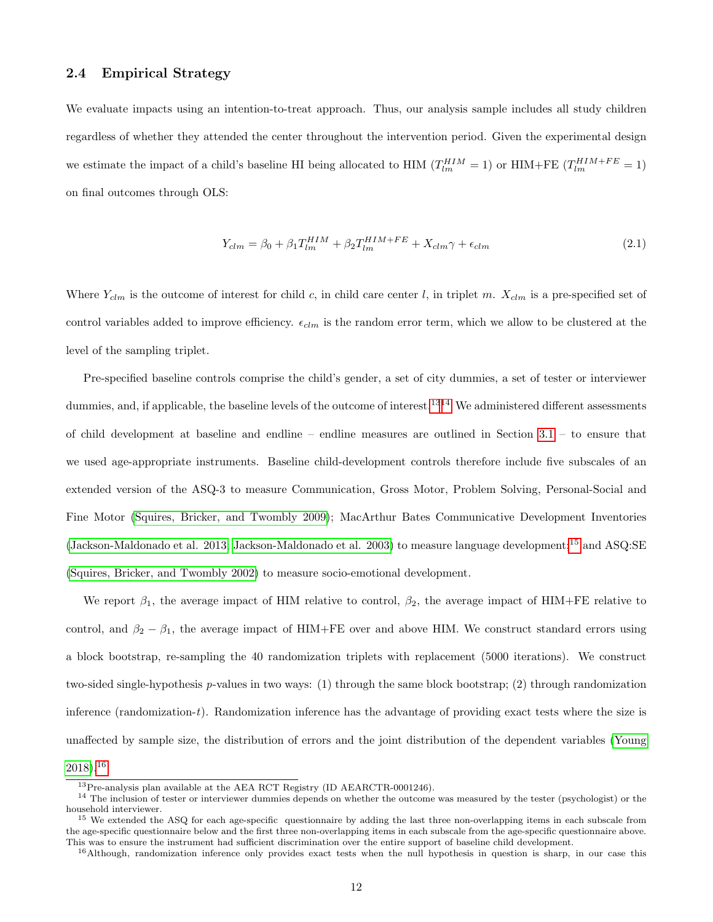### 2.4 Empirical Strategy

We evaluate impacts using an intention-to-treat approach. Thus, our analysis sample includes all study children regardless of whether they attended the center throughout the intervention period. Given the experimental design we estimate the impact of a child's baseline HI being allocated to HIM ($T_{lm}^{HIM} = 1$) or HIM+FE ($T_{lm}^{HIM+FE} = 1$) on final outcomes through OLS:

$$Y_{clm} = \beta_0 + \beta_1 T_{lm}^{HIM} + \beta_2 T_{lm}^{HIM+FE} + X_{clm}\gamma + \epsilon_{clm} \tag{2.1}$$

Where $Y_{clm}$ is the outcome of interest for child $c$, in child care center $l$, in triplet $m$. $X_{clm}$ is a pre-specified set of control variables added to improve efficiency. $\epsilon_{clm}$ is the random error term, which we allow to be clustered at the level of the sampling triplet.

Pre-specified baseline controls comprise the child's gender, a set of city dummies, a set of tester or interviewer dummies, and, if applicable, the baseline levels of the outcome of interest.[13][14] We administered different assessments of child development at baseline and endline – endline measures are outlined in Section 3.1 – to ensure that we used age-appropriate instruments. Baseline child-development controls therefore include five subscales of an extended version of the ASQ-3 to measure Communication, Gross Motor, Problem Solving, Personal-Social and Fine Motor (Squires, Bricker, and Twombly 2009); MacArthur Bates Communicative Development Inventories (Jackson-Maldonado et al. 2013; Jackson-Maldonado et al. 2003) to measure language development;[15] and ASQ:SE (Squires, Bricker, and Twombly 2002) to measure socio-emotional development.

We report $\beta_1$, the average impact of HIM relative to control, $\beta_2$, the average impact of HIM+FE relative to control, and $\beta_2 - \beta_1$, the average impact of HIM+FE over and above HIM. We construct standard errors using a block bootstrap, re-sampling the 40 randomization triplets with replacement (5000 iterations). We construct two-sided single-hypothesis $p$-values in two ways: (1) through the same block bootstrap; (2) through randomization inference (randomization-$t$). Randomization inference has the advantage of providing exact tests where the size is unaffected by sample size, the distribution of errors and the joint distribution of the dependent variables (Young 2018).[16]

[13] Pre-analysis plan available at the AEA RCT Registry (ID AEARCTR-0001246).

[14] The inclusion of tester or interviewer dummies depends on whether the outcome was measured by the tester (psychologist) or the household interviewer.

[15] We extended the ASQ for each age-specific questionnaire by adding the last three non-overlapping items in each subscale from the age-specific questionnaire below and the first three non-overlapping items in each subscale from the age-specific questionnaire above. This was to ensure the instrument had sufficient discrimination over the entire support of baseline child development.

[16] Although, randomization inference only provides exact tests when the null hypothesis in question is sharp, in our case this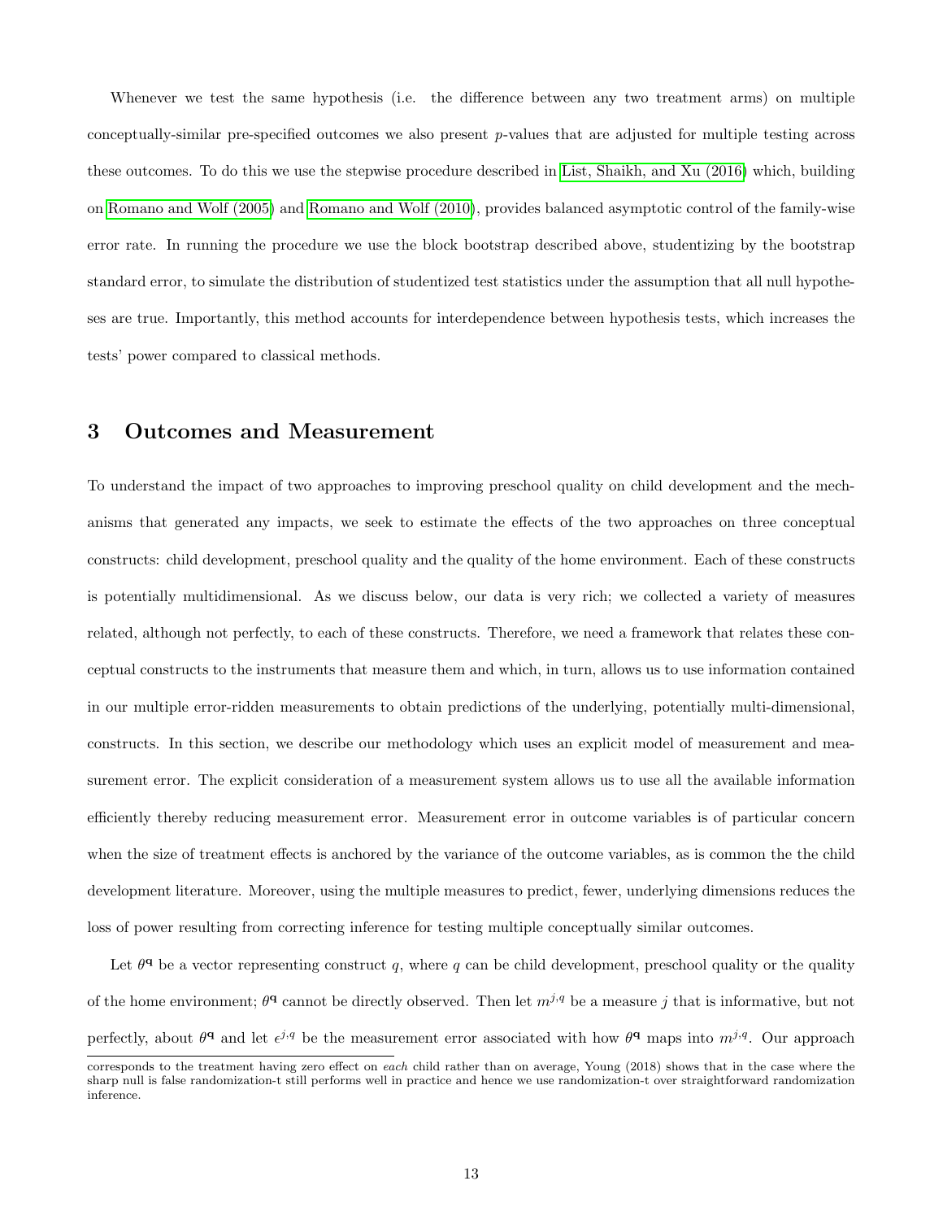Whenever we test the same hypothesis (i.e. the difference between any two treatment arms) on multiple conceptually-similar pre-specified outcomes we also present $p$-values that are adjusted for multiple testing across these outcomes. To do this we use the stepwise procedure described in List, Shaikh, and Xu (2016) which, building on Romano and Wolf (2005) and Romano and Wolf (2010), provides balanced asymptotic control of the family-wise error rate. In running the procedure we use the block bootstrap described above, studentizing by the bootstrap standard error, to simulate the distribution of studentized test statistics under the assumption that all null hypotheses are true. Importantly, this method accounts for interdependence between hypothesis tests, which increases the tests' power compared to classical methods.

## 3 Outcomes and Measurement

To understand the impact of two approaches to improving preschool quality on child development and the mechanisms that generated any impacts, we seek to estimate the effects of the two approaches on three conceptual constructs: child development, preschool quality and the quality of the home environment. Each of these constructs is potentially multidimensional. As we discuss below, our data is very rich; we collected a variety of measures related, although not perfectly, to each of these constructs. Therefore, we need a framework that relates these conceptual constructs to the instruments that measure them and which, in turn, allows us to use information contained in our multiple error-ridden measurements to obtain predictions of the underlying, potentially multi-dimensional, constructs. In this section, we describe our methodology which uses an explicit model of measurement and measurement error. The explicit consideration of a measurement system allows us to use all the available information efficiently thereby reducing measurement error. Measurement error in outcome variables is of particular concern when the size of treatment effects is anchored by the variance of the outcome variables, as is common the the child development literature. Moreover, using the multiple measures to predict, fewer, underlying dimensions reduces the loss of power resulting from correcting inference for testing multiple conceptually similar outcomes.

Let $\theta^{\mathbf{q}}$ be a vector representing construct $q$, where $q$ can be child development, preschool quality or the quality of the home environment; $\theta^{\mathbf{q}}$ cannot be directly observed. Then let $m^{j,q}$ be a measure $j$ that is informative, but not perfectly, about $\theta^{\mathbf{q}}$ and let $\epsilon^{j,q}$ be the measurement error associated with how $\theta^{\mathbf{q}}$ maps into $m^{j,q}$. Our approach

corresponds to the treatment having zero effect on *each* child rather than on average, Young (2018) shows that in the case where the sharp null is false randomization-t still performs well in practice and hence we use randomization-t over straightforward randomization inference.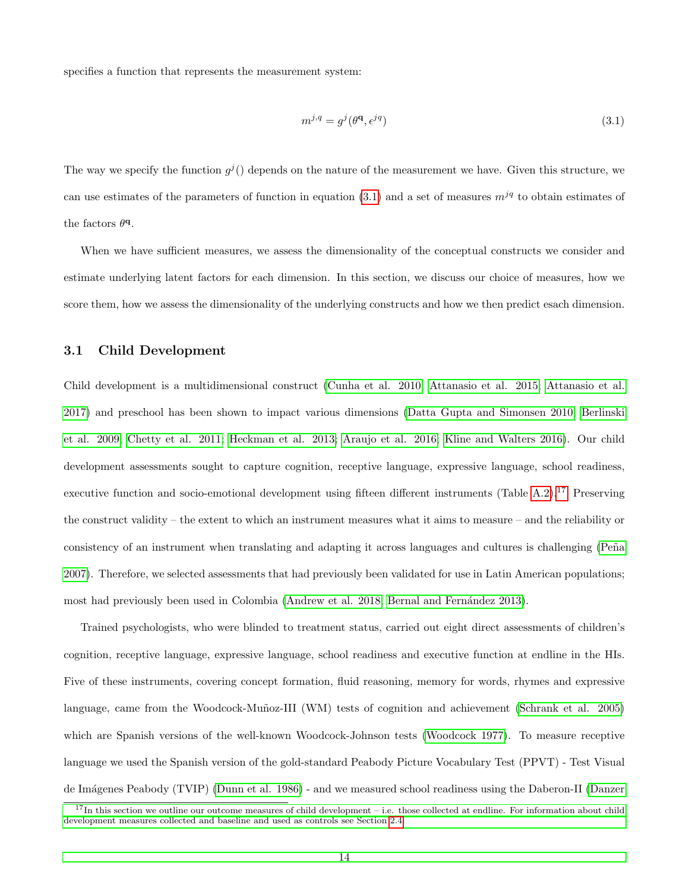specifies a function that represents the measurement system:

$$m^{j,q} = g^j(\theta^{\mathbf{q}}, \epsilon^{jq}) \tag{3.1}$$

The way we specify the function $g^j()$ depends on the nature of the measurement we have. Given this structure, we can use estimates of the parameters of function in equation (3.1) and a set of measures $m^{jq}$ to obtain estimates of the factors $\theta^{\mathbf{q}}$.

When we have sufficient measures, we assess the dimensionality of the conceptual constructs we consider and estimate underlying latent factors for each dimension. In this section, we discuss our choice of measures, how we score them, how we assess the dimensionality of the underlying constructs and how we then predict esach dimension.

## 3.1 Child Development

Child development is a multidimensional construct (Cunha et al. 2010; Attanasio et al. 2015; Attanasio et al. 2017) and preschool has been shown to impact various dimensions (Datta Gupta and Simonsen 2010; Berlinski et al. 2009; Chetty et al. 2011; Heckman et al. 2013; Araujo et al. 2016; Kline and Walters 2016). Our child development assessments sought to capture cognition, receptive language, expressive language, school readiness, executive function and socio-emotional development using fifteen different instruments (Table A.2).[17] Preserving the construct validity – the extent to which an instrument measures what it aims to measure – and the reliability or consistency of an instrument when translating and adapting it across languages and cultures is challenging (Peña 2007). Therefore, we selected assessments that had previously been validated for use in Latin American populations; most had previously been used in Colombia (Andrew et al. 2018; Bernal and Fernández 2013).

Trained psychologists, who were blinded to treatment status, carried out eight direct assessments of children's cognition, receptive language, expressive language, school readiness and executive function at endline in the HIs. Five of these instruments, covering concept formation, fluid reasoning, memory for words, rhymes and expressive language, came from the Woodcock-Muñoz-III (WM) tests of cognition and achievement (Schrank et al. 2005) which are Spanish versions of the well-known Woodcock-Johnson tests (Woodcock 1977). To measure receptive language we used the Spanish version of the gold-standard Peabody Picture Vocabulary Test (PPVT) - Test Visual de Imágenes Peabody (TVIP) (Dunn et al. 1986) - and we measured school readiness using the Daberon-II (Danzer

[17] In this section we outline our outcome measures of child development – i.e. those collected at endline. For information about child development measures collected and baseline and used as controls see Section 2.4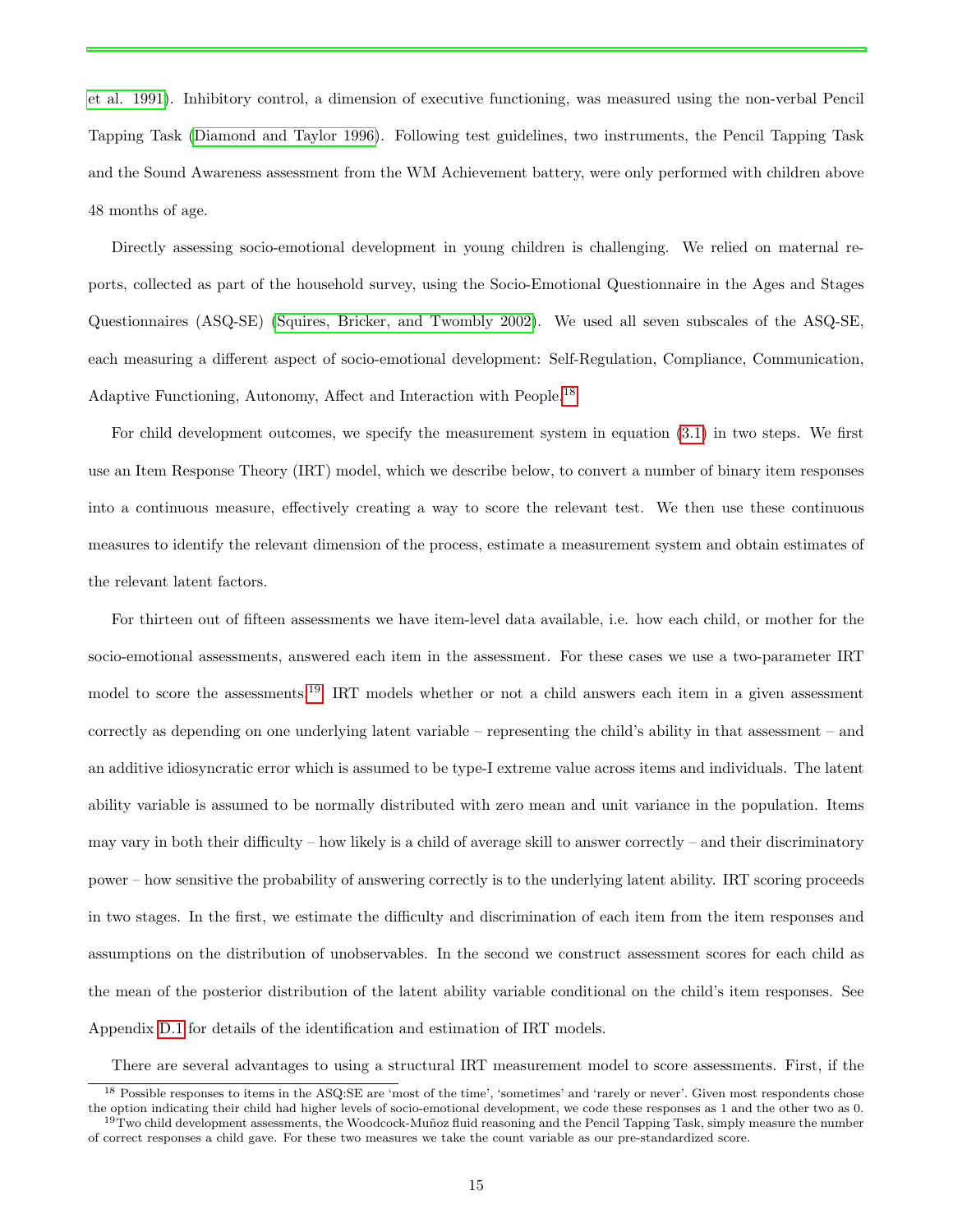et al. 1991). Inhibitory control, a dimension of executive functioning, was measured using the non-verbal Pencil Tapping Task (Diamond and Taylor 1996). Following test guidelines, two instruments, the Pencil Tapping Task and the Sound Awareness assessment from the WM Achievement battery, were only performed with children above 48 months of age.

Directly assessing socio-emotional development in young children is challenging. We relied on maternal reports, collected as part of the household survey, using the Socio-Emotional Questionnaire in the Ages and Stages Questionnaires (ASQ-SE) (Squires, Bricker, and Twombly 2002). We used all seven subscales of the ASQ-SE, each measuring a different aspect of socio-emotional development: Self-Regulation, Compliance, Communication, Adaptive Functioning, Autonomy, Affect and Interaction with People.[18]

For child development outcomes, we specify the measurement system in equation (3.1) in two steps. We first use an Item Response Theory (IRT) model, which we describe below, to convert a number of binary item responses into a continuous measure, effectively creating a way to score the relevant test. We then use these continuous measures to identify the relevant dimension of the process, estimate a measurement system and obtain estimates of the relevant latent factors.

For thirteen out of fifteen assessments we have item-level data available, i.e. how each child, or mother for the socio-emotional assessments, answered each item in the assessment. For these cases we use a two-parameter IRT model to score the assessments.[19] IRT models whether or not a child answers each item in a given assessment correctly as depending on one underlying latent variable – representing the child's ability in that assessment – and an additive idiosyncratic error which is assumed to be type-I extreme value across items and individuals. The latent ability variable is assumed to be normally distributed with zero mean and unit variance in the population. Items may vary in both their difficulty – how likely is a child of average skill to answer correctly – and their discriminatory power – how sensitive the probability of answering correctly is to the underlying latent ability. IRT scoring proceeds in two stages. In the first, we estimate the difficulty and discrimination of each item from the item responses and assumptions on the distribution of unobservables. In the second we construct assessment scores for each child as the mean of the posterior distribution of the latent ability variable conditional on the child's item responses. See Appendix D.1 for details of the identification and estimation of IRT models.

There are several advantages to using a structural IRT measurement model to score assessments. First, if the

[18] Possible responses to items in the ASQ:SE are 'most of the time', 'sometimes' and 'rarely or never'. Given most respondents chose the option indicating their child had higher levels of socio-emotional development, we code these responses as 1 and the other two as 0.

[19] Two child development assessments, the Woodcock-Muñoz fluid reasoning and the Pencil Tapping Task, simply measure the number of correct responses a child gave. For these two measures we take the count variable as our pre-standardized score.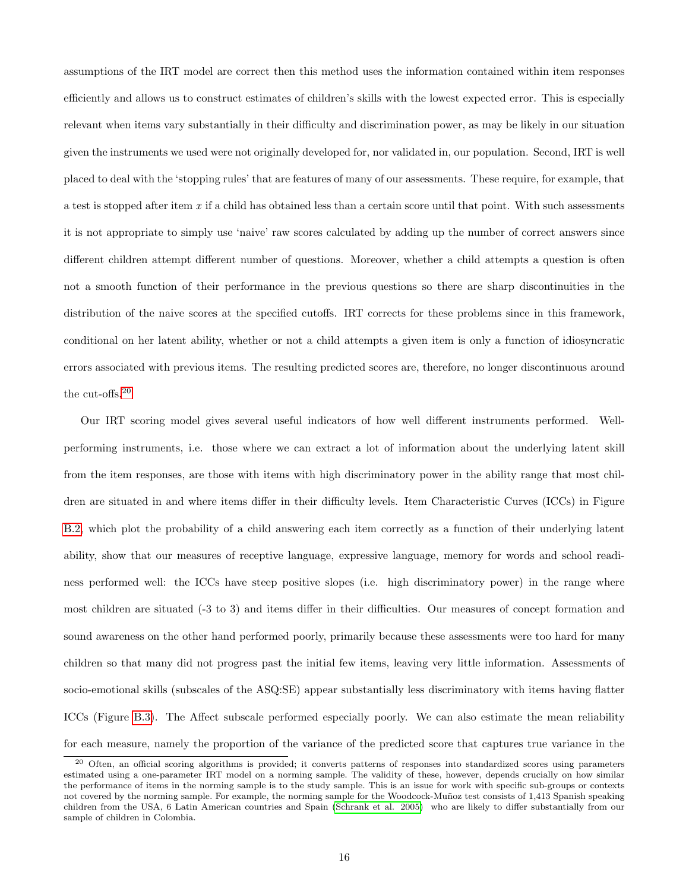assumptions of the IRT model are correct then this method uses the information contained within item responses efficiently and allows us to construct estimates of children's skills with the lowest expected error. This is especially relevant when items vary substantially in their difficulty and discrimination power, as may be likely in our situation given the instruments we used were not originally developed for, nor validated in, our population. Second, IRT is well placed to deal with the 'stopping rules' that are features of many of our assessments. These require, for example, that a test is stopped after item $x$ if a child has obtained less than a certain score until that point. With such assessments it is not appropriate to simply use 'naive' raw scores calculated by adding up the number of correct answers since different children attempt different number of questions. Moreover, whether a child attempts a question is often not a smooth function of their performance in the previous questions so there are sharp discontinuities in the distribution of the naive scores at the specified cutoffs. IRT corrects for these problems since in this framework, conditional on her latent ability, whether or not a child attempts a given item is only a function of idiosyncratic errors associated with previous items. The resulting predicted scores are, therefore, no longer discontinuous around the cut-offs.[20]

Our IRT scoring model gives several useful indicators of how well different instruments performed. Well-performing instruments, i.e. those where we can extract a lot of information about the underlying latent skill from the item responses, are those with items with high discriminatory power in the ability range that most children are situated in and where items differ in their difficulty levels. Item Characteristic Curves (ICCs) in Figure B.2, which plot the probability of a child answering each item correctly as a function of their underlying latent ability, show that our measures of receptive language, expressive language, memory for words and school readiness performed well: the ICCs have steep positive slopes (i.e. high discriminatory power) in the range where most children are situated (-3 to 3) and items differ in their difficulties. Our measures of concept formation and sound awareness on the other hand performed poorly, primarily because these assessments were too hard for many children so that many did not progress past the initial few items, leaving very little information. Assessments of socio-emotional skills (subscales of the ASQ:SE) appear substantially less discriminatory with items having flatter ICCs (Figure B.3). The Affect subscale performed especially poorly. We can also estimate the mean reliability for each measure, namely the proportion of the variance of the predicted score that captures true variance in the

[20] Often, an official scoring algorithms is provided; it converts patterns of responses into standardized scores using parameters estimated using a one-parameter IRT model on a norming sample. The validity of these, however, depends crucially on how similar the performance of items in the norming sample is to the study sample. This is an issue for work with specific sub-groups or contexts not covered by the norming sample. For example, the norming sample for the Woodcock-Muñoz test consists of 1,413 Spanish speaking children from the USA, 6 Latin American countries and Spain (Schrank et al. 2005) who are likely to differ substantially from our sample of children in Colombia.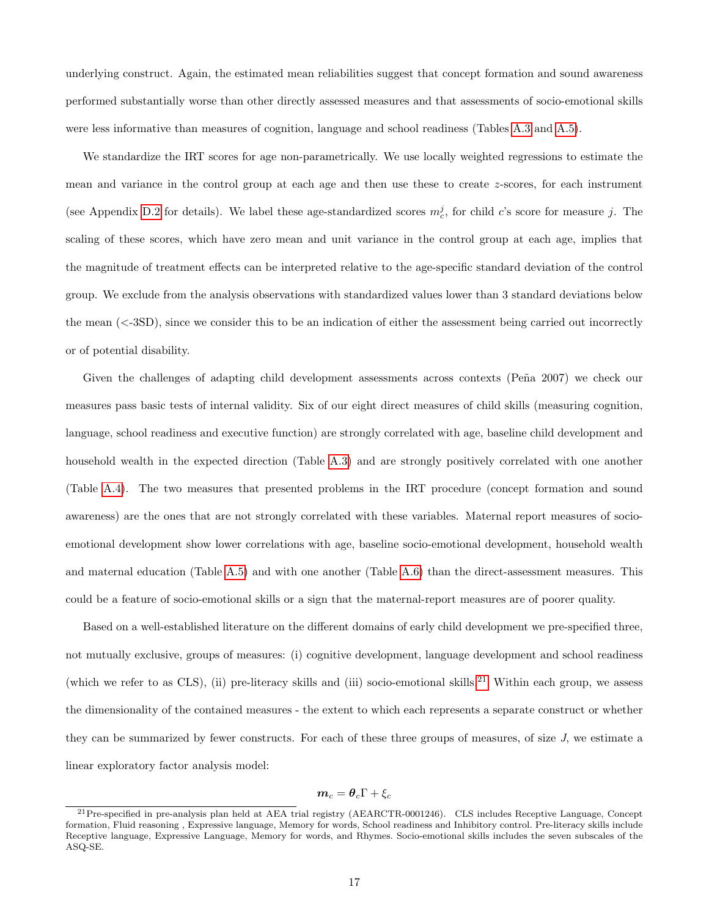underlying construct. Again, the estimated mean reliabilities suggest that concept formation and sound awareness performed substantially worse than other directly assessed measures and that assessments of socio-emotional skills were less informative than measures of cognition, language and school readiness (Tables A.3 and A.5).

We standardize the IRT scores for age non-parametrically. We use locally weighted regressions to estimate the mean and variance in the control group at each age and then use these to create $z$-scores, for each instrument (see Appendix D.2 for details). We label these age-standardized scores $m_c^j$, for child $c$'s score for measure $j$. The scaling of these scores, which have zero mean and unit variance in the control group at each age, implies that the magnitude of treatment effects can be interpreted relative to the age-specific standard deviation of the control group. We exclude from the analysis observations with standardized values lower than 3 standard deviations below the mean (<-3SD), since we consider this to be an indication of either the assessment being carried out incorrectly or of potential disability.

Given the challenges of adapting child development assessments across contexts (Peña 2007) we check our measures pass basic tests of internal validity. Six of our eight direct measures of child skills (measuring cognition, language, school readiness and executive function) are strongly correlated with age, baseline child development and household wealth in the expected direction (Table A.3) and are strongly positively correlated with one another (Table A.4). The two measures that presented problems in the IRT procedure (concept formation and sound awareness) are the ones that are not strongly correlated with these variables. Maternal report measures of socio-emotional development show lower correlations with age, baseline socio-emotional development, household wealth and maternal education (Table A.5) and with one another (Table A.6) than the direct-assessment measures. This could be a feature of socio-emotional skills or a sign that the maternal-report measures are of poorer quality.

Based on a well-established literature on the different domains of early child development we pre-specified three, not mutually exclusive, groups of measures: (i) cognitive development, language development and school readiness (which we refer to as CLS), (ii) pre-literacy skills and (iii) socio-emotional skills.[21] Within each group, we assess the dimensionality of the contained measures - the extent to which each represents a separate construct or whether they can be summarized by fewer constructs. For each of these three groups of measures, of size $J$, we estimate a linear exploratory factor analysis model:

$$\boldsymbol{m}_c = \boldsymbol{\theta}_c \Gamma + \xi_c$$

[21] Pre-specified in pre-analysis plan held at AEA trial registry (AEARCTR-0001246). CLS includes Receptive Language, Concept formation, Fluid reasoning , Expressive language, Memory for words, School readiness and Inhibitory control. Pre-literacy skills include Receptive language, Expressive Language, Memory for words, and Rhymes. Socio-emotional skills includes the seven subscales of the ASQ-SE.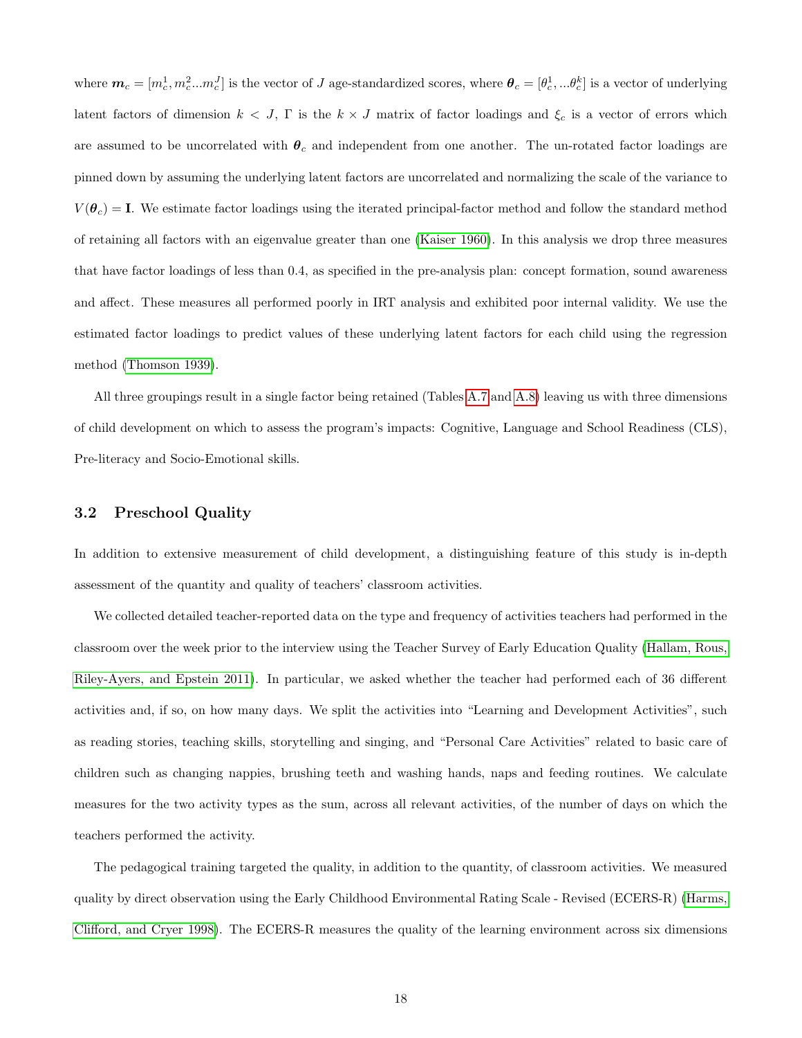where $\boldsymbol{m}_c = [m_c^1, m_c^2 ... m_c^J]$ is the vector of $J$ age-standardized scores, where $\boldsymbol{\theta}_c = [\theta_c^1, ... \theta_c^k]$ is a vector of underlying latent factors of dimension $k < J$, $\Gamma$ is the $k \times J$ matrix of factor loadings and $\xi_c$ is a vector of errors which are assumed to be uncorrelated with $\boldsymbol{\theta}_c$ and independent from one another. The un-rotated factor loadings are pinned down by assuming the underlying latent factors are uncorrelated and normalizing the scale of the variance to $V(\boldsymbol{\theta}_c) = \mathbf{I}$. We estimate factor loadings using the iterated principal-factor method and follow the standard method of retaining all factors with an eigenvalue greater than one (Kaiser 1960). In this analysis we drop three measures that have factor loadings of less than 0.4, as specified in the pre-analysis plan: concept formation, sound awareness and affect. These measures all performed poorly in IRT analysis and exhibited poor internal validity. We use the estimated factor loadings to predict values of these underlying latent factors for each child using the regression method (Thomson 1939).

All three groupings result in a single factor being retained (Tables A.7 and A.8) leaving us with three dimensions of child development on which to assess the program's impacts: Cognitive, Language and School Readiness (CLS), Pre-literacy and Socio-Emotional skills.

### 3.2 Preschool Quality

In addition to extensive measurement of child development, a distinguishing feature of this study is in-depth assessment of the quantity and quality of teachers' classroom activities.

We collected detailed teacher-reported data on the type and frequency of activities teachers had performed in the classroom over the week prior to the interview using the Teacher Survey of Early Education Quality (Hallam, Rous, Riley-Ayers, and Epstein 2011). In particular, we asked whether the teacher had performed each of 36 different activities and, if so, on how many days. We split the activities into "Learning and Development Activities", such as reading stories, teaching skills, storytelling and singing, and "Personal Care Activities" related to basic care of children such as changing nappies, brushing teeth and washing hands, naps and feeding routines. We calculate measures for the two activity types as the sum, across all relevant activities, of the number of days on which the teachers performed the activity.

The pedagogical training targeted the quality, in addition to the quantity, of classroom activities. We measured quality by direct observation using the Early Childhood Environmental Rating Scale - Revised (ECERS-R) (Harms, Clifford, and Cryer 1998). The ECERS-R measures the quality of the learning environment across six dimensions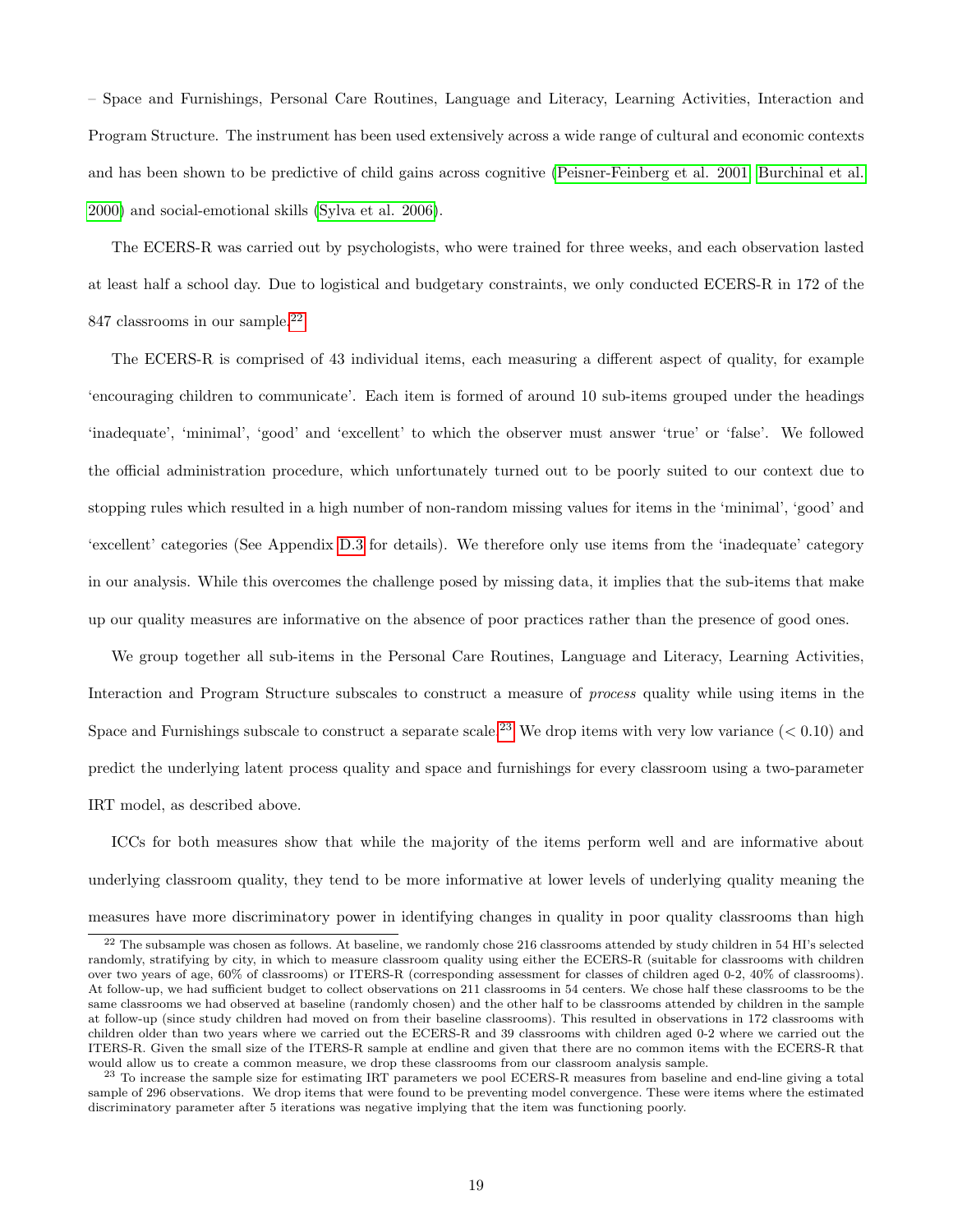– Space and Furnishings, Personal Care Routines, Language and Literacy, Learning Activities, Interaction and Program Structure. The instrument has been used extensively across a wide range of cultural and economic contexts and has been shown to be predictive of child gains across cognitive (Peisner-Feinberg et al. 2001, Burchinal et al. 2000) and social-emotional skills (Sylva et al. 2006).

The ECERS-R was carried out by psychologists, who were trained for three weeks, and each observation lasted at least half a school day. Due to logistical and budgetary constraints, we only conducted ECERS-R in 172 of the 847 classrooms in our sample.[22]

The ECERS-R is comprised of 43 individual items, each measuring a different aspect of quality, for example 'encouraging children to communicate'. Each item is formed of around 10 sub-items grouped under the headings 'inadequate', 'minimal', 'good' and 'excellent' to which the observer must answer 'true' or 'false'. We followed the official administration procedure, which unfortunately turned out to be poorly suited to our context due to stopping rules which resulted in a high number of non-random missing values for items in the 'minimal', 'good' and 'excellent' categories (See Appendix D.3 for details). We therefore only use items from the 'inadequate' category in our analysis. While this overcomes the challenge posed by missing data, it implies that the sub-items that make up our quality measures are informative on the absence of poor practices rather than the presence of good ones.

We group together all sub-items in the Personal Care Routines, Language and Literacy, Learning Activities, Interaction and Program Structure subscales to construct a measure of *process* quality while using items in the Space and Furnishings subscale to construct a separate scale.[23] We drop items with very low variance ($< 0.10$) and predict the underlying latent process quality and space and furnishings for every classroom using a two-parameter IRT model, as described above.

ICCs for both measures show that while the majority of the items perform well and are informative about underlying classroom quality, they tend to be more informative at lower levels of underlying quality meaning the measures have more discriminatory power in identifying changes in quality in poor quality classrooms than high

[22] The subsample was chosen as follows. At baseline, we randomly chose 216 classrooms attended by study children in 54 HI's selected randomly, stratifying by city, in which to measure classroom quality using either the ECERS-R (suitable for classrooms with children over two years of age, 60% of classrooms) or ITERS-R (corresponding assessment for classes of children aged 0-2, 40% of classrooms). At follow-up, we had sufficient budget to collect observations on 211 classrooms in 54 centers. We chose half these classrooms to be the same classrooms we had observed at baseline (randomly chosen) and the other half to be classrooms attended by children in the sample at follow-up (since study children had moved on from their baseline classrooms). This resulted in observations in 172 classrooms with children older than two years where we carried out the ECERS-R and 39 classrooms with children aged 0-2 where we carried out the ITERS-R. Given the small size of the ITERS-R sample at endline and given that there are no common items with the ECERS-R that would allow us to create a common measure, we drop these classrooms from our classroom analysis sample.

[23] To increase the sample size for estimating IRT parameters we pool ECERS-R measures from baseline and end-line giving a total sample of 296 observations. We drop items that were found to be preventing model convergence. These were items where the estimated discriminatory parameter after 5 iterations was negative implying that the item was functioning poorly.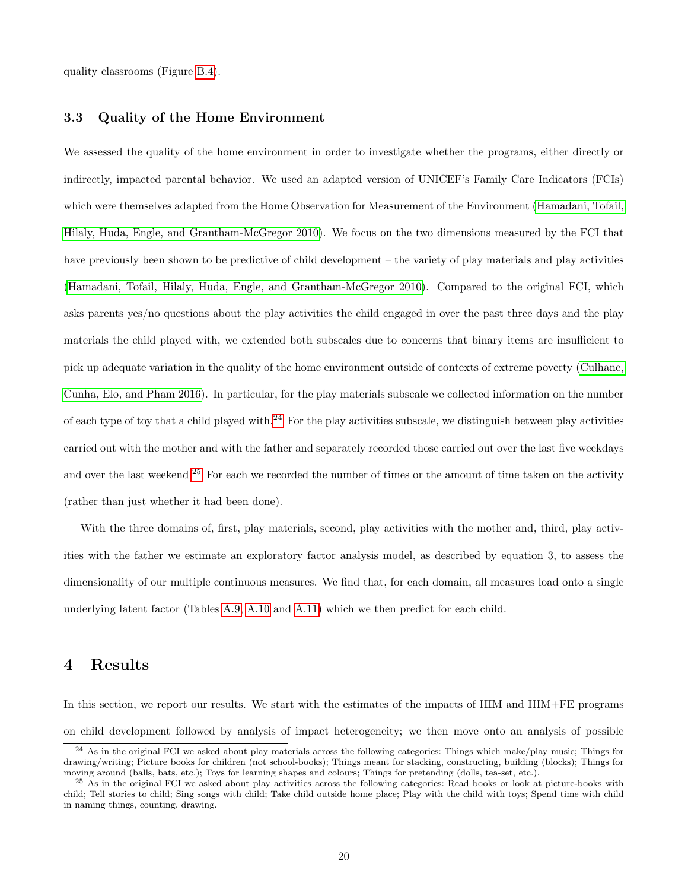quality classrooms (Figure B.4).

### 3.3 Quality of the Home Environment

We assessed the quality of the home environment in order to investigate whether the programs, either directly or indirectly, impacted parental behavior. We used an adapted version of UNICEF's Family Care Indicators (FCIs) which were themselves adapted from the Home Observation for Measurement of the Environment (Hamadani, Tofail, Hilaly, Huda, Engle, and Grantham-McGregor 2010). We focus on the two dimensions measured by the FCI that have previously been shown to be predictive of child development – the variety of play materials and play activities (Hamadani, Tofail, Hilaly, Huda, Engle, and Grantham-McGregor 2010). Compared to the original FCI, which asks parents yes/no questions about the play activities the child engaged in over the past three days and the play materials the child played with, we extended both subscales due to concerns that binary items are insufficient to pick up adequate variation in the quality of the home environment outside of contexts of extreme poverty (Culhane, Cunha, Elo, and Pham 2016). In particular, for the play materials subscale we collected information on the number of each type of toy that a child played with.[24] For the play activities subscale, we distinguish between play activities carried out with the mother and with the father and separately recorded those carried out over the last five weekdays and over the last weekend.[25] For each we recorded the number of times or the amount of time taken on the activity (rather than just whether it had been done).

With the three domains of, first, play materials, second, play activities with the mother and, third, play activities with the father we estimate an exploratory factor analysis model, as described by equation 3, to assess the dimensionality of our multiple continuous measures. We find that, for each domain, all measures load onto a single underlying latent factor (Tables A.9, A.10 and A.11) which we then predict for each child.

## 4 Results

In this section, we report our results. We start with the estimates of the impacts of HIM and HIM+FE programs on child development followed by analysis of impact heterogeneity; we then move onto an analysis of possible

[24] As in the original FCI we asked about play materials across the following categories: Things which make/play music; Things for drawing/writing; Picture books for children (not school-books); Things meant for stacking, constructing, building (blocks); Things for moving around (balls, bats, etc.); Toys for learning shapes and colours; Things for pretending (dolls, tea-set, etc.).

[25] As in the original FCI we asked about play activities across the following categories: Read books or look at picture-books with child; Tell stories to child; Sing songs with child; Take child outside home place; Play with the child with toys; Spend time with child in naming things, counting, drawing.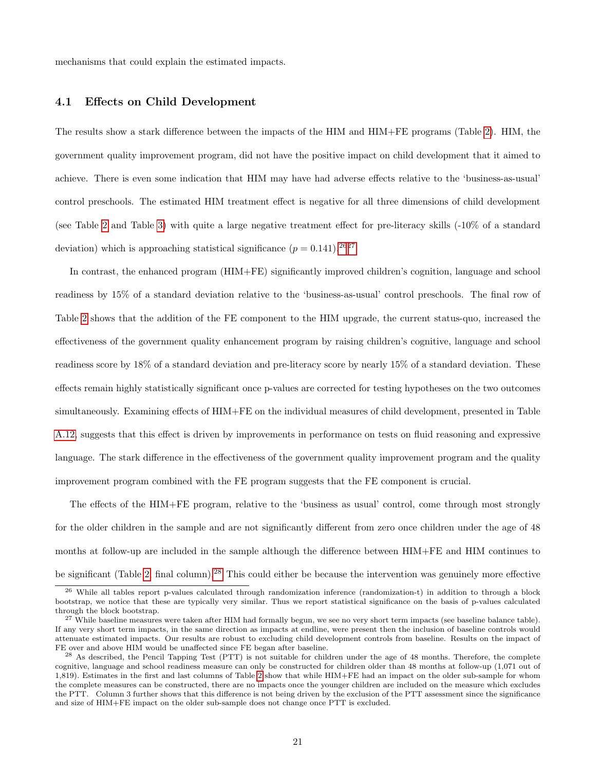mechanisms that could explain the estimated impacts.

### 4.1 Effects on Child Development

The results show a stark difference between the impacts of the HIM and HIM+FE programs (Table 2). HIM, the government quality improvement program, did not have the positive impact on child development that it aimed to achieve. There is even some indication that HIM may have had adverse effects relative to the 'business-as-usual' control preschools. The estimated HIM treatment effect is negative for all three dimensions of child development (see Table 2 and Table 3) with quite a large negative treatment effect for pre-literacy skills (-10% of a standard deviation) which is approaching statistical significance ($p = 0.141$).[26][27]

In contrast, the enhanced program (HIM+FE) significantly improved children's cognition, language and school readiness by 15% of a standard deviation relative to the 'business-as-usual' control preschools. The final row of Table 2 shows that the addition of the FE component to the HIM upgrade, the current status-quo, increased the effectiveness of the government quality enhancement program by raising children's cognitive, language and school readiness score by 18% of a standard deviation and pre-literacy score by nearly 15% of a standard deviation. These effects remain highly statistically significant once p-values are corrected for testing hypotheses on the two outcomes simultaneously. Examining effects of HIM+FE on the individual measures of child development, presented in Table A.12, suggests that this effect is driven by improvements in performance on tests on fluid reasoning and expressive language. The stark difference in the effectiveness of the government quality improvement program and the quality improvement program combined with the FE program suggests that the FE component is crucial.

The effects of the HIM+FE program, relative to the 'business as usual' control, come through most strongly for the older children in the sample and are not significantly different from zero once children under the age of 48 months at follow-up are included in the sample although the difference between HIM+FE and HIM continues to be significant (Table 2, final column).[28] This could either be because the intervention was genuinely more effective

[26] While all tables report p-values calculated through randomization inference (randomization-t) in addition to through a block bootstrap, we notice that these are typically very similar. Thus we report statistical significance on the basis of p-values calculated through the block bootstrap.

[27] While baseline measures were taken after HIM had formally begun, we see no very short term impacts (see baseline balance table). If any very short term impacts, in the same direction as impacts at endline, were present then the inclusion of baseline controls would attenuate estimated impacts. Our results are robust to excluding child development controls from baseline. Results on the impact of FE over and above HIM would be unaffected since FE began after baseline.

[28] As described, the Pencil Tapping Test (PTT) is not suitable for children under the age of 48 months. Therefore, the complete cognitive, language and school readiness measure can only be constructed for children older than 48 months at follow-up (1,071 out of 1,819). Estimates in the first and last columns of Table 2 show that while HIM+FE had an impact on the older sub-sample for whom the complete measures can be constructed, there are no impacts once the younger children are included on the measure which excludes the PTT. Column 3 further shows that this difference is not being driven by the exclusion of the PTT assessment since the significance and size of HIM+FE impact on the older sub-sample does not change once PTT is excluded.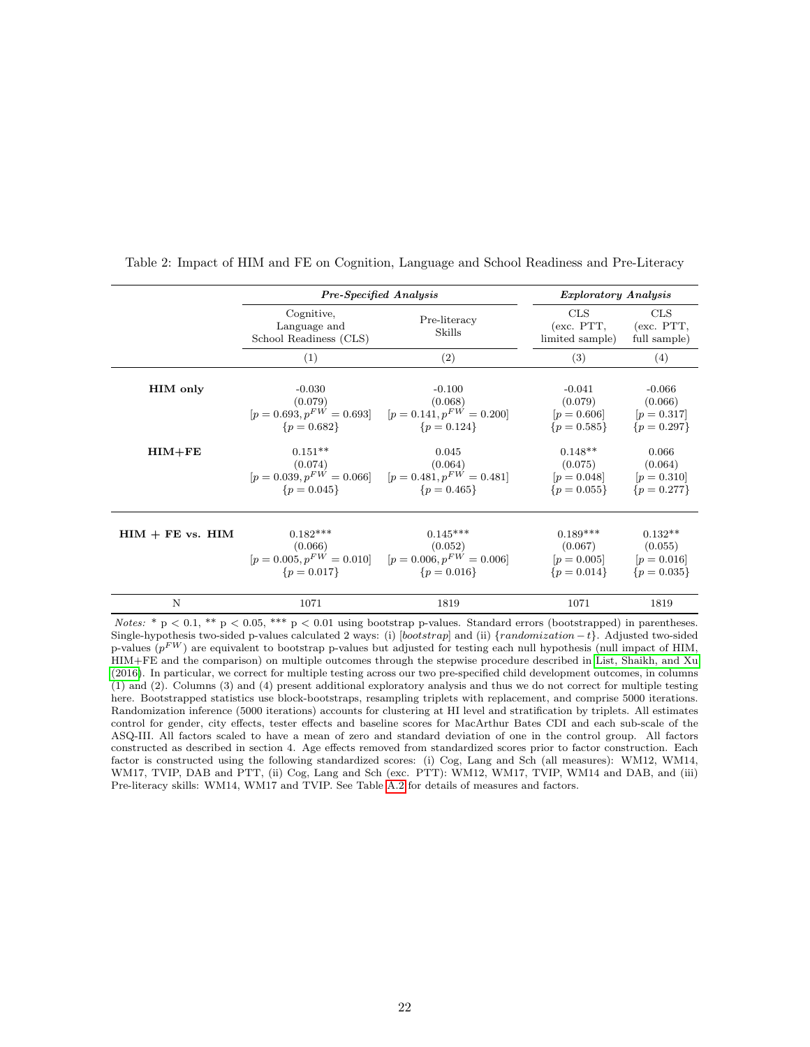Table 2: Impact of HIM and FE on Cognition, Language and School Readiness and Pre-Literacy

| | *Pre-Specified Analysis* | | *Exploratory Analysis* | |
|---|---|---|---|---|
| | Cognitive, Language and School Readiness (CLS) | Pre-literacy Skills | CLS (exc. PTT, limited sample) | CLS (exc. PTT, full sample) |
| | (1) | (2) | (3) | (4) |
| **HIM only** | -0.030 | -0.100 | -0.041 | -0.066 |
| | (0.079) | (0.068) | (0.079) | (0.066) |
| | $[p = 0.693, p^{FW} = 0.693]$ | $[p = 0.141, p^{FW} = 0.200]$ | $[p = 0.606]$ | $[p = 0.317]$ |
| | $\{p = 0.682\}$ | $\{p = 0.124\}$ | $\{p = 0.585\}$ | $\{p = 0.297\}$ |
| **HIM+FE** | 0.151** | 0.045 | 0.148** | 0.066 |
| | (0.074) | (0.064) | (0.075) | (0.064) |
| | $[p = 0.039, p^{FW} = 0.066]$ | $[p = 0.481, p^{FW} = 0.481]$ | $[p = 0.048]$ | $[p = 0.310]$ |
| | $\{p = 0.045\}$ | $\{p = 0.465\}$ | $\{p = 0.055\}$ | $\{p = 0.277\}$ |
| **HIM + FE vs. HIM** | 0.182*** | 0.145*** | 0.189*** | 0.132** |
| | (0.066) | (0.052) | (0.067) | (0.055) |
| | $[p = 0.005, p^{FW} = 0.010]$ | $[p = 0.006, p^{FW} = 0.006]$ | $[p = 0.005]$ | $[p = 0.016]$ |
| | $\{p = 0.017\}$ | $\{p = 0.016\}$ | $\{p = 0.014\}$ | $\{p = 0.035\}$ |
| N | 1071 | 1819 | 1071 | 1819 |

*Notes:* * p < 0.1, ** p < 0.05, *** p < 0.01 using bootstrap p-values. Standard errors (bootstrapped) in parentheses. Single-hypothesis two-sided p-values calculated 2 ways: (i) [*bootstrap*] and (ii) {*randomization − t*}. Adjusted two-sided p-values ($p^{FW}$) are equivalent to bootstrap p-values but adjusted for testing each null hypothesis (null impact of HIM, HIM+FE and the comparison) on multiple outcomes through the stepwise procedure described in List, Shaikh, and Xu (2016). In particular, we correct for multiple testing across our two pre-specified child development outcomes, in columns (1) and (2). Columns (3) and (4) present additional exploratory analysis and thus we do not correct for multiple testing here. Bootstrapped statistics use block-bootstraps, resampling triplets with replacement, and comprise 5000 iterations. Randomization inference (5000 iterations) accounts for clustering at HI level and stratification by triplets. All estimates control for gender, city effects, tester effects and baseline scores for MacArthur Bates CDI and each sub-scale of the ASQ-III. All factors scaled to have a mean of zero and standard deviation of one in the control group. All factors constructed as described in section 4. Age effects removed from standardized scores prior to factor construction. Each factor is constructed using the following standardized scores: (i) Cog, Lang and Sch (all measures): WM12, WM14, WM17, TVIP, DAB and PTT, (ii) Cog, Lang and Sch (exc. PTT): WM12, WM17, TVIP, WM14 and DAB, and (iii) Pre-literacy skills: WM14, WM17 and TVIP. See Table A.2 for details of measures and factors.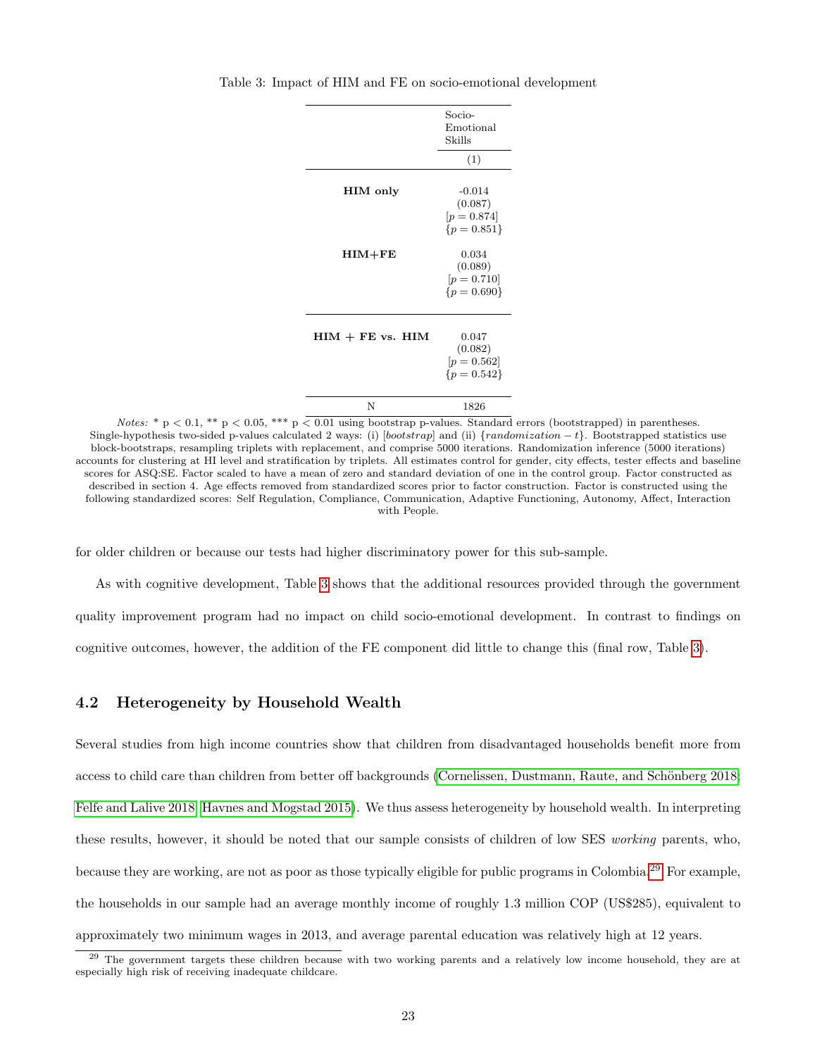Table 3: Impact of HIM and FE on socio-emotional development

| | Socio-Emotional Skills |
|---|---|
| | (1) |
| **HIM only** | -0.014 |
| | (0.087) |
| | [$p = 0.874$] |
| | {$p = 0.851$} |
| **HIM+FE** | 0.034 |
| | (0.089) |
| | [$p = 0.710$] |
| | {$p = 0.690$} |
| **HIM + FE vs. HIM** | 0.047 |
| | (0.082) |
| | [$p = 0.562$] |
| | {$p = 0.542$} |
| N | 1826 |

*Notes:* * p < 0.1, ** p < 0.05, *** p < 0.01 using bootstrap p-values. Standard errors (bootstrapped) in parentheses. Single-hypothesis two-sided p-values calculated 2 ways: (i) [*bootstrap*] and (ii) {*randomization − t*}. Bootstrapped statistics use block-bootstraps, resampling triplets with replacement, and comprise 5000 iterations. Randomization inference (5000 iterations) accounts for clustering at HI level and stratification by triplets. All estimates control for gender, city effects, tester effects and baseline scores for ASQ:SE. Factor scaled to have a mean of zero and standard deviation of one in the control group. Factor constructed as described in section 4. Age effects removed from standardized scores prior to factor construction. Factor is constructed using the following standardized scores: Self Regulation, Compliance, Communication, Adaptive Functioning, Autonomy, Affect, Interaction with People.

for older children or because our tests had higher discriminatory power for this sub-sample.

As with cognitive development, Table 3 shows that the additional resources provided through the government quality improvement program had no impact on child socio-emotional development. In contrast to findings on cognitive outcomes, however, the addition of the FE component did little to change this (final row, Table 3).

### 4.2 Heterogeneity by Household Wealth

Several studies from high income countries show that children from disadvantaged households benefit more from access to child care than children from better off backgrounds (Cornelissen, Dustmann, Raute, and Schönberg 2018; Felfe and Lalive 2018; Havnes and Mogstad 2015). We thus assess heterogeneity by household wealth. In interpreting these results, however, it should be noted that our sample consists of children of low SES *working* parents, who, because they are working, are not as poor as those typically eligible for public programs in Colombia.[29] For example, the households in our sample had an average monthly income of roughly 1.3 million COP (US$285), equivalent to approximately two minimum wages in 2013, and average parental education was relatively high at 12 years.

[29] The government targets these children because with two working parents and a relatively low income household, they are at especially high risk of receiving inadequate childcare.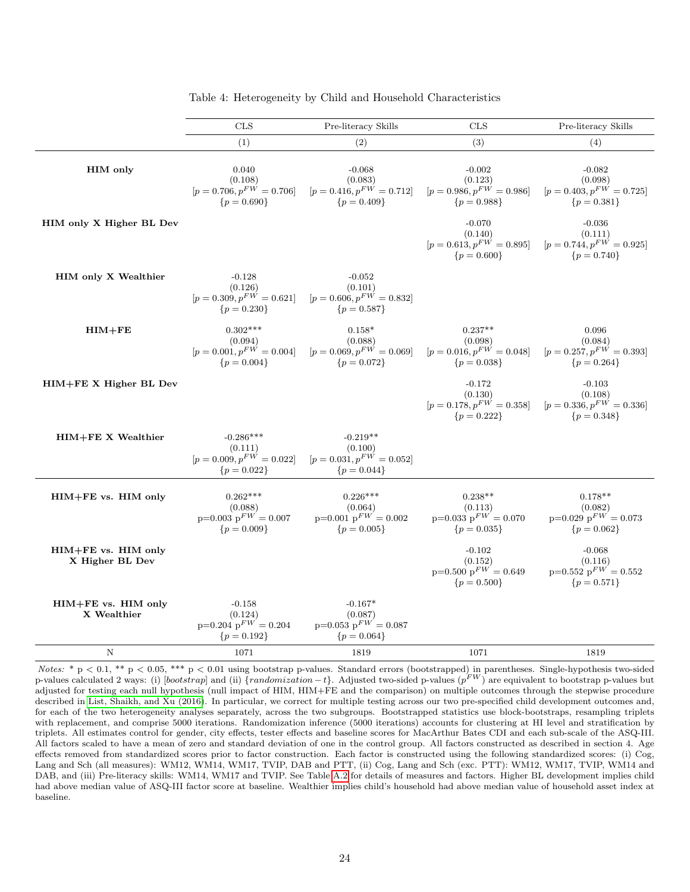Table 4: Heterogeneity by Child and Household Characteristics

| | CLS | Pre-literacy Skills | CLS | Pre-literacy Skills |
|---|---|---|---|---|
| | (1) | (2) | (3) | (4) |
| **HIM only** | 0.040<br>(0.108)<br>[$p = 0.706, p^{FW} = 0.706$]<br>{$p = 0.690$} | -0.068<br>(0.083)<br>[$p = 0.416, p^{FW} = 0.712$]<br>{$p = 0.409$} | -0.002<br>(0.123)<br>[$p = 0.986, p^{FW} = 0.986$]<br>{$p = 0.988$} | -0.082<br>(0.098)<br>[$p = 0.403, p^{FW} = 0.725$]<br>{$p = 0.381$} |
| **HIM only X Higher BL Dev** | | | -0.070<br>(0.140)<br>[$p = 0.613, p^{FW} = 0.895$]<br>{$p = 0.600$} | -0.036<br>(0.111)<br>[$p = 0.744, p^{FW} = 0.925$]<br>{$p = 0.740$} |
| **HIM only X Wealthier** | -0.128<br>(0.126)<br>[$p = 0.309, p^{FW} = 0.621$]<br>{$p = 0.230$} | -0.052<br>(0.101)<br>[$p = 0.606, p^{FW} = 0.832$]<br>{$p = 0.587$} | | |
| **HIM+FE** | 0.302***<br>(0.094)<br>[$p = 0.001, p^{FW} = 0.004$]<br>{$p = 0.004$} | 0.158*<br>(0.088)<br>[$p = 0.069, p^{FW} = 0.069$]<br>{$p = 0.072$} | 0.237**<br>(0.098)<br>[$p = 0.016, p^{FW} = 0.048$]<br>{$p = 0.038$} | 0.096<br>(0.084)<br>[$p = 0.257, p^{FW} = 0.393$]<br>{$p = 0.264$} |
| **HIM+FE X Higher BL Dev** | | | -0.172<br>(0.130)<br>[$p = 0.178, p^{FW} = 0.358$]<br>{$p = 0.222$} | -0.103<br>(0.108)<br>[$p = 0.336, p^{FW} = 0.336$]<br>{$p = 0.348$} |
| **HIM+FE X Wealthier** | -0.286***<br>(0.111)<br>[$p = 0.009, p^{FW} = 0.022$]<br>{$p = 0.022$} | -0.219**<br>(0.100)<br>[$p = 0.031, p^{FW} = 0.052$]<br>{$p = 0.044$} | | |
| **HIM+FE vs. HIM only** | 0.262***<br>(0.088)<br>p=0.003 $p^{FW} = 0.007$<br>{$p = 0.009$} | 0.226***<br>(0.064)<br>p=0.001 $p^{FW} = 0.002$<br>{$p = 0.005$} | 0.238**<br>(0.113)<br>p=0.033 $p^{FW} = 0.070$<br>{$p = 0.035$} | 0.178**<br>(0.082)<br>p=0.029 $p^{FW} = 0.073$<br>{$p = 0.062$} |
| **HIM+FE vs. HIM only X Higher BL Dev** | | | -0.102<br>(0.152)<br>p=0.500 $p^{FW} = 0.649$<br>{$p = 0.500$} | -0.068<br>(0.116)<br>p=0.552 $p^{FW} = 0.552$<br>{$p = 0.571$} |
| **HIM+FE vs. HIM only X Wealthier** | -0.158<br>(0.124)<br>p=0.204 $p^{FW} = 0.204$<br>{$p = 0.192$} | -0.167*<br>(0.087)<br>p=0.053 $p^{FW} = 0.087$<br>{$p = 0.064$} | | |
| N | 1071 | 1819 | 1071 | 1819 |

*Notes:* * p < 0.1, ** p < 0.05, *** p < 0.01 using bootstrap p-values. Standard errors (bootstrapped) in parentheses. Single-hypothesis two-sided p-values calculated 2 ways: (i) [*bootstrap*] and (ii) {*randomization − t*}. Adjusted two-sided p-values ($p^{FW}$) are equivalent to bootstrap p-values but adjusted for testing each null hypothesis (null impact of HIM, HIM+FE and the comparison) on multiple outcomes through the stepwise procedure described in List, Shaikh, and Xu (2016). In particular, we correct for multiple testing across our two pre-specified child development outcomes and, for each of the two heterogeneity analyses separately, across the two subgroups. Bootstrapped statistics use block-bootstraps, resampling triplets with replacement, and comprise 5000 iterations. Randomization inference (5000 iterations) accounts for clustering at HI level and stratification by triplets. All estimates control for gender, city effects, tester effects and baseline scores for MacArthur Bates CDI and each sub-scale of the ASQ-III. All factors scaled to have a mean of zero and standard deviation of one in the control group. All factors constructed as described in section 4. Age effects removed from standardized scores prior to factor construction. Each factor is constructed using the following standardized scores: (i) Cog, Lang and Sch (all measures): WM12, WM14, WM17, TVIP, DAB and PTT, (ii) Cog, Lang and Sch (exc. PTT): WM12, WM17, TVIP, WM14 and DAB, and (iii) Pre-literacy skills: WM14, WM17 and TVIP. See Table A.2 for details of measures and factors. Higher BL development implies child had above median value of ASQ-III factor score at baseline. Wealthier implies child's household had above median value of household asset index at baseline.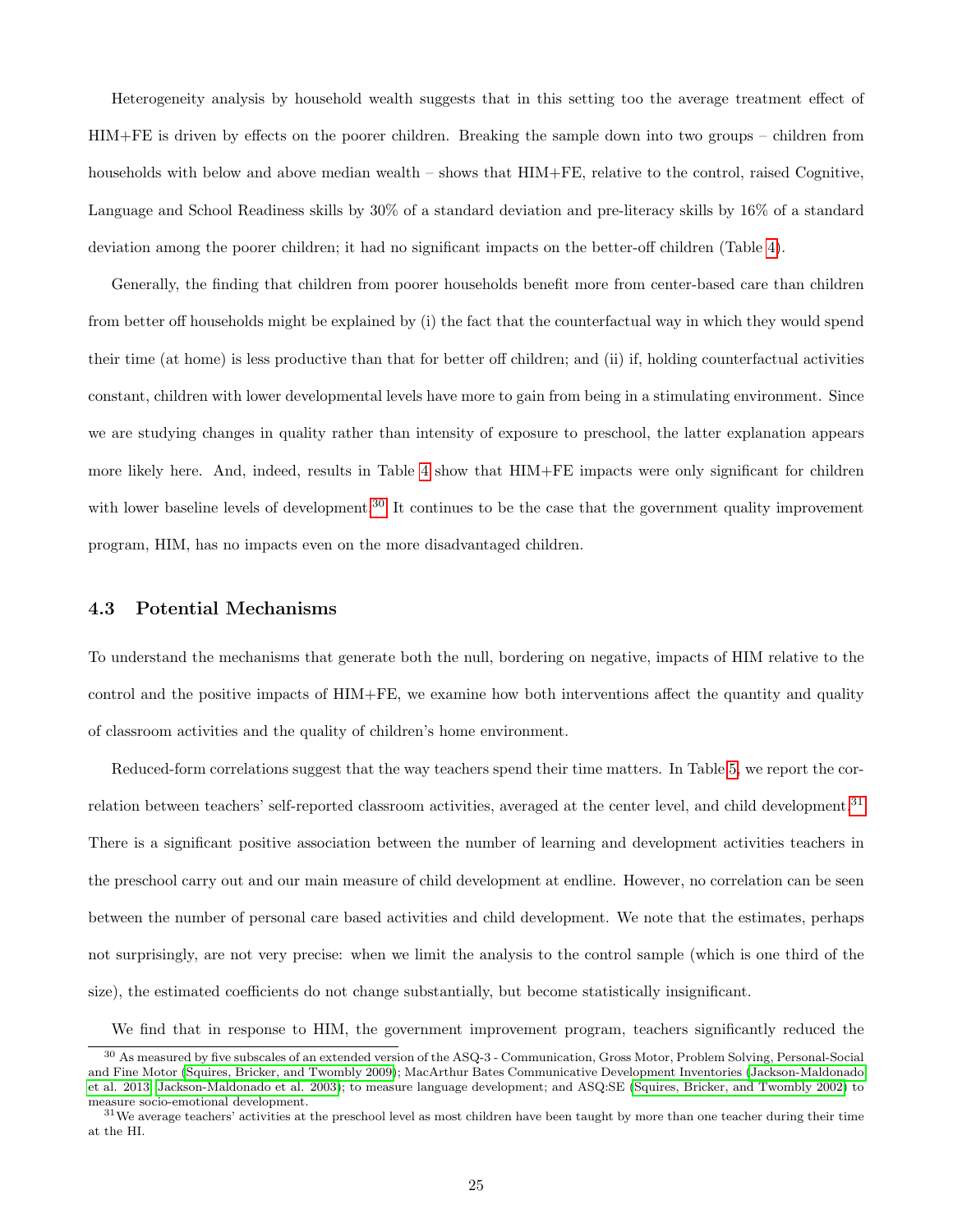Heterogeneity analysis by household wealth suggests that in this setting too the average treatment effect of HIM+FE is driven by effects on the poorer children. Breaking the sample down into two groups – children from households with below and above median wealth – shows that HIM+FE, relative to the control, raised Cognitive, Language and School Readiness skills by 30% of a standard deviation and pre-literacy skills by 16% of a standard deviation among the poorer children; it had no significant impacts on the better-off children (Table 4).

Generally, the finding that children from poorer households benefit more from center-based care than children from better off households might be explained by (i) the fact that the counterfactual way in which they would spend their time (at home) is less productive than that for better off children; and (ii) if, holding counterfactual activities constant, children with lower developmental levels have more to gain from being in a stimulating environment. Since we are studying changes in quality rather than intensity of exposure to preschool, the latter explanation appears more likely here. And, indeed, results in Table 4 show that HIM+FE impacts were only significant for children with lower baseline levels of development.[30] It continues to be the case that the government quality improvement program, HIM, has no impacts even on the more disadvantaged children.

### 4.3 Potential Mechanisms

To understand the mechanisms that generate both the null, bordering on negative, impacts of HIM relative to the control and the positive impacts of HIM+FE, we examine how both interventions affect the quantity and quality of classroom activities and the quality of children's home environment.

Reduced-form correlations suggest that the way teachers spend their time matters. In Table 5, we report the correlation between teachers' self-reported classroom activities, averaged at the center level, and child development.[31] There is a significant positive association between the number of learning and development activities teachers in the preschool carry out and our main measure of child development at endline. However, no correlation can be seen between the number of personal care based activities and child development. We note that the estimates, perhaps not surprisingly, are not very precise: when we limit the analysis to the control sample (which is one third of the size), the estimated coefficients do not change substantially, but become statistically insignificant.

We find that in response to HIM, the government improvement program, teachers significantly reduced the

[30] As measured by five subscales of an extended version of the ASQ-3 - Communication, Gross Motor, Problem Solving, Personal-Social and Fine Motor (Squires, Bricker, and Twombly 2009); MacArthur Bates Communicative Development Inventories (Jackson-Maldonado et al. 2013; Jackson-Maldonado et al. 2003); to measure language development; and ASQ:SE (Squires, Bricker, and Twombly 2002) to measure socio-emotional development.

[31] We average teachers' activities at the preschool level as most children have been taught by more than one teacher during their time at the HI.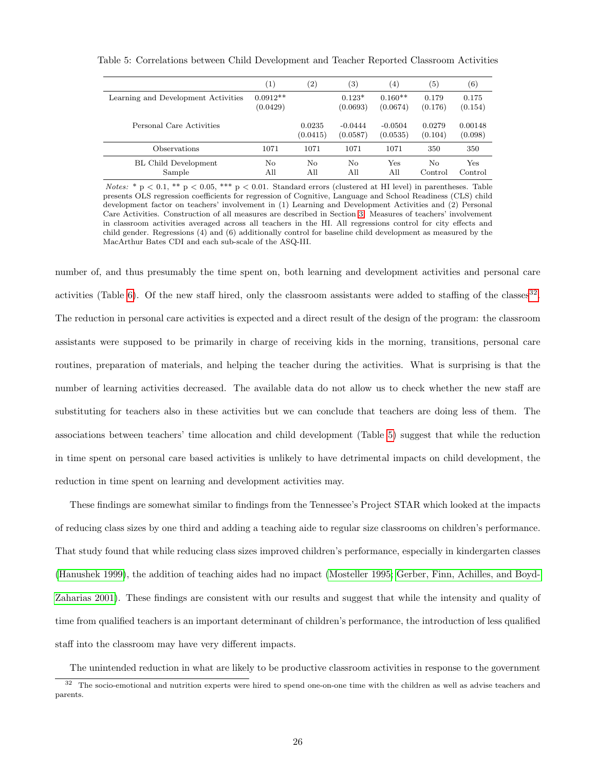Table 5: Correlations between Child Development and Teacher Reported Classroom Activities

| | (1) | (2) | (3) | (4) | (5) | (6) |
|---|---|---|---|---|---|---|
| Learning and Development Activities | 0.0912** | | 0.123* | 0.160** | 0.179 | 0.175 |
| | (0.0429) | | (0.0693) | (0.0674) | (0.176) | (0.154) |
| Personal Care Activities | | 0.0235 | -0.0444 | -0.0504 | 0.0279 | 0.00148 |
| | | (0.0415) | (0.0587) | (0.0535) | (0.104) | (0.098) |
| Observations | 1071 | 1071 | 1071 | 1071 | 350 | 350 |
| BL Child Development | No | No | No | Yes | No | Yes |
| Sample | All | All | All | All | Control | Control |

*Notes:* * p < 0.1, ** p < 0.05, *** p < 0.01. Standard errors (clustered at HI level) in parentheses. Table presents OLS regression coefficients for regression of Cognitive, Language and School Readiness (CLS) child development factor on teachers' involvement in (1) Learning and Development Activities and (2) Personal Care Activities. Construction of all measures are described in Section 3. Measures of teachers' involvement in classroom activities averaged across all teachers in the HI. All regressions control for city effects and child gender. Regressions (4) and (6) additionally control for baseline child development as measured by the MacArthur Bates CDI and each sub-scale of the ASQ-III.

number of, and thus presumably the time spent on, both learning and development activities and personal care activities (Table 6). Of the new staff hired, only the classroom assistants were added to staffing of the classes[32]. The reduction in personal care activities is expected and a direct result of the design of the program: the classroom assistants were supposed to be primarily in charge of receiving kids in the morning, transitions, personal care routines, preparation of materials, and helping the teacher during the activities. What is surprising is that the number of learning activities decreased. The available data do not allow us to check whether the new staff are substituting for teachers also in these activities but we can conclude that teachers are doing less of them. The associations between teachers' time allocation and child development (Table 5) suggest that while the reduction in time spent on personal care based activities is unlikely to have detrimental impacts on child development, the reduction in time spent on learning and development activities may.

These findings are somewhat similar to findings from the Tennessee's Project STAR which looked at the impacts of reducing class sizes by one third and adding a teaching aide to regular size classrooms on children's performance. That study found that while reducing class sizes improved children's performance, especially in kindergarten classes (Hanushek 1999), the addition of teaching aides had no impact (Mosteller 1995; Gerber, Finn, Achilles, and Boyd-Zaharias 2001). These findings are consistent with our results and suggest that while the intensity and quality of time from qualified teachers is an important determinant of children's performance, the introduction of less qualified staff into the classroom may have very different impacts.

The unintended reduction in what are likely to be productive classroom activities in response to the government

[32] The socio-emotional and nutrition experts were hired to spend one-on-one time with the children as well as advise teachers and parents.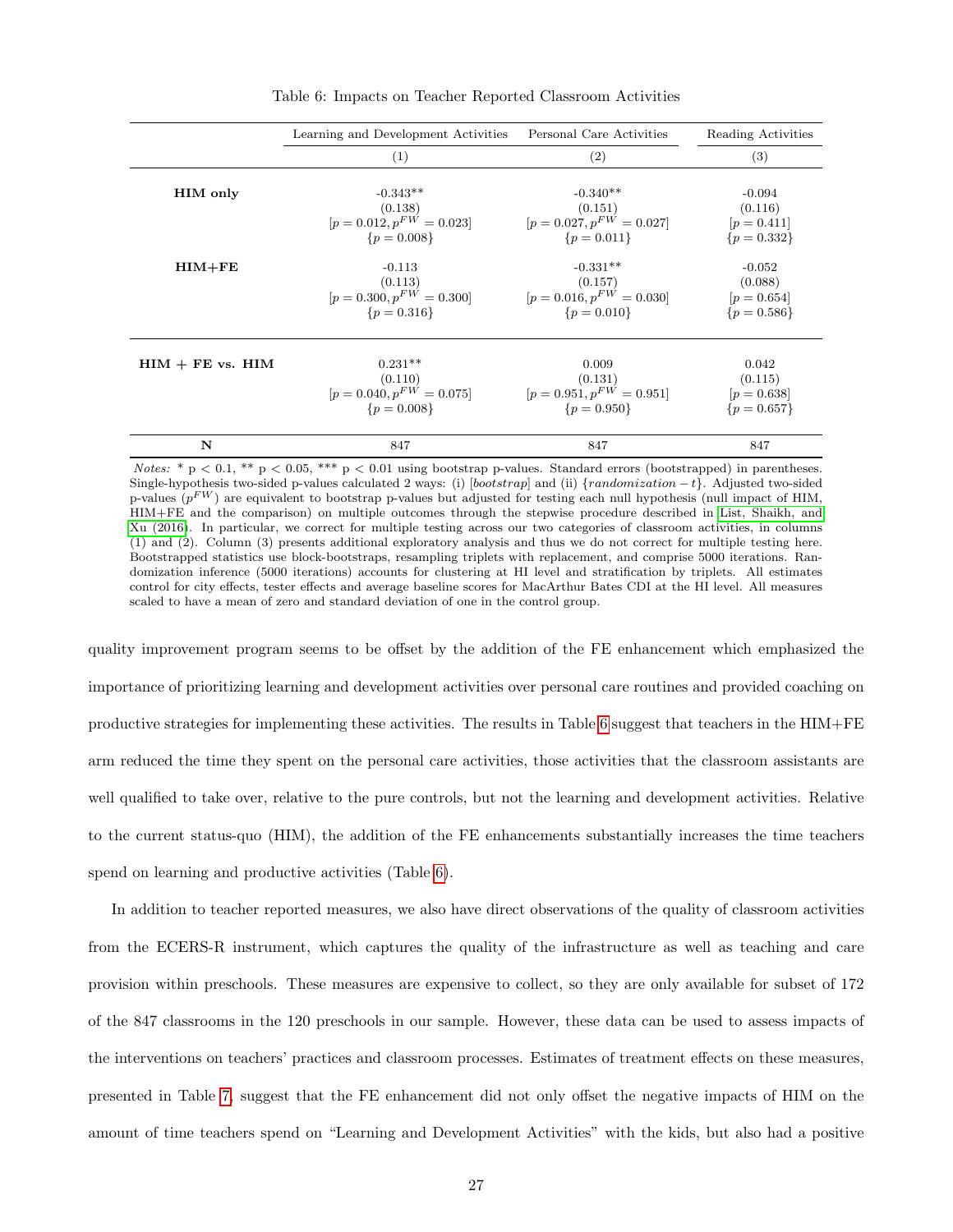Table 6: Impacts on Teacher Reported Classroom Activities

| | Learning and Development Activities | Personal Care Activities | Reading Activities |
|---|---|---|---|
| | (1) | (2) | (3) |
| **HIM only** | -0.343** | -0.340** | -0.094 |
| | (0.138) | (0.151) | (0.116) |
| | [$p = 0.012, p^{FW} = 0.023$] | [$p = 0.027, p^{FW} = 0.027$] | [$p = 0.411$] |
| | {$p = 0.008$} | {$p = 0.011$} | {$p = 0.332$} |
| **HIM+FE** | -0.113 | -0.331** | -0.052 |
| | (0.113) | (0.157) | (0.088) |
| | [$p = 0.300, p^{FW} = 0.300$] | [$p = 0.016, p^{FW} = 0.030$] | [$p = 0.654$] |
| | {$p = 0.316$} | {$p = 0.010$} | {$p = 0.586$} |
| **HIM + FE vs. HIM** | 0.231** | 0.009 | 0.042 |
| | (0.110) | (0.131) | (0.115) |
| | [$p = 0.040, p^{FW} = 0.075$] | [$p = 0.951, p^{FW} = 0.951$] | [$p = 0.638$] |
| | {$p = 0.008$} | {$p = 0.950$} | {$p = 0.657$} |
| **N** | 847 | 847 | 847 |

*Notes:* * p < 0.1, ** p < 0.05, *** p < 0.01 using bootstrap p-values. Standard errors (bootstrapped) in parentheses. Single-hypothesis two-sided p-values calculated 2 ways: (i) [*bootstrap*] and (ii) {*randomization* − *t*}. Adjusted two-sided p-values ($p^{FW}$) are equivalent to bootstrap p-values but adjusted for testing each null hypothesis (null impact of HIM, HIM+FE and the comparison) on multiple outcomes through the stepwise procedure described in List, Shaikh, and Xu (2016). In particular, we correct for multiple testing across our two categories of classroom activities, in columns (1) and (2). Column (3) presents additional exploratory analysis and thus we do not correct for multiple testing here. Bootstrapped statistics use block-bootstraps, resampling triplets with replacement, and comprise 5000 iterations. Randomization inference (5000 iterations) accounts for clustering at HI level and stratification by triplets. All estimates control for city effects, tester effects and average baseline scores for MacArthur Bates CDI at the HI level. All measures scaled to have a mean of zero and standard deviation of one in the control group.

quality improvement program seems to be offset by the addition of the FE enhancement which emphasized the importance of prioritizing learning and development activities over personal care routines and provided coaching on productive strategies for implementing these activities. The results in Table 6 suggest that teachers in the HIM+FE arm reduced the time they spent on the personal care activities, those activities that the classroom assistants are well qualified to take over, relative to the pure controls, but not the learning and development activities. Relative to the current status-quo (HIM), the addition of the FE enhancements substantially increases the time teachers spend on learning and productive activities (Table 6).

In addition to teacher reported measures, we also have direct observations of the quality of classroom activities from the ECERS-R instrument, which captures the quality of the infrastructure as well as teaching and care provision within preschools. These measures are expensive to collect, so they are only available for subset of 172 of the 847 classrooms in the 120 preschools in our sample. However, these data can be used to assess impacts of the interventions on teachers' practices and classroom processes. Estimates of treatment effects on these measures, presented in Table 7, suggest that the FE enhancement did not only offset the negative impacts of HIM on the amount of time teachers spend on "Learning and Development Activities" with the kids, but also had a positive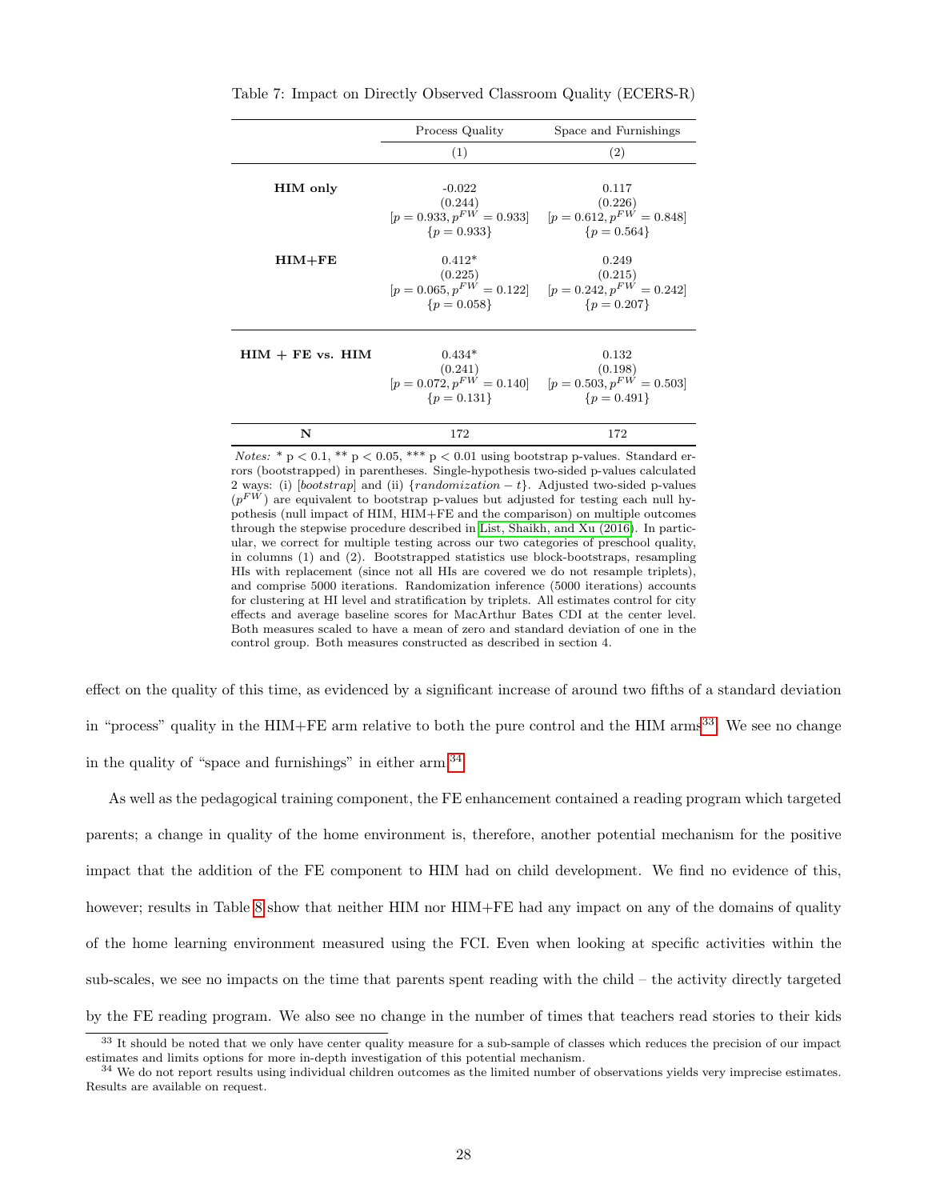Table 7: Impact on Directly Observed Classroom Quality (ECERS-R)

| | Process Quality | Space and Furnishings |
|---|---|---|
| | (1) | (2) |
| **HIM only** | -0.022 | 0.117 |
| | (0.244) | (0.226) |
| | $[p = 0.933, p^{FW} = 0.933]$ | $[p = 0.612, p^{FW} = 0.848]$ |
| | $\{p = 0.933\}$ | $\{p = 0.564\}$ |
| **HIM+FE** | 0.412* | 0.249 |
| | (0.225) | (0.215) |
| | $[p = 0.065, p^{FW} = 0.122]$ | $[p = 0.242, p^{FW} = 0.242]$ |
| | $\{p = 0.058\}$ | $\{p = 0.207\}$ |
| **HIM + FE vs. HIM** | 0.434* | 0.132 |
| | (0.241) | (0.198) |
| | $[p = 0.072, p^{FW} = 0.140]$ | $[p = 0.503, p^{FW} = 0.503]$ |
| | $\{p = 0.131\}$ | $\{p = 0.491\}$ |
| **N** | 172 | 172 |

*Notes:* * p < 0.1, ** p < 0.05, *** p < 0.01 using bootstrap p-values. Standard errors (bootstrapped) in parentheses. Single-hypothesis two-sided p-values calculated 2 ways: (i) [*bootstrap*] and (ii) {*randomization − t*}. Adjusted two-sided p-values ($p^{FW}$) are equivalent to bootstrap p-values but adjusted for testing each null hypothesis (null impact of HIM, HIM+FE and the comparison) on multiple outcomes through the stepwise procedure described in List, Shaikh, and Xu (2016). In particular, we correct for multiple testing across our two categories of preschool quality, in columns (1) and (2). Bootstrapped statistics use block-bootstraps, resampling HIs with replacement (since not all HIs are covered we do not resample triplets), and comprise 5000 iterations. Randomization inference (5000 iterations) accounts for clustering at HI level and stratification by triplets. All estimates control for city effects and average baseline scores for MacArthur Bates CDI at the center level. Both measures scaled to have a mean of zero and standard deviation of one in the control group. Both measures constructed as described in section 4.

effect on the quality of this time, as evidenced by a significant increase of around two fifths of a standard deviation in "process" quality in the HIM+FE arm relative to both the pure control and the HIM arms[33]. We see no change in the quality of "space and furnishings" in either arm.[34]

As well as the pedagogical training component, the FE enhancement contained a reading program which targeted parents; a change in quality of the home environment is, therefore, another potential mechanism for the positive impact that the addition of the FE component to HIM had on child development. We find no evidence of this, however; results in Table 8 show that neither HIM nor HIM+FE had any impact on any of the domains of quality of the home learning environment measured using the FCI. Even when looking at specific activities within the sub-scales, we see no impacts on the time that parents spent reading with the child – the activity directly targeted by the FE reading program. We also see no change in the number of times that teachers read stories to their kids

[33] It should be noted that we only have center quality measure for a sub-sample of classes which reduces the precision of our impact estimates and limits options for more in-depth investigation of this potential mechanism.

[34] We do not report results using individual children outcomes as the limited number of observations yields very imprecise estimates. Results are available on request.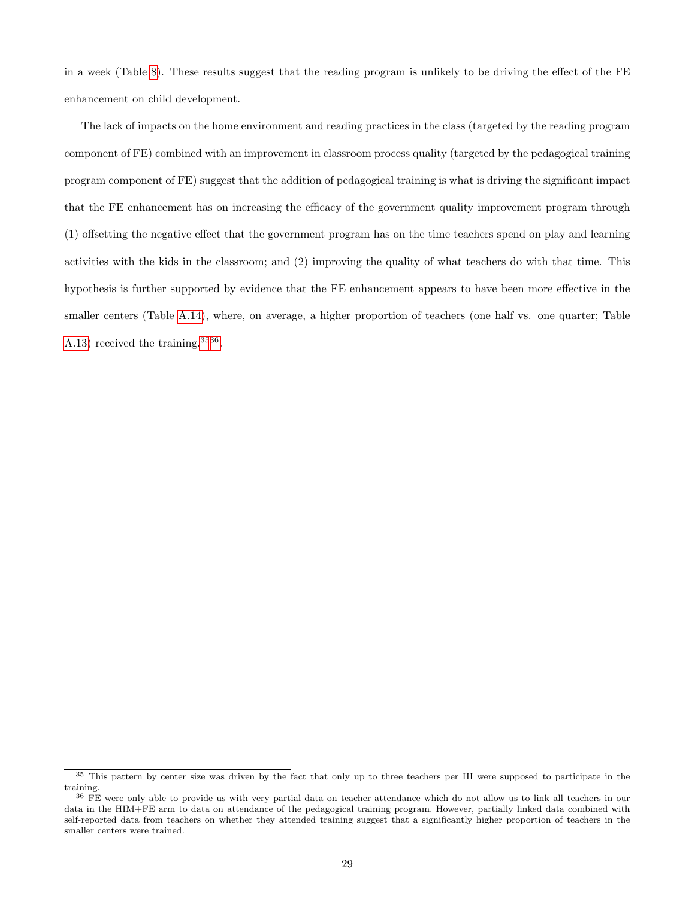in a week (Table 8). These results suggest that the reading program is unlikely to be driving the effect of the FE enhancement on child development.

The lack of impacts on the home environment and reading practices in the class (targeted by the reading program component of FE) combined with an improvement in classroom process quality (targeted by the pedagogical training program component of FE) suggest that the addition of pedagogical training is what is driving the significant impact that the FE enhancement has on increasing the efficacy of the government quality improvement program through (1) offsetting the negative effect that the government program has on the time teachers spend on play and learning activities with the kids in the classroom; and (2) improving the quality of what teachers do with that time. This hypothesis is further supported by evidence that the FE enhancement appears to have been more effective in the smaller centers (Table A.14), where, on average, a higher proportion of teachers (one half vs. one quarter; Table A.13) received the training.[35][36].

[35] This pattern by center size was driven by the fact that only up to three teachers per HI were supposed to participate in the training.

[36] FE were only able to provide us with very partial data on teacher attendance which do not allow us to link all teachers in our data in the HIM+FE arm to data on attendance of the pedagogical training program. However, partially linked data combined with self-reported data from teachers on whether they attended training suggest that a significantly higher proportion of teachers in the smaller centers were trained.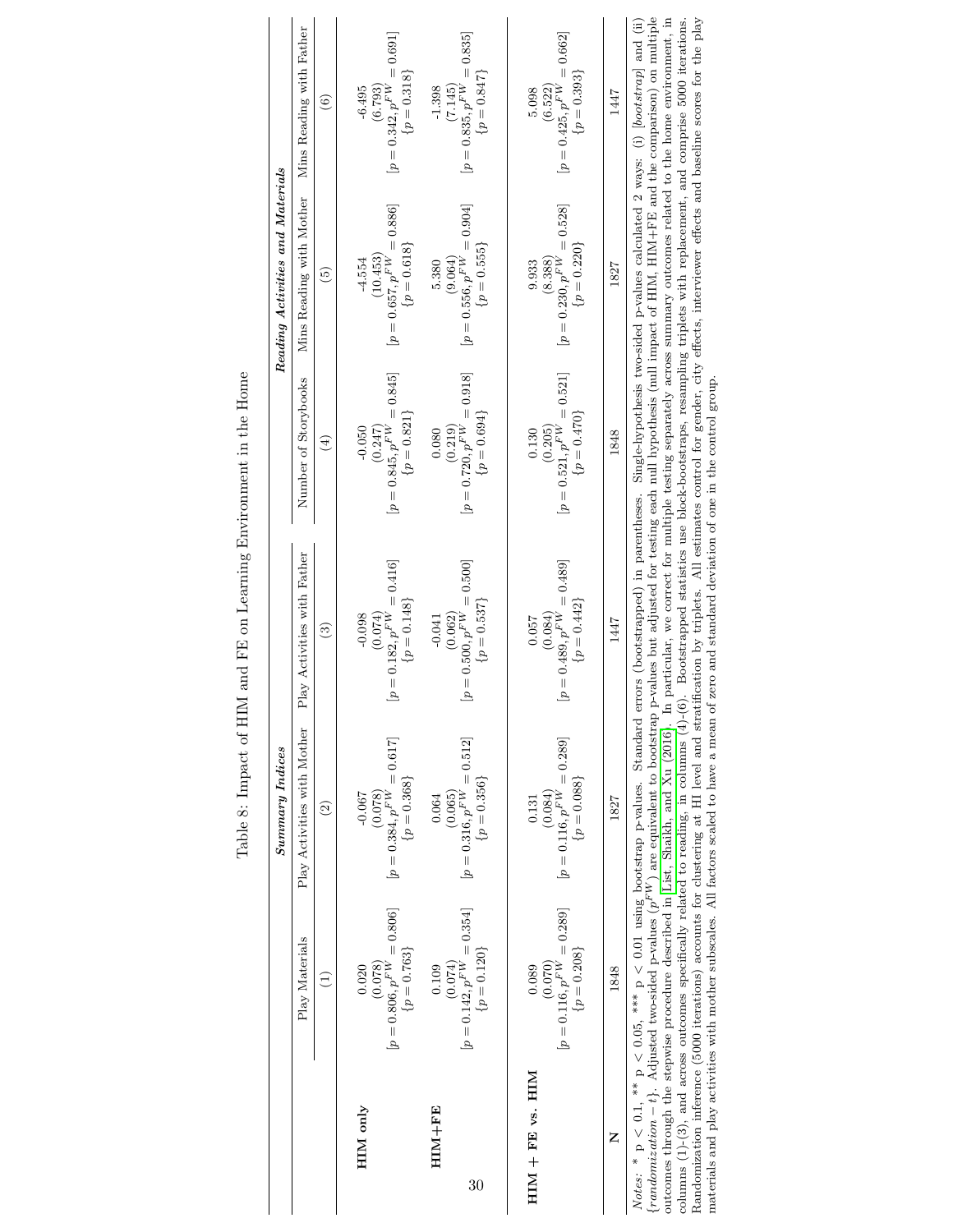Table 8: Impact of HIM and FE on Learning Environment in the Home

| | *Summary Indices* | | | *Reading Activities and Materials* | | |
|---|---|---|---|---|---|---|
| | Play Materials | Play Activities with Mother | Play Activities with Father | Number of Storybooks | Mins Reading with Mother | Mins Reading with Father |
| | (1) | (2) | (3) | (4) | (5) | (6) |
| **HIM only** | 0.020 | -0.067 | -0.098 | -0.050 | -4.554 | -6.495 |
| | (0.078) | (0.078) | (0.074) | (0.247) | (10.453) | (6.793) |
| | $[p = 0.806, p^{FW} = 0.806]$ | $[p = 0.384, p^{FW} = 0.617]$ | $[p = 0.182, p^{FW} = 0.416]$ | $[p = 0.845, p^{FW} = 0.845]$ | $[p = 0.657, p^{FW} = 0.886]$ | $[p = 0.342, p^{FW} = 0.691]$ |
| | $\{p = 0.763\}$ | $\{p = 0.368\}$ | $\{p = 0.148\}$ | $\{p = 0.821\}$ | $\{p = 0.618\}$ | $\{p = 0.318\}$ |
| **HIM+FE** | 0.109 | 0.064 | -0.041 | 0.080 | 5.380 | -1.398 |
| | (0.074) | (0.065) | (0.062) | (0.219) | (9.064) | (7.145) |
| | $[p = 0.142, p^{FW} = 0.354]$ | $[p = 0.316, p^{FW} = 0.512]$ | $[p = 0.500, p^{FW} = 0.500]$ | $[p = 0.720, p^{FW} = 0.918]$ | $[p = 0.556, p^{FW} = 0.904]$ | $[p = 0.835, p^{FW} = 0.835]$ |
| | $\{p = 0.120\}$ | $\{p = 0.356\}$ | $\{p = 0.537\}$ | $\{p = 0.694\}$ | $\{p = 0.555\}$ | $\{p = 0.847\}$ |
| **HIM + FE vs. HIM** | 0.089 | 0.131 | 0.057 | 0.130 | 9.933 | 5.098 |
| | (0.070) | (0.084) | (0.084) | (0.205) | (8.388) | (6.522) |
| | $[p = 0.116, p^{FW} = 0.289]$ | $[p = 0.116, p^{FW} = 0.289]$ | $[p = 0.489, p^{FW} = 0.489]$ | $[p = 0.521, p^{FW} = 0.521]$ | $[p = 0.230, p^{FW} = 0.528]$ | $[p = 0.425, p^{FW} = 0.662]$ |
| | $\{p = 0.208\}$ | $\{p = 0.088\}$ | $\{p = 0.442\}$ | $\{p = 0.470\}$ | $\{p = 0.220\}$ | $\{p = 0.393\}$ |
| **N** | 1848 | 1827 | 1447 | 1848 | 1827 | 1447 |

*Notes:* * p < 0.1, ** p < 0.05, *** p < 0.01 using bootstrap p-values. Standard errors (bootstrapped) in parentheses. Single-hypothesis two-sided p-values calculated 2 ways: (i) [*bootstrap*] and (ii) {*randomization − t*}. Adjusted two-sided p-values ($p^{FW}$) are equivalent to bootstrap p-values but adjusted for testing each null hypothesis (null impact of HIM, HIM+FE and the comparison) on multiple outcomes through the stepwise procedure described in List, Shaikh, and Xu (2016). In particular, we correct for multiple testing separately across summary outcomes related to the home environment, in columns (1)-(3), and across outcomes specifically related to reading, in columns (4)-(6). Bootstrapped statistics use block-bootstraps, resampling triplets with replacement, and comprise 5000 iterations. Randomization inference (5000 iterations) accounts for clustering at HI level and stratification by triplets. All estimates control for gender, city effects, interviewer effects and baseline scores for the play materials and play activities with mother subscales. All factors scaled to have a mean of zero and standard deviation of one in the control group.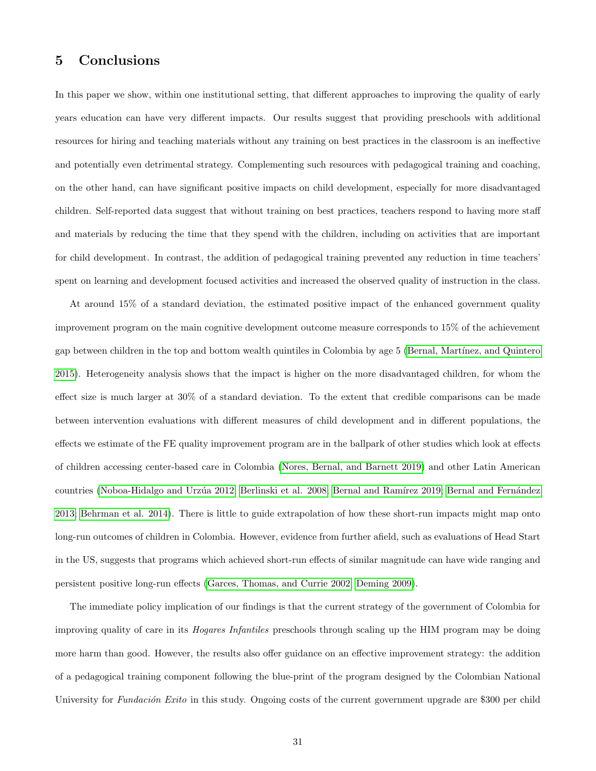## 5 Conclusions

In this paper we show, within one institutional setting, that different approaches to improving the quality of early years education can have very different impacts. Our results suggest that providing preschools with additional resources for hiring and teaching materials without any training on best practices in the classroom is an ineffective and potentially even detrimental strategy. Complementing such resources with pedagogical training and coaching, on the other hand, can have significant positive impacts on child development, especially for more disadvantaged children. Self-reported data suggest that without training on best practices, teachers respond to having more staff and materials by reducing the time that they spend with the children, including on activities that are important for child development. In contrast, the addition of pedagogical training prevented any reduction in time teachers' spent on learning and development focused activities and increased the observed quality of instruction in the class.

At around 15% of a standard deviation, the estimated positive impact of the enhanced government quality improvement program on the main cognitive development outcome measure corresponds to 15% of the achievement gap between children in the top and bottom wealth quintiles in Colombia by age 5 (Bernal, Martínez, and Quintero 2015). Heterogeneity analysis shows that the impact is higher on the more disadvantaged children, for whom the effect size is much larger at 30% of a standard deviation. To the extent that credible comparisons can be made between intervention evaluations with different measures of child development and in different populations, the effects we estimate of the FE quality improvement program are in the ballpark of other studies which look at effects of children accessing center-based care in Colombia (Nores, Bernal, and Barnett 2019) and other Latin American countries (Noboa-Hidalgo and Urzúa 2012; Berlinski et al. 2008; Bernal and Ramírez 2019; Bernal and Fernández 2013; Behrman et al. 2014). There is little to guide extrapolation of how these short-run impacts might map onto long-run outcomes of children in Colombia. However, evidence from further afield, such as evaluations of Head Start in the US, suggests that programs which achieved short-run effects of similar magnitude can have wide ranging and persistent positive long-run effects (Garces, Thomas, and Currie 2002; Deming 2009).

The immediate policy implication of our findings is that the current strategy of the government of Colombia for improving quality of care in its *Hogares Infantiles* preschools through scaling up the HIM program may be doing more harm than good. However, the results also offer guidance on an effective improvement strategy: the addition of a pedagogical training component following the blue-print of the program designed by the Colombian National University for *Fundación Exito* in this study. Ongoing costs of the current government upgrade are $300 per child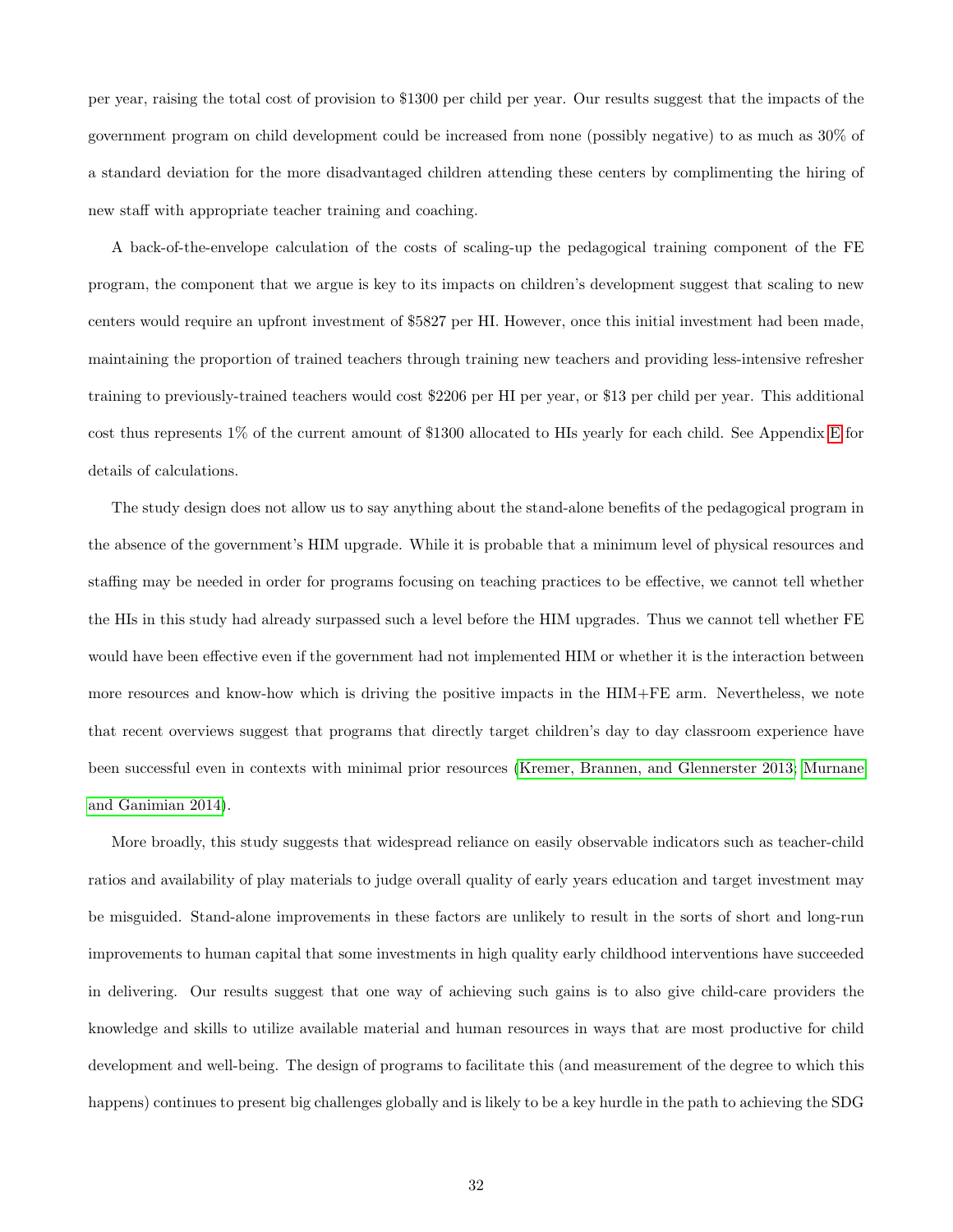per year, raising the total cost of provision to $1300 per child per year. Our results suggest that the impacts of the government program on child development could be increased from none (possibly negative) to as much as 30% of a standard deviation for the more disadvantaged children attending these centers by complimenting the hiring of new staff with appropriate teacher training and coaching.

A back-of-the-envelope calculation of the costs of scaling-up the pedagogical training component of the FE program, the component that we argue is key to its impacts on children's development suggest that scaling to new centers would require an upfront investment of $5827 per HI. However, once this initial investment had been made, maintaining the proportion of trained teachers through training new teachers and providing less-intensive refresher training to previously-trained teachers would cost $2206 per HI per year, or $13 per child per year. This additional cost thus represents 1% of the current amount of $1300 allocated to HIs yearly for each child. See Appendix E for details of calculations.

The study design does not allow us to say anything about the stand-alone benefits of the pedagogical program in the absence of the government's HIM upgrade. While it is probable that a minimum level of physical resources and staffing may be needed in order for programs focusing on teaching practices to be effective, we cannot tell whether the HIs in this study had already surpassed such a level before the HIM upgrades. Thus we cannot tell whether FE would have been effective even if the government had not implemented HIM or whether it is the interaction between more resources and know-how which is driving the positive impacts in the HIM+FE arm. Nevertheless, we note that recent overviews suggest that programs that directly target children's day to day classroom experience have been successful even in contexts with minimal prior resources (Kremer, Brannen, and Glennerster 2013; Murnane and Ganimian 2014).

More broadly, this study suggests that widespread reliance on easily observable indicators such as teacher-child ratios and availability of play materials to judge overall quality of early years education and target investment may be misguided. Stand-alone improvements in these factors are unlikely to result in the sorts of short and long-run improvements to human capital that some investments in high quality early childhood interventions have succeeded in delivering. Our results suggest that one way of achieving such gains is to also give child-care providers the knowledge and skills to utilize available material and human resources in ways that are most productive for child development and well-being. The design of programs to facilitate this (and measurement of the degree to which this happens) continues to present big challenges globally and is likely to be a key hurdle in the path to achieving the SDG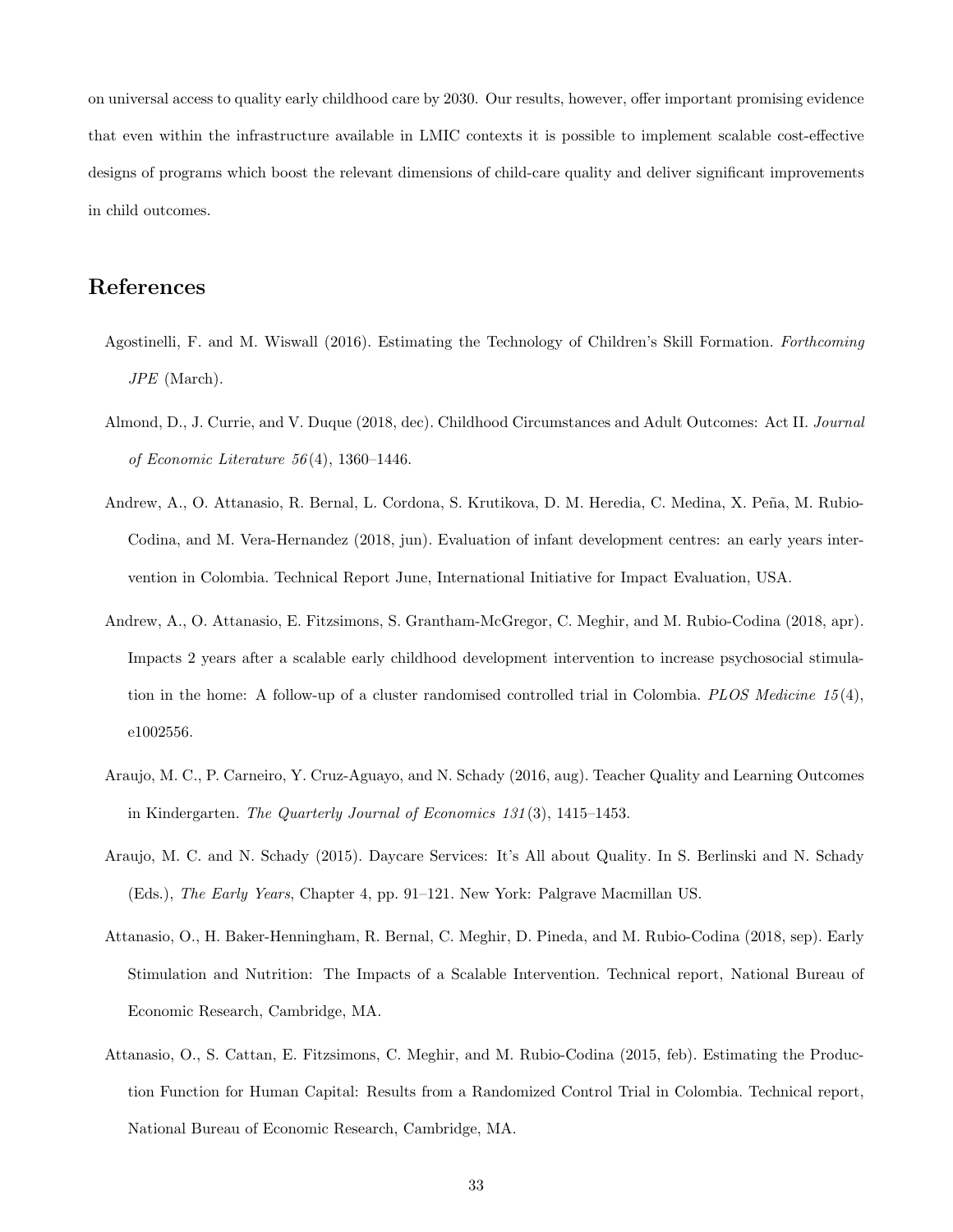on universal access to quality early childhood care by 2030. Our results, however, offer important promising evidence that even within the infrastructure available in LMIC contexts it is possible to implement scalable cost-effective designs of programs which boost the relevant dimensions of child-care quality and deliver significant improvements in child outcomes.

## References

Agostinelli, F. and M. Wiswall (2016). Estimating the Technology of Children's Skill Formation. *Forthcoming JPE* (March).

Almond, D., J. Currie, and V. Duque (2018, dec). Childhood Circumstances and Adult Outcomes: Act II. *Journal of Economic Literature 56*(4), 1360–1446.

Andrew, A., O. Attanasio, R. Bernal, L. Cordona, S. Krutikova, D. M. Heredia, C. Medina, X. Peña, M. Rubio-Codina, and M. Vera-Hernandez (2018, jun). Evaluation of infant development centres: an early years intervention in Colombia. Technical Report June, International Initiative for Impact Evaluation, USA.

Andrew, A., O. Attanasio, E. Fitzsimons, S. Grantham-McGregor, C. Meghir, and M. Rubio-Codina (2018, apr). Impacts 2 years after a scalable early childhood development intervention to increase psychosocial stimulation in the home: A follow-up of a cluster randomised controlled trial in Colombia. *PLOS Medicine 15*(4), e1002556.

Araujo, M. C., P. Carneiro, Y. Cruz-Aguayo, and N. Schady (2016, aug). Teacher Quality and Learning Outcomes in Kindergarten. *The Quarterly Journal of Economics 131*(3), 1415–1453.

Araujo, M. C. and N. Schady (2015). Daycare Services: It's All about Quality. In S. Berlinski and N. Schady (Eds.), *The Early Years*, Chapter 4, pp. 91–121. New York: Palgrave Macmillan US.

Attanasio, O., H. Baker-Henningham, R. Bernal, C. Meghir, D. Pineda, and M. Rubio-Codina (2018, sep). Early Stimulation and Nutrition: The Impacts of a Scalable Intervention. Technical report, National Bureau of Economic Research, Cambridge, MA.

Attanasio, O., S. Cattan, E. Fitzsimons, C. Meghir, and M. Rubio-Codina (2015, feb). Estimating the Production Function for Human Capital: Results from a Randomized Control Trial in Colombia. Technical report, National Bureau of Economic Research, Cambridge, MA.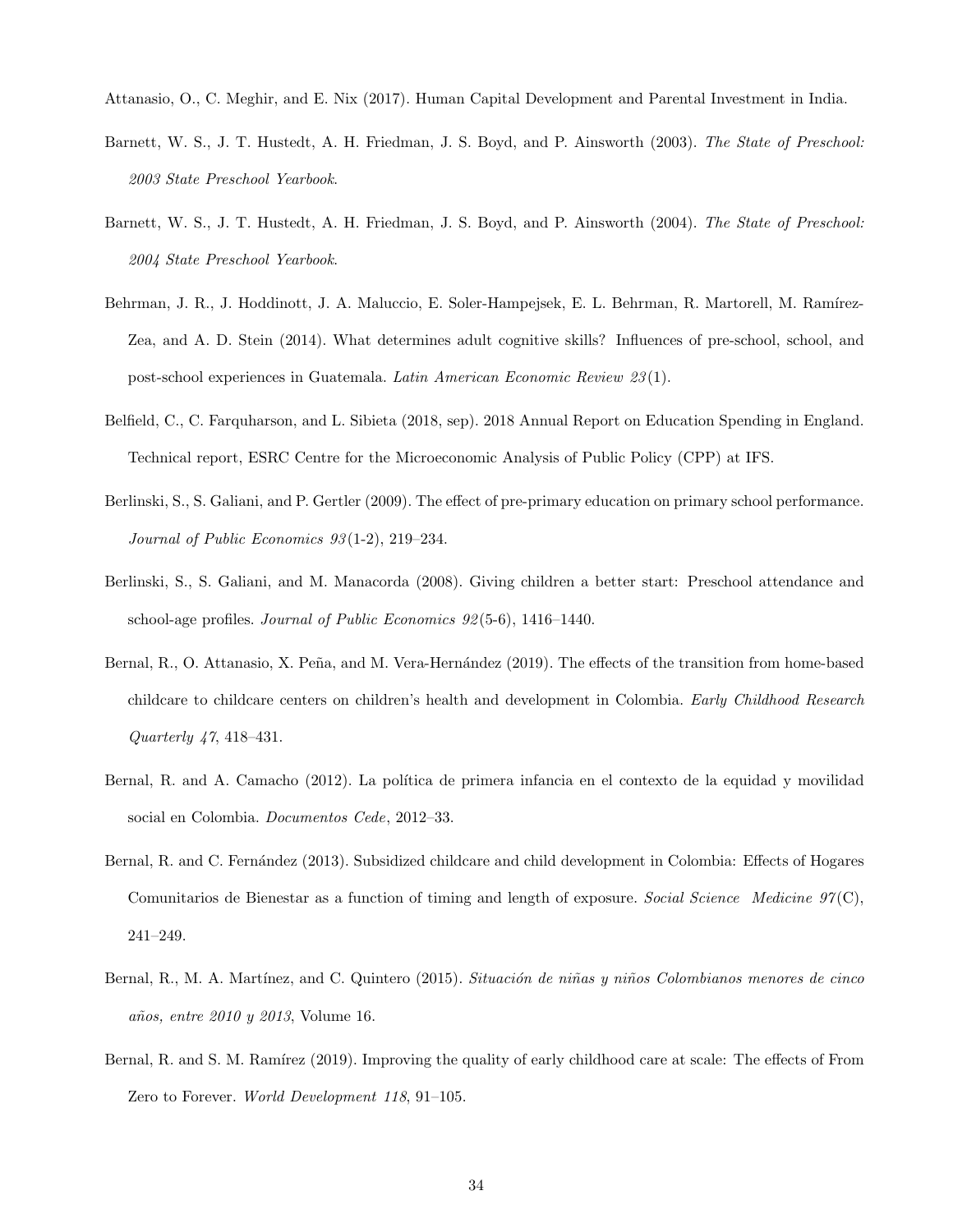Attanasio, O., C. Meghir, and E. Nix (2017). Human Capital Development and Parental Investment in India.

Barnett, W. S., J. T. Hustedt, A. H. Friedman, J. S. Boyd, and P. Ainsworth (2003). *The State of Preschool: 2003 State Preschool Yearbook*.

Barnett, W. S., J. T. Hustedt, A. H. Friedman, J. S. Boyd, and P. Ainsworth (2004). *The State of Preschool: 2004 State Preschool Yearbook*.

Behrman, J. R., J. Hoddinott, J. A. Maluccio, E. Soler-Hampejsek, E. L. Behrman, R. Martorell, M. Ramírez-Zea, and A. D. Stein (2014). What determines adult cognitive skills? Influences of pre-school, school, and post-school experiences in Guatemala. *Latin American Economic Review 23*(1).

Belfield, C., C. Farquharson, and L. Sibieta (2018, sep). 2018 Annual Report on Education Spending in England. Technical report, ESRC Centre for the Microeconomic Analysis of Public Policy (CPP) at IFS.

Berlinski, S., S. Galiani, and P. Gertler (2009). The effect of pre-primary education on primary school performance. *Journal of Public Economics 93*(1-2), 219–234.

Berlinski, S., S. Galiani, and M. Manacorda (2008). Giving children a better start: Preschool attendance and school-age profiles. *Journal of Public Economics 92*(5-6), 1416–1440.

Bernal, R., O. Attanasio, X. Peña, and M. Vera-Hernández (2019). The effects of the transition from home-based childcare to childcare centers on children's health and development in Colombia. *Early Childhood Research Quarterly 47*, 418–431.

Bernal, R. and A. Camacho (2012). La política de primera infancia en el contexto de la equidad y movilidad social en Colombia. *Documentos Cede*, 2012–33.

Bernal, R. and C. Fernández (2013). Subsidized childcare and child development in Colombia: Effects of Hogares Comunitarios de Bienestar as a function of timing and length of exposure. *Social Science Medicine 97*(C), 241–249.

Bernal, R., M. A. Martínez, and C. Quintero (2015). *Situación de niñas y niños Colombianos menores de cinco años, entre 2010 y 2013*, Volume 16.

Bernal, R. and S. M. Ramírez (2019). Improving the quality of early childhood care at scale: The effects of From Zero to Forever. *World Development 118*, 91–105.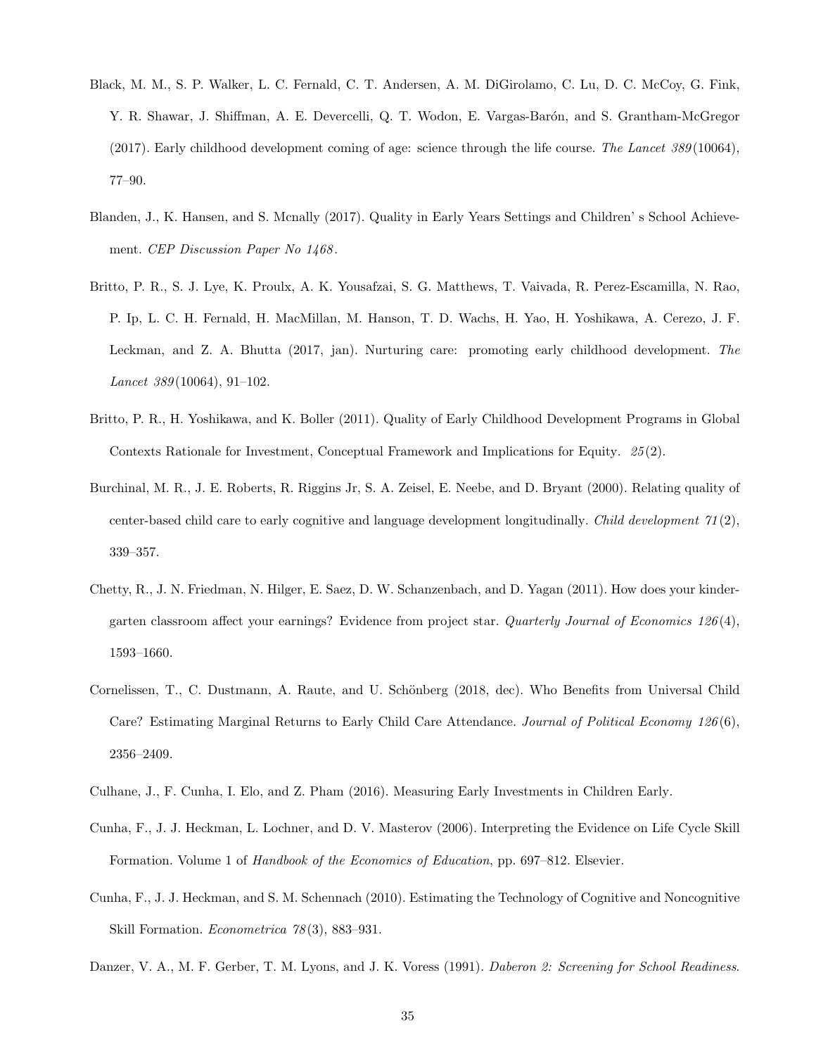Black, M. M., S. P. Walker, L. C. Fernald, C. T. Andersen, A. M. DiGirolamo, C. Lu, D. C. McCoy, G. Fink, Y. R. Shawar, J. Shiffman, A. E. Devercelli, Q. T. Wodon, E. Vargas-Barón, and S. Grantham-McGregor (2017). Early childhood development coming of age: science through the life course. *The Lancet 389*(10064), 77–90.

Blanden, J., K. Hansen, and S. Mcnally (2017). Quality in Early Years Settings and Children' s School Achievement. *CEP Discussion Paper No 1468*.

Britto, P. R., S. J. Lye, K. Proulx, A. K. Yousafzai, S. G. Matthews, T. Vaivada, R. Perez-Escamilla, N. Rao, P. Ip, L. C. H. Fernald, H. MacMillan, M. Hanson, T. D. Wachs, H. Yao, H. Yoshikawa, A. Cerezo, J. F. Leckman, and Z. A. Bhutta (2017, jan). Nurturing care: promoting early childhood development. *The Lancet 389*(10064), 91–102.

Britto, P. R., H. Yoshikawa, and K. Boller (2011). Quality of Early Childhood Development Programs in Global Contexts Rationale for Investment, Conceptual Framework and Implications for Equity. *25*(2).

Burchinal, M. R., J. E. Roberts, R. Riggins Jr, S. A. Zeisel, E. Neebe, and D. Bryant (2000). Relating quality of center-based child care to early cognitive and language development longitudinally. *Child development 71*(2), 339–357.

Chetty, R., J. N. Friedman, N. Hilger, E. Saez, D. W. Schanzenbach, and D. Yagan (2011). How does your kindergarten classroom affect your earnings? Evidence from project star. *Quarterly Journal of Economics 126*(4), 1593–1660.

Cornelissen, T., C. Dustmann, A. Raute, and U. Schönberg (2018, dec). Who Benefits from Universal Child Care? Estimating Marginal Returns to Early Child Care Attendance. *Journal of Political Economy 126*(6), 2356–2409.

Culhane, J., F. Cunha, I. Elo, and Z. Pham (2016). Measuring Early Investments in Children Early.

Cunha, F., J. J. Heckman, L. Lochner, and D. V. Masterov (2006). Interpreting the Evidence on Life Cycle Skill Formation. Volume 1 of *Handbook of the Economics of Education*, pp. 697–812. Elsevier.

Cunha, F., J. J. Heckman, and S. M. Schennach (2010). Estimating the Technology of Cognitive and Noncognitive Skill Formation. *Econometrica 78*(3), 883–931.

Danzer, V. A., M. F. Gerber, T. M. Lyons, and J. K. Voress (1991). *Daberon 2: Screening for School Readiness*.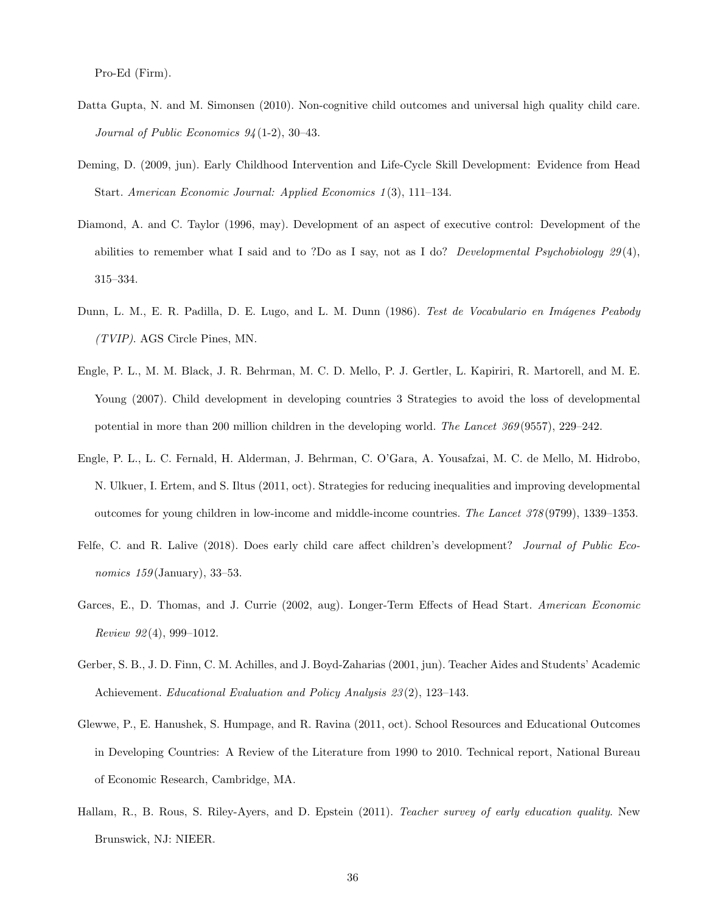Pro-Ed (Firm).

Datta Gupta, N. and M. Simonsen (2010). Non-cognitive child outcomes and universal high quality child care. *Journal of Public Economics 94*(1-2), 30–43.

Deming, D. (2009, jun). Early Childhood Intervention and Life-Cycle Skill Development: Evidence from Head Start. *American Economic Journal: Applied Economics 1*(3), 111–134.

Diamond, A. and C. Taylor (1996, may). Development of an aspect of executive control: Development of the abilities to remember what I said and to ?Do as I say, not as I do? *Developmental Psychobiology 29*(4), 315–334.

Dunn, L. M., E. R. Padilla, D. E. Lugo, and L. M. Dunn (1986). *Test de Vocabulario en Imágenes Peabody (TVIP)*. AGS Circle Pines, MN.

Engle, P. L., M. M. Black, J. R. Behrman, M. C. D. Mello, P. J. Gertler, L. Kapiriri, R. Martorell, and M. E. Young (2007). Child development in developing countries 3 Strategies to avoid the loss of developmental potential in more than 200 million children in the developing world. *The Lancet 369*(9557), 229–242.

Engle, P. L., L. C. Fernald, H. Alderman, J. Behrman, C. O'Gara, A. Yousafzai, M. C. de Mello, M. Hidrobo, N. Ulkuer, I. Ertem, and S. Iltus (2011, oct). Strategies for reducing inequalities and improving developmental outcomes for young children in low-income and middle-income countries. *The Lancet 378*(9799), 1339–1353.

Felfe, C. and R. Lalive (2018). Does early child care affect children's development? *Journal of Public Economics 159*(January), 33–53.

Garces, E., D. Thomas, and J. Currie (2002, aug). Longer-Term Effects of Head Start. *American Economic Review 92*(4), 999–1012.

Gerber, S. B., J. D. Finn, C. M. Achilles, and J. Boyd-Zaharias (2001, jun). Teacher Aides and Students' Academic Achievement. *Educational Evaluation and Policy Analysis 23*(2), 123–143.

Glewwe, P., E. Hanushek, S. Humpage, and R. Ravina (2011, oct). School Resources and Educational Outcomes in Developing Countries: A Review of the Literature from 1990 to 2010. Technical report, National Bureau of Economic Research, Cambridge, MA.

Hallam, R., B. Rous, S. Riley-Ayers, and D. Epstein (2011). *Teacher survey of early education quality*. New Brunswick, NJ: NIEER.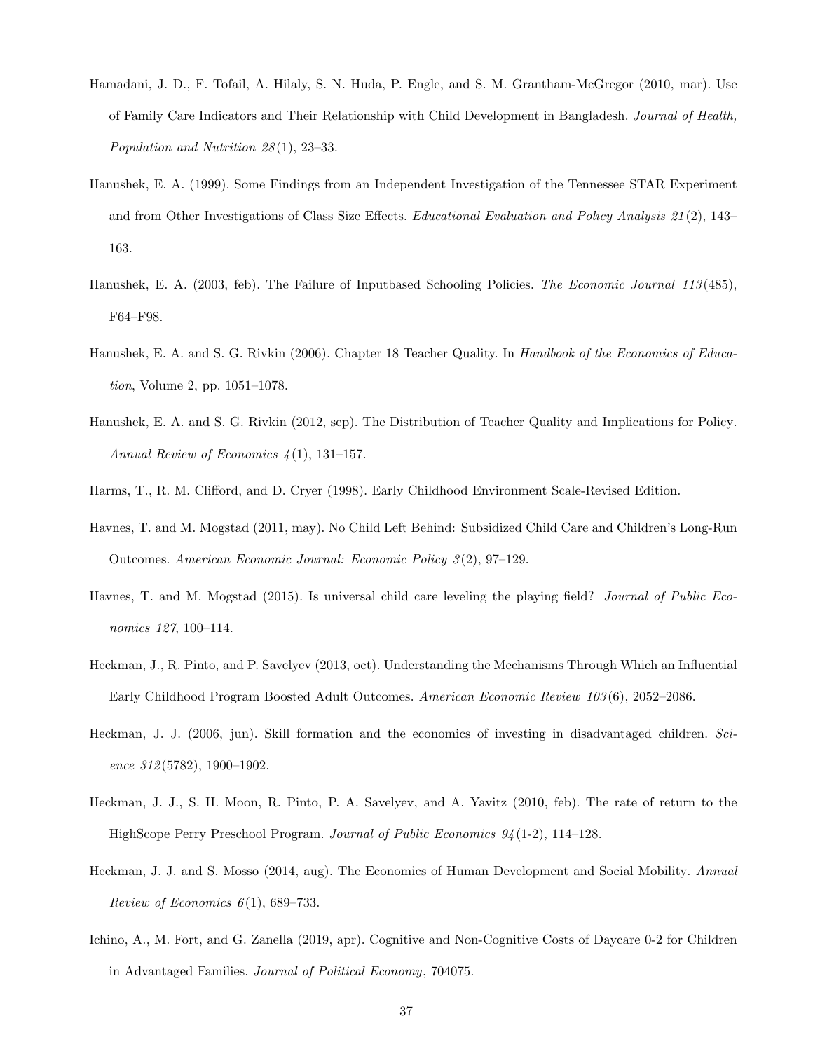Hamadani, J. D., F. Tofail, A. Hilaly, S. N. Huda, P. Engle, and S. M. Grantham-McGregor (2010, mar). Use of Family Care Indicators and Their Relationship with Child Development in Bangladesh. *Journal of Health, Population and Nutrition 28*(1), 23–33.

Hanushek, E. A. (1999). Some Findings from an Independent Investigation of the Tennessee STAR Experiment and from Other Investigations of Class Size Effects. *Educational Evaluation and Policy Analysis 21*(2), 143–163.

Hanushek, E. A. (2003, feb). The Failure of Inputbased Schooling Policies. *The Economic Journal 113*(485), F64–F98.

Hanushek, E. A. and S. G. Rivkin (2006). Chapter 18 Teacher Quality. In *Handbook of the Economics of Education*, Volume 2, pp. 1051–1078.

Hanushek, E. A. and S. G. Rivkin (2012, sep). The Distribution of Teacher Quality and Implications for Policy. *Annual Review of Economics 4*(1), 131–157.

Harms, T., R. M. Clifford, and D. Cryer (1998). Early Childhood Environment Scale-Revised Edition.

Havnes, T. and M. Mogstad (2011, may). No Child Left Behind: Subsidized Child Care and Children's Long-Run Outcomes. *American Economic Journal: Economic Policy 3*(2), 97–129.

Havnes, T. and M. Mogstad (2015). Is universal child care leveling the playing field? *Journal of Public Economics 127*, 100–114.

Heckman, J., R. Pinto, and P. Savelyev (2013, oct). Understanding the Mechanisms Through Which an Influential Early Childhood Program Boosted Adult Outcomes. *American Economic Review 103*(6), 2052–2086.

Heckman, J. J. (2006, jun). Skill formation and the economics of investing in disadvantaged children. *Science 312*(5782), 1900–1902.

Heckman, J. J., S. H. Moon, R. Pinto, P. A. Savelyev, and A. Yavitz (2010, feb). The rate of return to the HighScope Perry Preschool Program. *Journal of Public Economics 94*(1-2), 114–128.

Heckman, J. J. and S. Mosso (2014, aug). The Economics of Human Development and Social Mobility. *Annual Review of Economics 6*(1), 689–733.

Ichino, A., M. Fort, and G. Zanella (2019, apr). Cognitive and Non-Cognitive Costs of Daycare 0-2 for Children in Advantaged Families. *Journal of Political Economy*, 704075.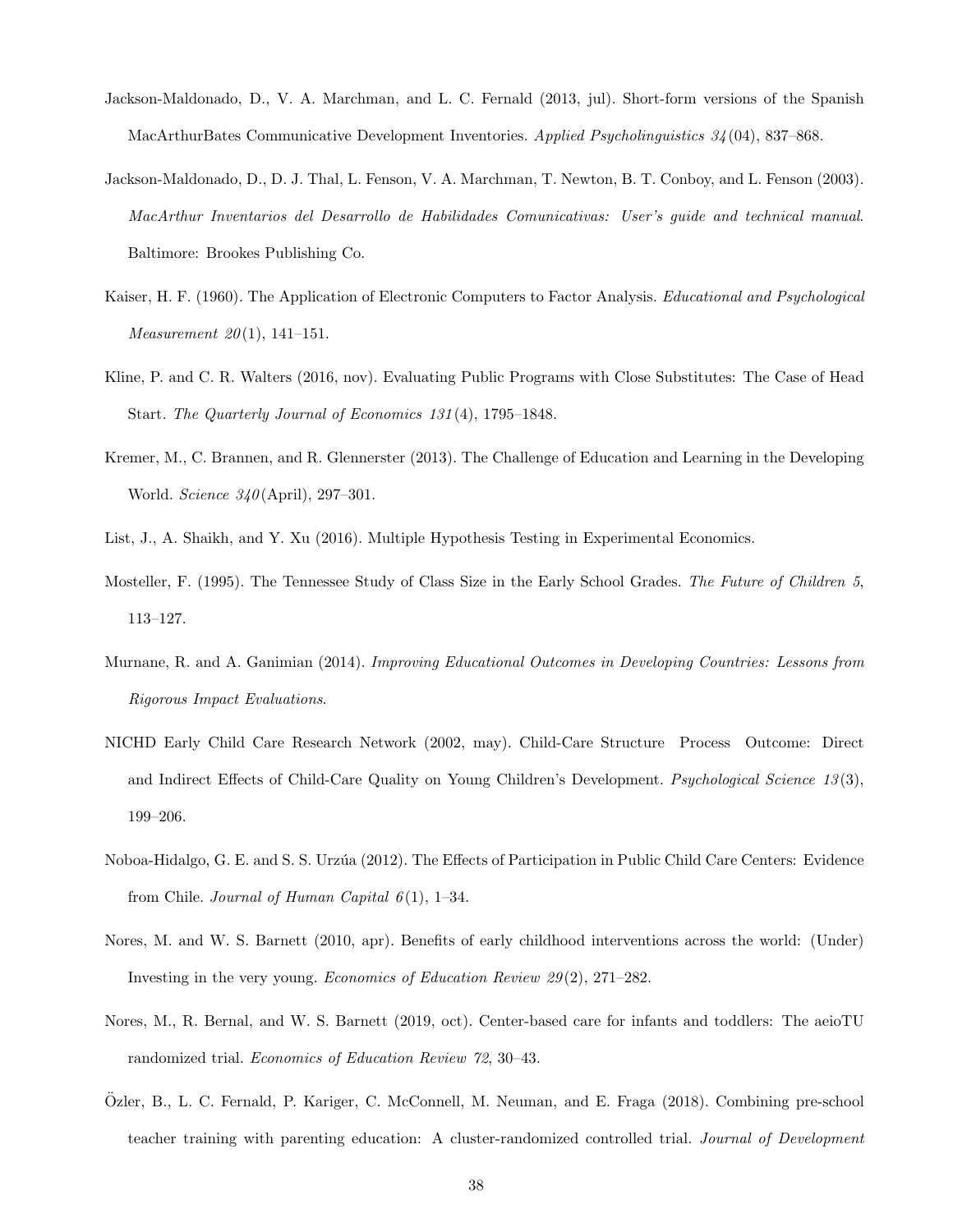Jackson-Maldonado, D., V. A. Marchman, and L. C. Fernald (2013, jul). Short-form versions of the Spanish MacArthurBates Communicative Development Inventories. *Applied Psycholinguistics 34*(04), 837–868.

Jackson-Maldonado, D., D. J. Thal, L. Fenson, V. A. Marchman, T. Newton, B. T. Conboy, and L. Fenson (2003). *MacArthur Inventarios del Desarrollo de Habilidades Comunicativas: User's guide and technical manual*. Baltimore: Brookes Publishing Co.

Kaiser, H. F. (1960). The Application of Electronic Computers to Factor Analysis. *Educational and Psychological Measurement 20*(1), 141–151.

Kline, P. and C. R. Walters (2016, nov). Evaluating Public Programs with Close Substitutes: The Case of Head Start. *The Quarterly Journal of Economics 131*(4), 1795–1848.

Kremer, M., C. Brannen, and R. Glennerster (2013). The Challenge of Education and Learning in the Developing World. *Science 340*(April), 297–301.

List, J., A. Shaikh, and Y. Xu (2016). Multiple Hypothesis Testing in Experimental Economics.

Mosteller, F. (1995). The Tennessee Study of Class Size in the Early School Grades. *The Future of Children 5*, 113–127.

Murnane, R. and A. Ganimian (2014). *Improving Educational Outcomes in Developing Countries: Lessons from Rigorous Impact Evaluations*.

NICHD Early Child Care Research Network (2002, may). Child-Care Structure  Process  Outcome: Direct and Indirect Effects of Child-Care Quality on Young Children's Development. *Psychological Science 13*(3), 199–206.

Noboa-Hidalgo, G. E. and S. S. Urzúa (2012). The Effects of Participation in Public Child Care Centers: Evidence from Chile. *Journal of Human Capital 6*(1), 1–34.

Nores, M. and W. S. Barnett (2010, apr). Benefits of early childhood interventions across the world: (Under) Investing in the very young. *Economics of Education Review 29*(2), 271–282.

Nores, M., R. Bernal, and W. S. Barnett (2019, oct). Center-based care for infants and toddlers: The aeioTU randomized trial. *Economics of Education Review 72*, 30–43.

Özler, B., L. C. Fernald, P. Kariger, C. McConnell, M. Neuman, and E. Fraga (2018). Combining pre-school teacher training with parenting education: A cluster-randomized controlled trial. *Journal of Development*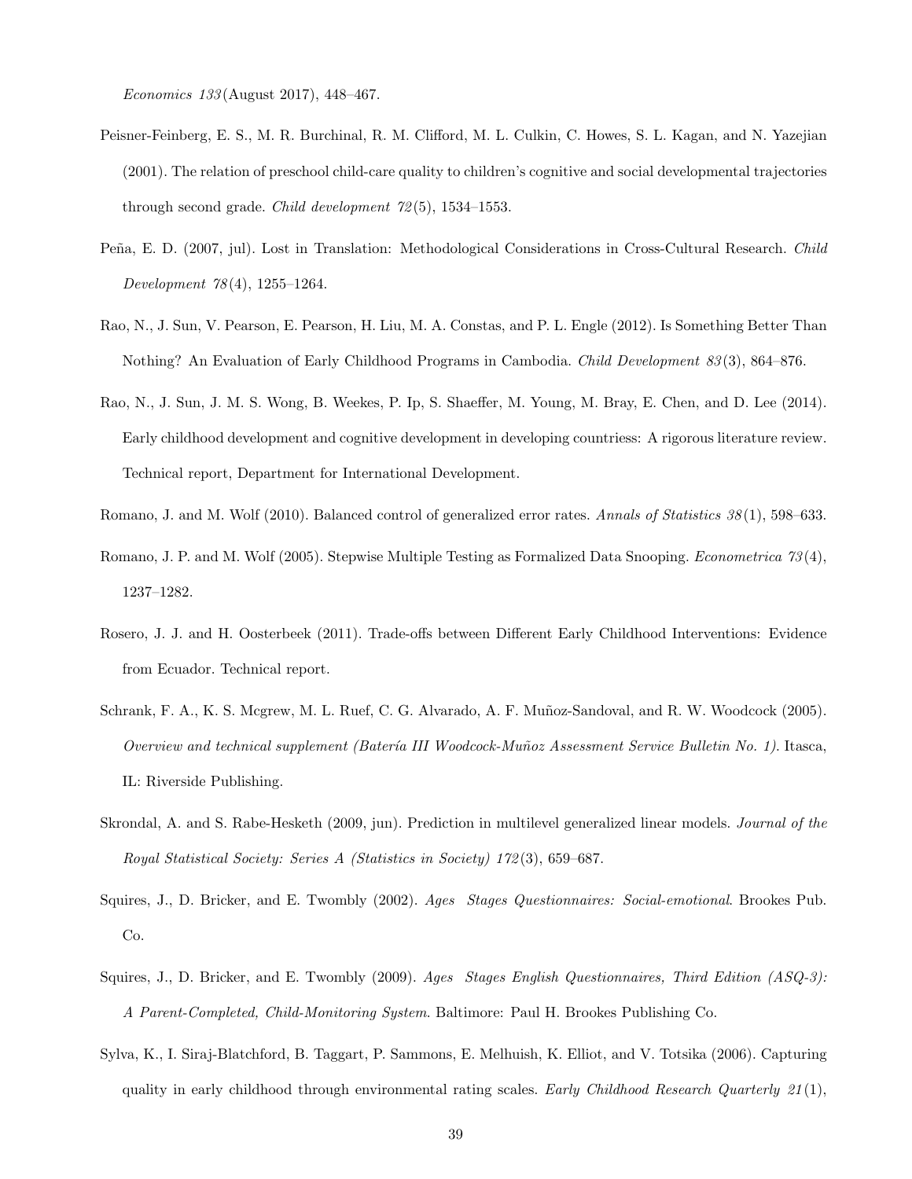*Economics 133*(August 2017), 448–467.

Peisner-Feinberg, E. S., M. R. Burchinal, R. M. Clifford, M. L. Culkin, C. Howes, S. L. Kagan, and N. Yazejian (2001). The relation of preschool child-care quality to children's cognitive and social developmental trajectories through second grade. *Child development 72*(5), 1534–1553.

Peña, E. D. (2007, jul). Lost in Translation: Methodological Considerations in Cross-Cultural Research. *Child Development 78*(4), 1255–1264.

Rao, N., J. Sun, V. Pearson, E. Pearson, H. Liu, M. A. Constas, and P. L. Engle (2012). Is Something Better Than Nothing? An Evaluation of Early Childhood Programs in Cambodia. *Child Development 83*(3), 864–876.

Rao, N., J. Sun, J. M. S. Wong, B. Weekes, P. Ip, S. Shaeffer, M. Young, M. Bray, E. Chen, and D. Lee (2014). Early childhood development and cognitive development in developing countriess: A rigorous literature review. Technical report, Department for International Development.

Romano, J. and M. Wolf (2010). Balanced control of generalized error rates. *Annals of Statistics 38*(1), 598–633.

Romano, J. P. and M. Wolf (2005). Stepwise Multiple Testing as Formalized Data Snooping. *Econometrica 73*(4), 1237–1282.

Rosero, J. J. and H. Oosterbeek (2011). Trade-offs between Different Early Childhood Interventions: Evidence from Ecuador. Technical report.

Schrank, F. A., K. S. Mcgrew, M. L. Ruef, C. G. Alvarado, A. F. Muñoz-Sandoval, and R. W. Woodcock (2005). *Overview and technical supplement (Batería III Woodcock-Muñoz Assessment Service Bulletin No. 1).* Itasca, IL: Riverside Publishing.

Skrondal, A. and S. Rabe-Hesketh (2009, jun). Prediction in multilevel generalized linear models. *Journal of the Royal Statistical Society: Series A (Statistics in Society) 172*(3), 659–687.

Squires, J., D. Bricker, and E. Twombly (2002). *Ages Stages Questionnaires: Social-emotional*. Brookes Pub. Co.

Squires, J., D. Bricker, and E. Twombly (2009). *Ages Stages English Questionnaires, Third Edition (ASQ-3): A Parent-Completed, Child-Monitoring System*. Baltimore: Paul H. Brookes Publishing Co.

Sylva, K., I. Siraj-Blatchford, B. Taggart, P. Sammons, E. Melhuish, K. Elliot, and V. Totsika (2006). Capturing quality in early childhood through environmental rating scales. *Early Childhood Research Quarterly 21*(1),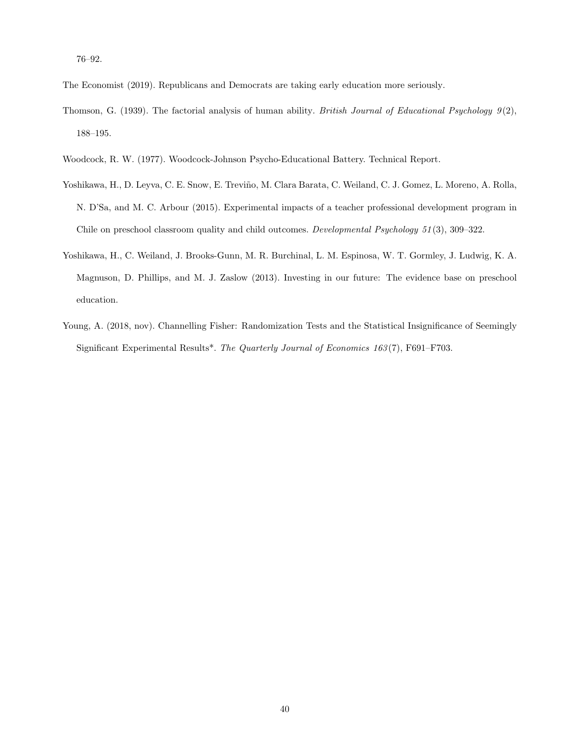76–92.

The Economist (2019). Republicans and Democrats are taking early education more seriously.

Thomson, G. (1939). The factorial analysis of human ability. *British Journal of Educational Psychology 9*(2), 188–195.

Woodcock, R. W. (1977). Woodcock-Johnson Psycho-Educational Battery. Technical Report.

Yoshikawa, H., D. Leyva, C. E. Snow, E. Treviño, M. Clara Barata, C. Weiland, C. J. Gomez, L. Moreno, A. Rolla, N. D'Sa, and M. C. Arbour (2015). Experimental impacts of a teacher professional development program in Chile on preschool classroom quality and child outcomes. *Developmental Psychology 51*(3), 309–322.

Yoshikawa, H., C. Weiland, J. Brooks-Gunn, M. R. Burchinal, L. M. Espinosa, W. T. Gormley, J. Ludwig, K. A. Magnuson, D. Phillips, and M. J. Zaslow (2013). Investing in our future: The evidence base on preschool education.

Young, A. (2018, nov). Channelling Fisher: Randomization Tests and the Statistical Insignificance of Seemingly Significant Experimental Results*. *The Quarterly Journal of Economics 163*(7), F691–F703.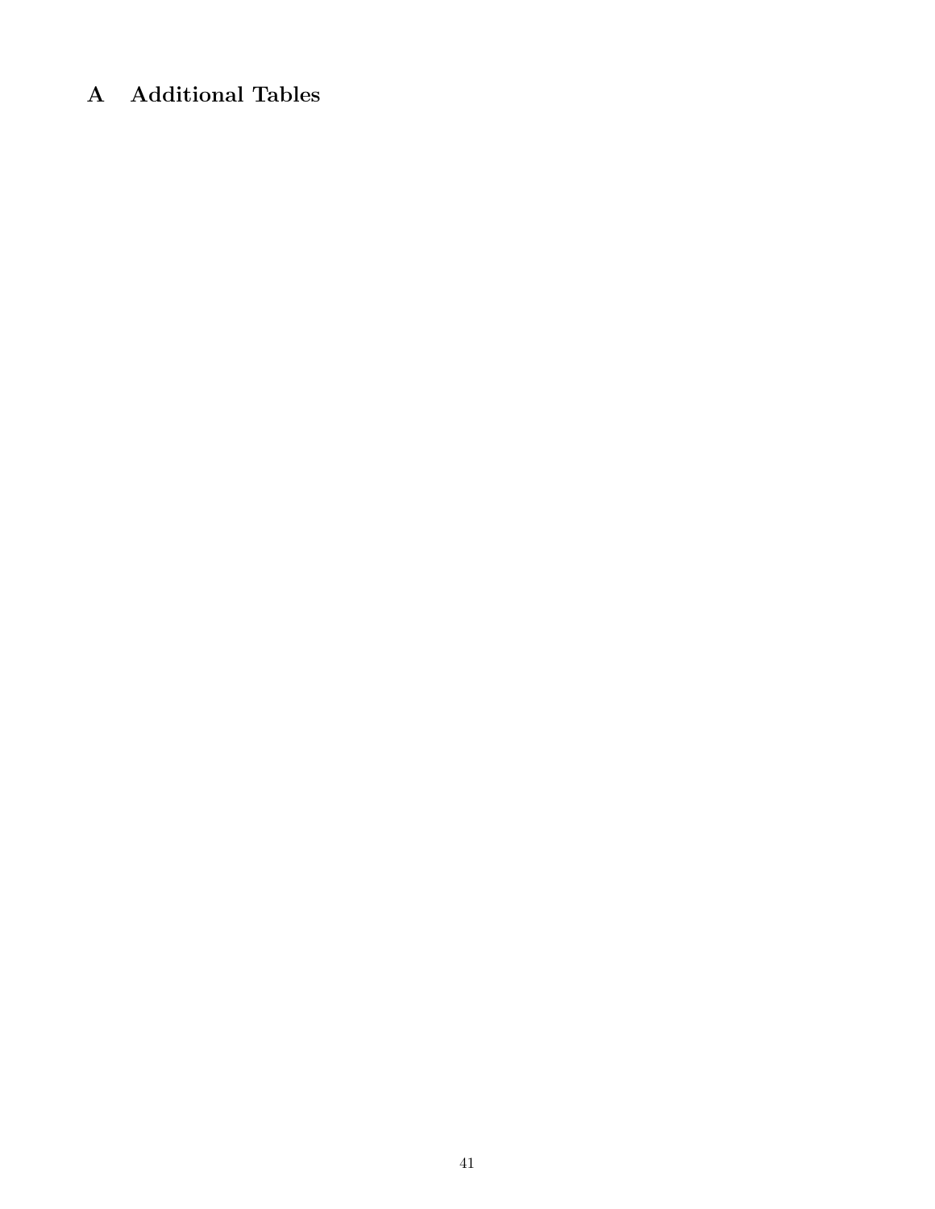# A Additional Tables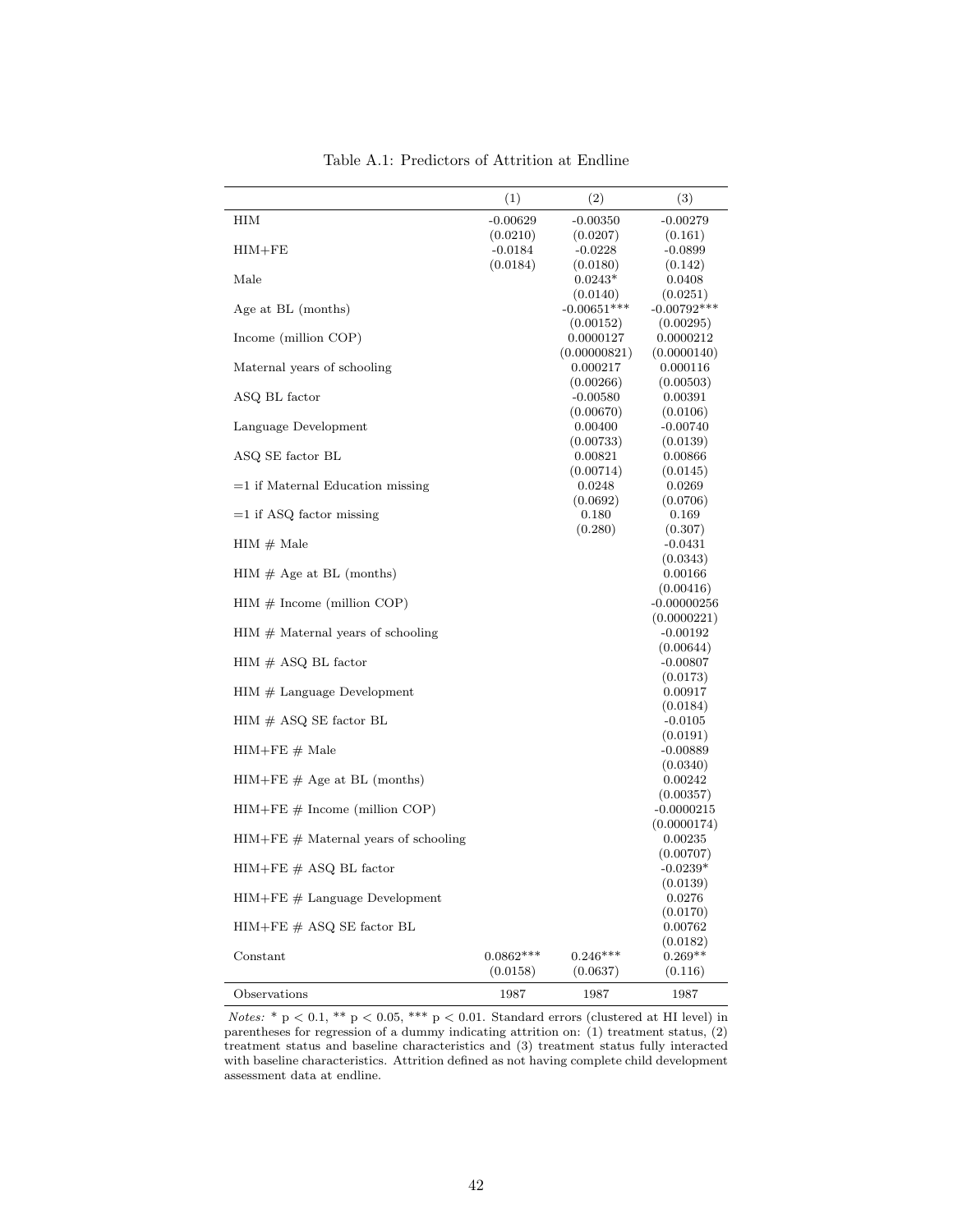Table A.1: Predictors of Attrition at Endline

| | (1) | (2) | (3) |
|---|---|---|---|
| HIM | -0.00629 | -0.00350 | -0.00279 |
| | (0.0210) | (0.0207) | (0.161) |
| HIM+FE | -0.0184 | -0.0228 | -0.0899 |
| | (0.0184) | (0.0180) | (0.142) |
| Male | | 0.0243* | 0.0408 |
| | | (0.0140) | (0.0251) |
| Age at BL (months) | | -0.00651*** | -0.00792*** |
| | | (0.00152) | (0.00295) |
| Income (million COP) | | 0.0000127 | 0.0000212 |
| | | (0.00000821) | (0.0000140) |
| Maternal years of schooling | | 0.000217 | 0.000116 |
| | | (0.00266) | (0.00503) |
| ASQ BL factor | | -0.00580 | 0.00391 |
| | | (0.00670) | (0.0106) |
| Language Development | | 0.00400 | -0.00740 |
| | | (0.00733) | (0.0139) |
| ASQ SE factor BL | | 0.00821 | 0.00866 |
| | | (0.00714) | (0.0145) |
| =1 if Maternal Education missing | | 0.0248 | 0.0269 |
| | | (0.0692) | (0.0706) |
| =1 if ASQ factor missing | | 0.180 | 0.169 |
| | | (0.280) | (0.307) |
| HIM # Male | | | -0.0431 |
| | | | (0.0343) |
| HIM # Age at BL (months) | | | 0.00166 |
| | | | (0.00416) |
| HIM # Income (million COP) | | | -0.00000256 |
| | | | (0.0000221) |
| HIM # Maternal years of schooling | | | -0.00192 |
| | | | (0.00644) |
| HIM # ASQ BL factor | | | -0.00807 |
| | | | (0.0173) |
| HIM # Language Development | | | 0.00917 |
| | | | (0.0184) |
| HIM # ASQ SE factor BL | | | -0.0105 |
| | | | (0.0191) |
| HIM+FE # Male | | | -0.00889 |
| | | | (0.0340) |
| HIM+FE # Age at BL (months) | | | 0.00242 |
| | | | (0.00357) |
| HIM+FE # Income (million COP) | | | -0.0000215 |
| | | | (0.0000174) |
| HIM+FE # Maternal years of schooling | | | 0.00235 |
| | | | (0.00707) |
| HIM+FE # ASQ BL factor | | | -0.0239* |
| | | | (0.0139) |
| HIM+FE # Language Development | | | 0.0276 |
| | | | (0.0170) |
| HIM+FE # ASQ SE factor BL | | | 0.00762 |
| | | | (0.0182) |
| Constant | 0.0862*** | 0.246*** | 0.269** |
| | (0.0158) | (0.0637) | (0.116) |
| Observations | 1987 | 1987 | 1987 |

*Notes:* * $p < 0.1$, ** $p < 0.05$, *** $p < 0.01$. Standard errors (clustered at HI level) in parentheses for regression of a dummy indicating attrition on: (1) treatment status, (2) treatment status and baseline characteristics and (3) treatment status fully interacted with baseline characteristics. Attrition defined as not having complete child development assessment data at endline.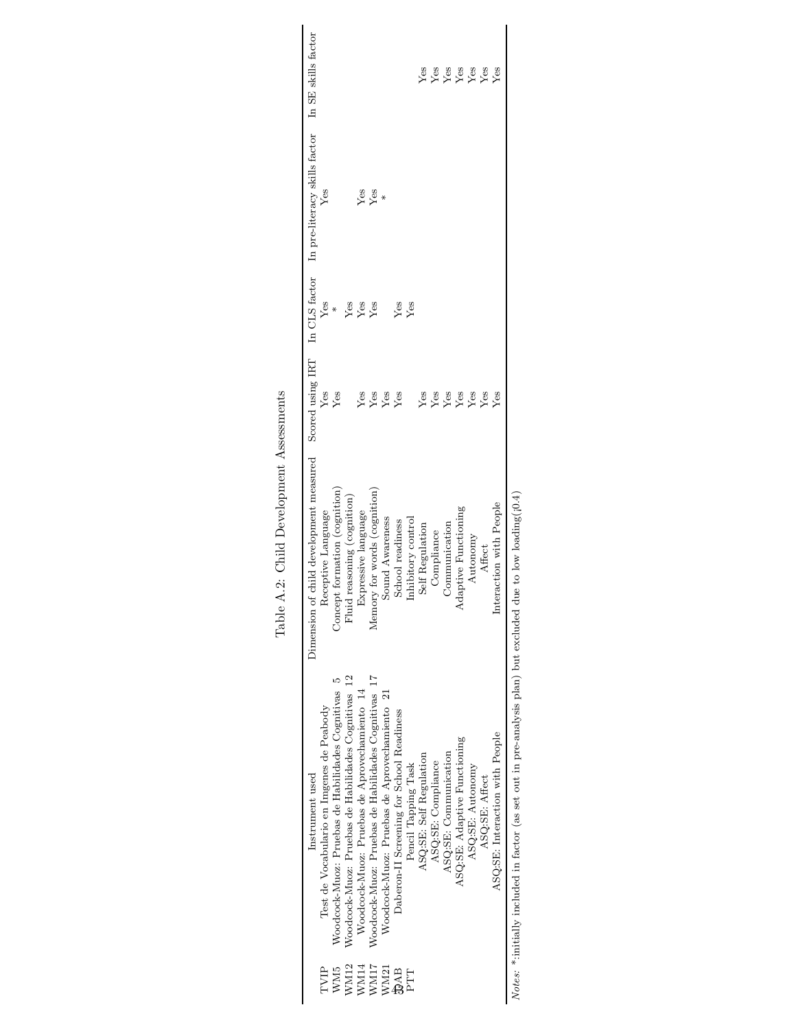Table A.2: Child Development Assessments

| | Instrument used | Dimension of child development measured | Scored using IRT | In CLS factor | In pre-literacy skills factor | In SE skills factor |
|---|---|---|---|---|---|---|
| TVIP | Test de Vocabulario en Imgenes de Peabody | Receptive Language | Yes | Yes | Yes | |
| WM5 | Woodcock-Muoz: Pruebas de Habilidades Cognitivas 5 | Concept formation (cognition) | Yes | * | | |
| WM12 | Woodcock-Muoz: Pruebas de Habilidades Cognitivas 12 | Fluid reasoning (cognition) | | Yes | | |
| WM14 | Woodcock-Muoz: Pruebas de Aprovechamiento 14 | Expressive language | Yes | Yes | Yes | |
| WM17 | Woodcock-Muoz: Pruebas de Habilidades Cognitivas 17 | Memory for words (cognition) | Yes | Yes | Yes | |
| WM21 | Woodcock-Muoz: Pruebas de Aprovechamiento 21 | Sound Awareness | Yes | | * | |
| DAB | Daberon-II Screening for School Readiness | School readiness | Yes | Yes | | |
| PTT | Pencil Tapping Task | Inhibitory control | | Yes | | |
| | ASQ:SE: Self Regulation | Self Regulation | Yes | | | Yes |
| | ASQ:SE: Compliance | Compliance | Yes | | | Yes |
| | ASQ:SE: Communication | Communication | Yes | | | Yes |
| | ASQ:SE: Adaptive Functioning | Adaptive Functioning | Yes | | | Yes |
| | ASQ:SE: Autonomy | Autonomy | Yes | | | Yes |
| | ASQ:SE: Affect | Affect | Yes | | | Yes |
| | ASQ:SE: Interaction with People | Interaction with People | Yes | | | Yes |

*Notes:* *:initially included in factor (as set out in pre-analysis plan) but excluded due to low loading(¡0.4)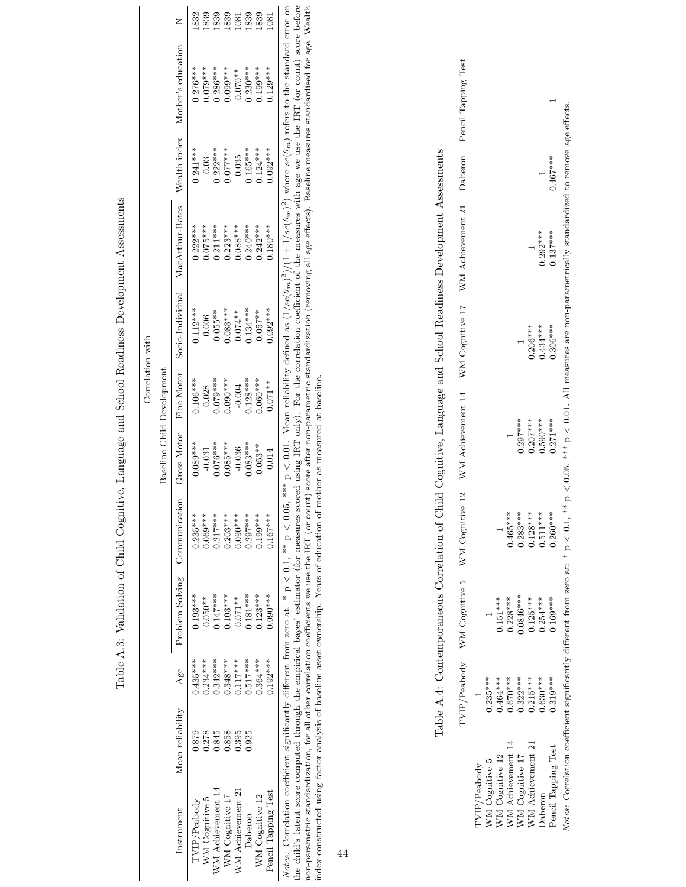Table A.3: Validation of Child Cognitive, Language and School Readiness Development Assessments

| Instrument | Mean reliability | Correlation with | | | | | | | | | |
|---|---|---|---|---|---|---|---|---|---|---|---|
| | | Age | Baseline Child Development | | | | | | Wealth index | Mother's education | N |
| | | | Problem Solving | Communication | Gross Motor | Fine Motor | Socio-Individual | MacArthur-Bates | | | |
| TVIP/Peabody | 0.879 | 0.435*** | 0.193*** | 0.235*** | 0.089*** | 0.106*** | 0.112*** | 0.222*** | 0.241*** | 0.276*** | 1832 |
| WM Cognitive 5 | 0.278 | 0.234*** | 0.050** | 0.069*** | -0.031 | 0.028 | 0.006 | 0.075*** | 0.03 | 0.079*** | 1839 |
| WM Achievement 14 | 0.845 | 0.342*** | 0.147*** | 0.217*** | 0.076*** | 0.079*** | 0.055** | 0.211*** | 0.222*** | 0.286*** | 1839 |
| WM Cognitive 17 | 0.858 | 0.348*** | 0.103*** | 0.203*** | 0.085*** | 0.090*** | 0.083*** | 0.223*** | 0.077*** | 0.099*** | 1839 |
| WM Achievement 21 | 0.395 | 0.117*** | 0.071** | 0.090*** | -0.036 | -0.004 | 0.074** | 0.088*** | 0.035 | 0.070** | 1081 |
| Daberon | 0.925 | 0.517*** | 0.181*** | 0.297*** | 0.083*** | 0.128*** | 0.134*** | 0.240*** | 0.165*** | 0.230*** | 1839 |
| WM Cognitive 12 | | 0.364*** | 0.123*** | 0.199*** | 0.053** | 0.060*** | 0.057** | 0.242*** | 0.124*** | 0.199*** | 1839 |
| Pencil Tapping Test | | 0.192*** | 0.090*** | 0.167*** | 0.014 | 0.071** | 0.092*** | 0.180*** | 0.092*** | 0.129*** | 1081 |

*Notes:* Correlation coefficient significantly different from zero at: * p < 0.1, ** p < 0.05, *** p < 0.01. Mean reliability defined as $(1/se(\theta_m)^2)/(1+1/se(\theta_m)^2)$ where $se(\theta_m)$ refers to the standard error on the child's latent score computed through the empirical bayes' estimator (for measures scored using IRT only). For the correlation coefficient of the measures with age we use the IRT (or count) score before non-parametric standardization, for all other correlation coefficients we use the IRT (or count) score after non-parametric standardization (removing all age effects). Baseline measures standardised for age. Wealth index constructed using factor analysis of baseline asset ownership. Years of education of mother as measured at baseline.

Table A.4: Contemporaneous Correlation of Child Cognitive, Language and School Readiness Development Assessments

| | TVIP/Peabody | WM Cognitive 5 | WM Cognitive 12 | WM Achievement 14 | WM Cognitive 17 | WM Achievement 21 | Daberon | Pencil Tapping Test |
|---|---|---|---|---|---|---|---|---|
| TVIP/Peabody | 1 | | | | | | | |
| WM Cognitive 5 | 0.235*** | 1 | | | | | | |
| WM Cognitive 12 | 0.464*** | 0.151*** | 1 | | | | | |
| WM Achievement 14 | 0.670*** | 0.228*** | 0.465*** | 1 | | | | |
| WM Cognitive 17 | 0.322*** | 0.0846*** | 0.283*** | 0.297*** | 1 | | | |
| WM Achievement 21 | 0.215*** | 0.125*** | 0.128*** | 0.207*** | 0.206*** | 1 | | |
| Daberon | 0.630*** | 0.254*** | 0.511*** | 0.590*** | 0.434*** | 0.292*** | 1 | |
| Pencil Tapping Test | 0.319*** | 0.169*** | 0.260*** | 0.271*** | 0.306*** | 0.137*** | 0.467*** | 1 |

*Notes:* Correlation coefficient significantly different from zero at: * p < 0.1, ** p < 0.05, *** p < 0.01. All measures are non-parametrically standardized to remove age effects.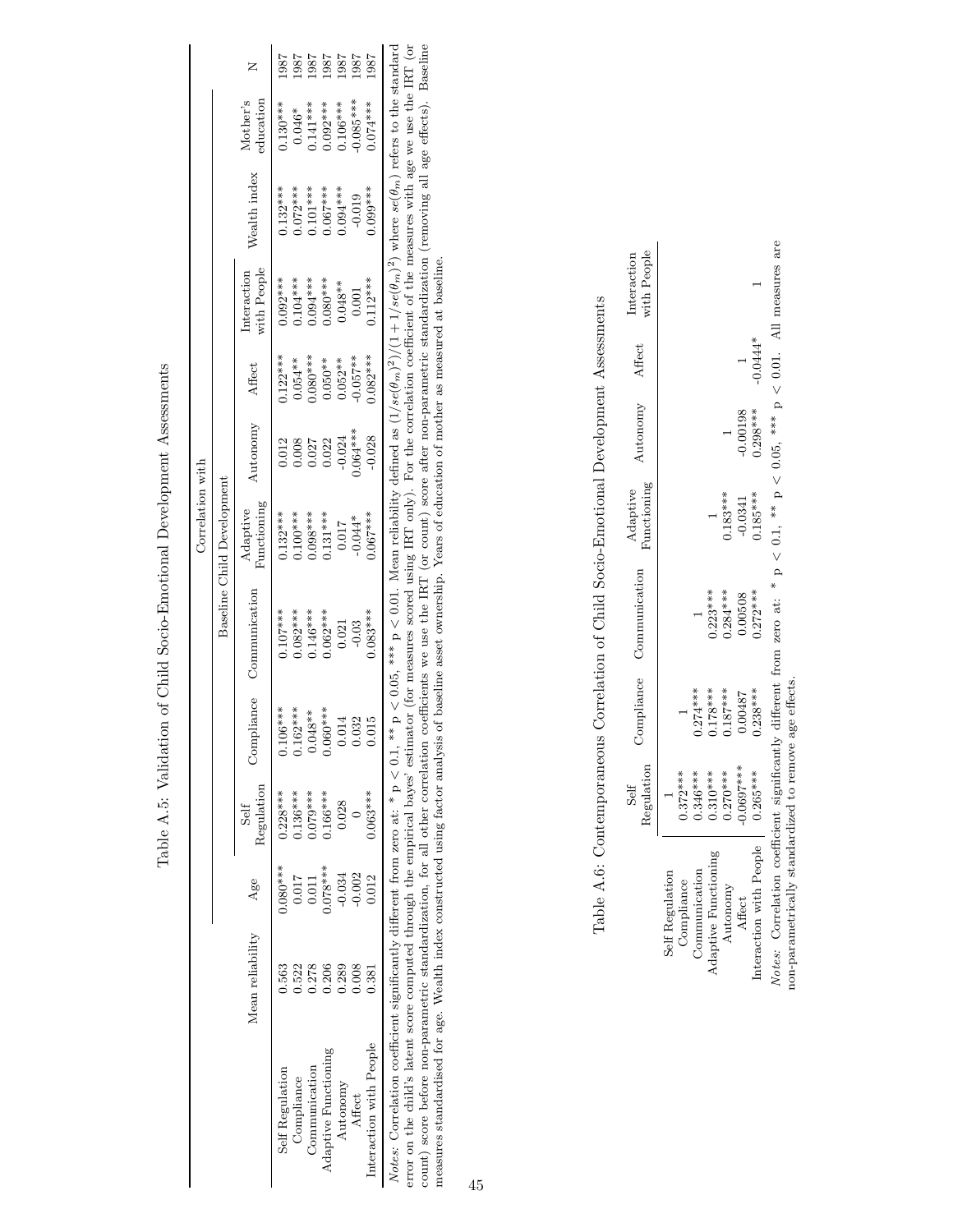Table A.5: Validation of Child Socio-Emotional Development Assessments

| | Mean reliability | Age | Correlation with | | | | | | | Wealth index | Mother's education | N |
|---|---|---|---|---|---|---|---|---|---|---|---|---|
| | | | Baseline Child Development | | | | | | | | | |
| | | | Self Regulation | Compliance | Communication | Adaptive Functioning | Autonomy | Affect | Interaction with People | | | |
| Self Regulation | 0.563 | 0.080*** | 0.228*** | 0.106*** | 0.107*** | 0.132*** | 0.012 | 0.122*** | 0.092*** | 0.132*** | 0.130*** | 1987 |
| Compliance | 0.522 | 0.017 | 0.136*** | 0.162*** | 0.082*** | 0.100*** | 0.008 | 0.054** | 0.104*** | 0.072*** | 0.046* | 1987 |
| Communication | 0.278 | 0.011 | 0.079*** | 0.048** | 0.146*** | 0.098*** | 0.027 | 0.080*** | 0.094*** | 0.101*** | 0.141*** | 1987 |
| Adaptive Functioning | 0.206 | 0.078*** | 0.166*** | 0.060*** | 0.062*** | 0.131*** | 0.022 | 0.050** | 0.080*** | 0.067*** | 0.092*** | 1987 |
| Autonomy | 0.289 | -0.034 | 0.028 | 0.014 | 0.021 | 0.017 | -0.024 | 0.052** | 0.048** | 0.094*** | 0.106*** | 1987 |
| Affect | 0.008 | -0.002 | 0 | 0.032 | -0.03 | -0.044* | 0.064*** | -0.057*** | 0.001 | -0.019 | -0.085*** | 1987 |
| Interaction with People | 0.381 | 0.012 | 0.063*** | 0.015 | 0.083*** | 0.067*** | -0.028 | 0.082*** | 0.112*** | 0.099*** | 0.074*** | 1987 |

*Notes:* Correlation coefficient significantly different from zero at: * p < 0.1, ** p < 0.05, *** p < 0.01. Mean reliability defined as $(1/se(\theta_m)^2)/(1+1/se(\theta_m)^2)$ where $se(\theta_m)$ refers to the standard error on the child's latent score computed through the empirical bayes' estimator (for measures scored using IRT only). For the correlation coefficient of the measures with age we use the IRT (or count) score before non-parametric standardization, for all other correlation coefficients we use the IRT (or count) score after non-parametric standardization (removing all age effects). Baseline measures standardised for age. Wealth index constructed using factor analysis of baseline asset ownership. Years of education of mother as measured at baseline.

Table A.6: Contemporaneous Correlation of Child Socio-Emotional Development Assessments

| | Self Regulation | Compliance | Communication | Adaptive Functioning | Autonomy | Affect | Interaction with People |
|---|---|---|---|---|---|---|---|
| Self Regulation | 1 | | | | | | |
| Compliance | 0.372*** | 1 | | | | | |
| Communication | 0.346*** | 0.274*** | 1 | | | | |
| Adaptive Functioning | 0.310*** | 0.178*** | 0.223*** | 1 | | | |
| Autonomy | 0.270*** | 0.187*** | 0.284*** | 0.183*** | 1 | | |
| Affect | -0.0697*** | 0.00487 | 0.00508 | -0.0341 | -0.00198 | 1 | |
| Interaction with People | 0.265*** | 0.238*** | 0.272*** | 0.185*** | 0.298*** | -0.0444* | 1 |

*Notes:* Correlation coefficient significantly different from zero at: * p < 0.1, ** p < 0.05, *** p < 0.01. All measures are non-parametrically standardized to remove age effects.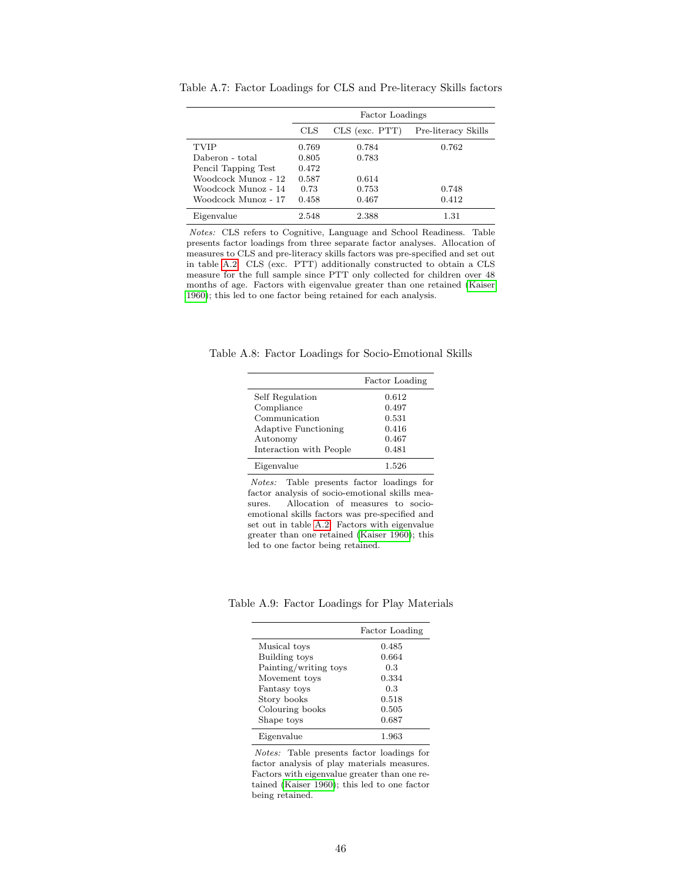Table A.7: Factor Loadings for CLS and Pre-literacy Skills factors

| | Factor Loadings | | |
|---|---|---|---|
| | CLS | CLS (exc. PTT) | Pre-literacy Skills |
| TVIP | 0.769 | 0.784 | 0.762 |
| Daberon - total | 0.805 | 0.783 | |
| Pencil Tapping Test | 0.472 | | |
| Woodcock Munoz - 12 | 0.587 | 0.614 | |
| Woodcock Munoz - 14 | 0.73 | 0.753 | 0.748 |
| Woodcock Munoz - 17 | 0.458 | 0.467 | 0.412 |
| Eigenvalue | 2.548 | 2.388 | 1.31 |

*Notes:* CLS refers to Cognitive, Language and School Readiness. Table presents factor loadings from three separate factor analyses. Allocation of measures to CLS and pre-literacy skills factors was pre-specified and set out in table A.2. CLS (exc. PTT) additionally constructed to obtain a CLS measure for the full sample since PTT only collected for children over 48 months of age. Factors with eigenvalue greater than one retained (Kaiser 1960); this led to one factor being retained for each analysis.

Table A.8: Factor Loadings for Socio-Emotional Skills

| | Factor Loading |
|---|---|
| Self Regulation | 0.612 |
| Compliance | 0.497 |
| Communication | 0.531 |
| Adaptive Functioning | 0.416 |
| Autonomy | 0.467 |
| Interaction with People | 0.481 |
| Eigenvalue | 1.526 |

*Notes:* Table presents factor loadings for factor analysis of socio-emotional skills measures. Allocation of measures to socio-emotional skills factors was pre-specified and set out in table A.2. Factors with eigenvalue greater than one retained (Kaiser 1960); this led to one factor being retained.

Table A.9: Factor Loadings for Play Materials

| | Factor Loading |
|---|---|
| Musical toys | 0.485 |
| Building toys | 0.664 |
| Painting/writing toys | 0.3 |
| Movement toys | 0.334 |
| Fantasy toys | 0.3 |
| Story books | 0.518 |
| Colouring books | 0.505 |
| Shape toys | 0.687 |
| Eigenvalue | 1.963 |

*Notes:* Table presents factor loadings for factor analysis of play materials measures. Factors with eigenvalue greater than one retained (Kaiser 1960); this led to one factor being retained.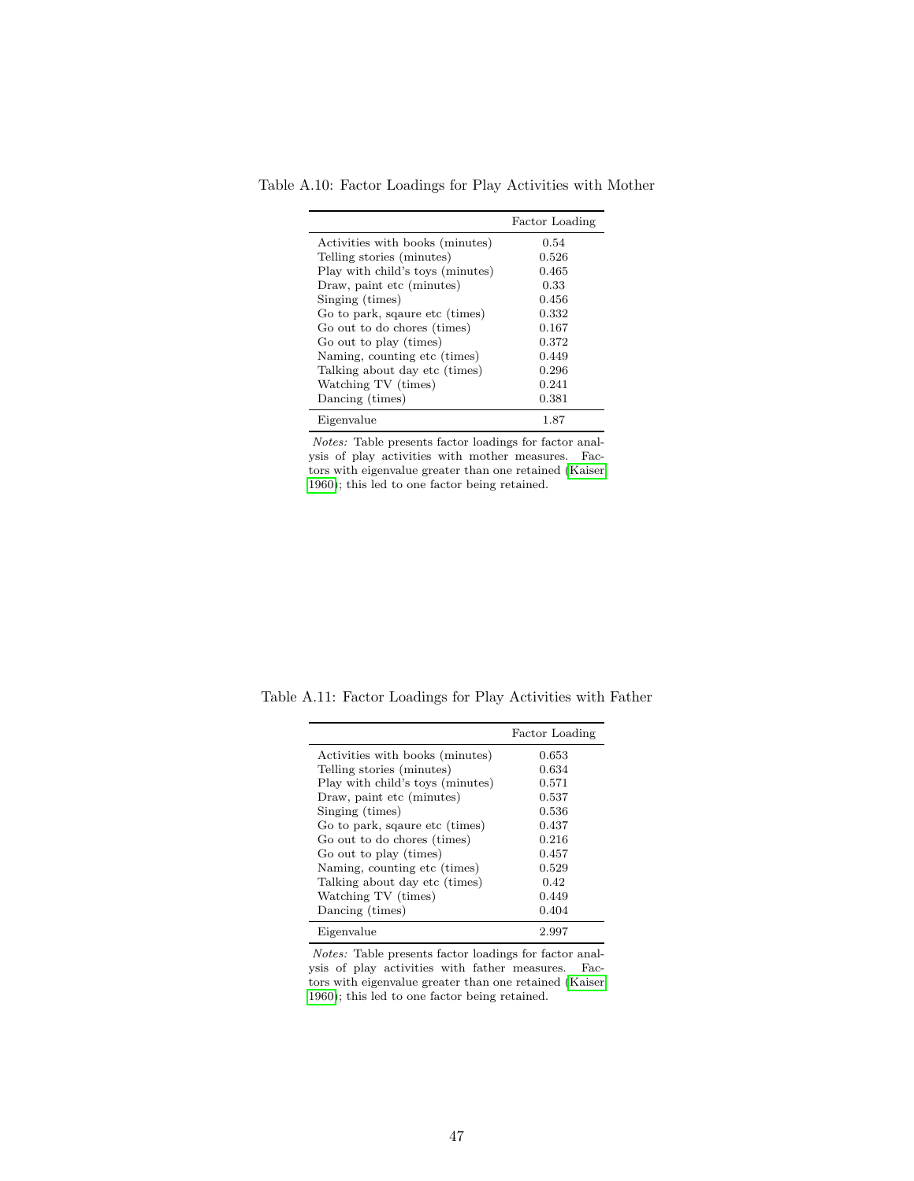Table A.10: Factor Loadings for Play Activities with Mother

| | Factor Loading |
|---|---|
| Activities with books (minutes) | 0.54 |
| Telling stories (minutes) | 0.526 |
| Play with child's toys (minutes) | 0.465 |
| Draw, paint etc (minutes) | 0.33 |
| Singing (times) | 0.456 |
| Go to park, sqaure etc (times) | 0.332 |
| Go out to do chores (times) | 0.167 |
| Go out to play (times) | 0.372 |
| Naming, counting etc (times) | 0.449 |
| Talking about day etc (times) | 0.296 |
| Watching TV (times) | 0.241 |
| Dancing (times) | 0.381 |
| Eigenvalue | 1.87 |

*Notes:* Table presents factor loadings for factor analysis of play activities with mother measures. Factors with eigenvalue greater than one retained (Kaiser 1960); this led to one factor being retained.

Table A.11: Factor Loadings for Play Activities with Father

| | Factor Loading |
|---|---|
| Activities with books (minutes) | 0.653 |
| Telling stories (minutes) | 0.634 |
| Play with child's toys (minutes) | 0.571 |
| Draw, paint etc (minutes) | 0.537 |
| Singing (times) | 0.536 |
| Go to park, sqaure etc (times) | 0.437 |
| Go out to do chores (times) | 0.216 |
| Go out to play (times) | 0.457 |
| Naming, counting etc (times) | 0.529 |
| Talking about day etc (times) | 0.42 |
| Watching TV (times) | 0.449 |
| Dancing (times) | 0.404 |
| Eigenvalue | 2.997 |

*Notes:* Table presents factor loadings for factor analysis of play activities with father measures. Factors with eigenvalue greater than one retained (Kaiser 1960); this led to one factor being retained.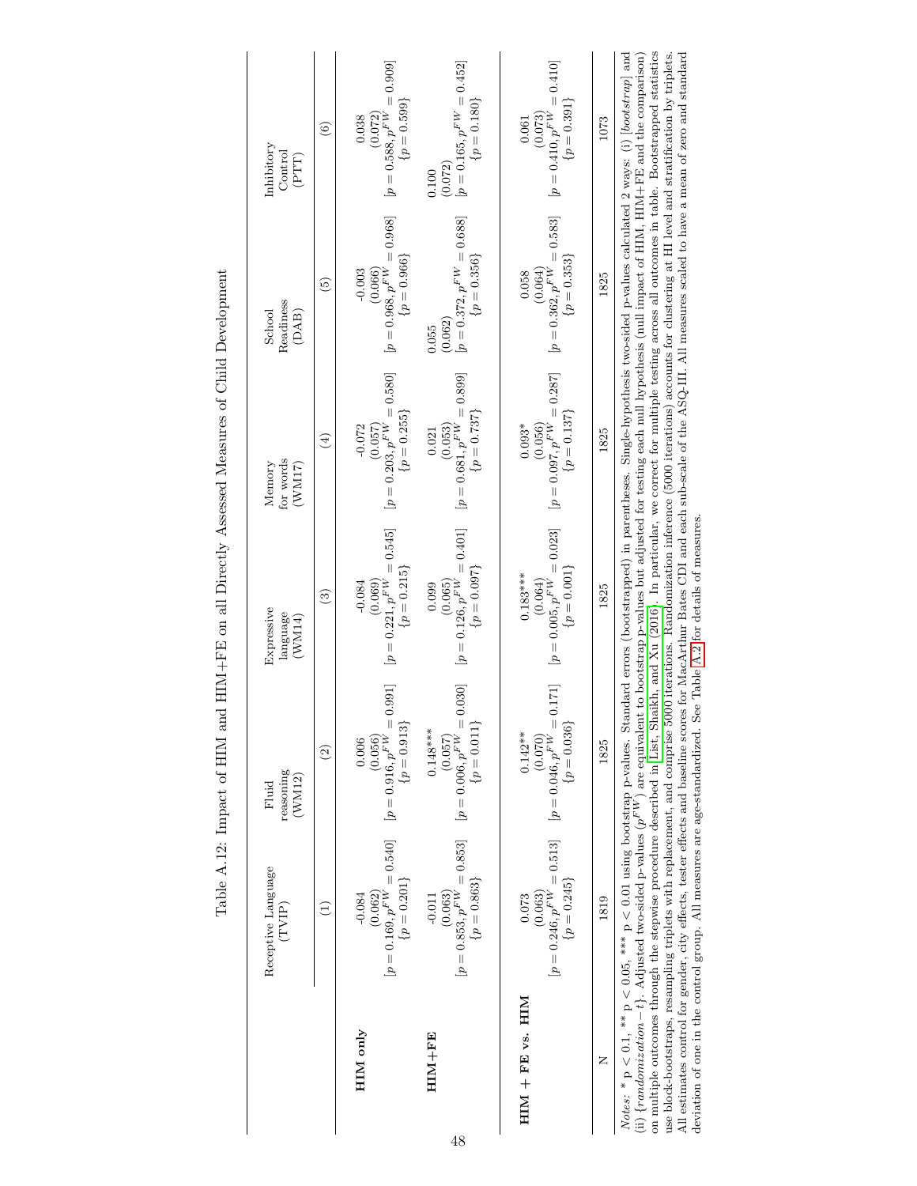Table A.12: Impact of HIM and HIM+FE on all Directly Assessed Measures of Child Development

| | Receptive Language (TVIP) | Fluid reasoning (WM12) | Expressive language (WM14) | Memory for words (WM17) | School Readiness (DAB) | Inhibitory Control (PTT) |
|---|---|---|---|---|---|---|
| | (1) | (2) | (3) | (4) | (5) | (6) |
| **HIM only** | -0.084 | 0.006 | -0.084 | -0.072 | -0.003 | 0.038 |
| | (0.062) | (0.056) | (0.069) | (0.057) | (0.066) | (0.072) |
| | $[p = 0.169, p^{FW} = 0.540]$ | $[p = 0.916, p^{FW} = 0.991]$ | $[p = 0.221, p^{FW} = 0.545]$ | $[p = 0.203, p^{FW} = 0.580]$ | $[p = 0.968, p^{FW} = 0.968]$ | $[p = 0.588, p^{FW} = 0.909]$ |
| | $\{p = 0.201\}$ | $\{p = 0.913\}$ | $\{p = 0.215\}$ | $\{p = 0.255\}$ | $\{p = 0.966\}$ | $\{p = 0.599\}$ |
| **HIM+FE** | -0.011 | 0.148*** | 0.099 | 0.021 | 0.055 | 0.100 |
| | (0.063) | (0.057) | (0.065) | (0.053) | (0.062) | (0.072) |
| | $[p = 0.853, p^{FW} = 0.853]$ | $[p = 0.006, p^{FW} = 0.030]$ | $[p = 0.126, p^{FW} = 0.401]$ | $[p = 0.681, p^{FW} = 0.899]$ | $[p = 0.372, p^{FW} = 0.688]$ | $[p = 0.165, p^{FW} = 0.452]$ |
| | $\{p = 0.863\}$ | $\{p = 0.011\}$ | $\{p = 0.097\}$ | $\{p = 0.737\}$ | $\{p = 0.356\}$ | $\{p = 0.180\}$ |
| **HIM + FE vs. HIM** | 0.073 | 0.142** | 0.183*** | 0.093* | 0.058 | 0.061 |
| | (0.063) | (0.070) | (0.064) | (0.056) | (0.064) | (0.073) |
| | $[p = 0.246, p^{FW} = 0.513]$ | $[p = 0.046, p^{FW} = 0.171]$ | $[p = 0.005, p^{FW} = 0.023]$ | $[p = 0.097, p^{FW} = 0.287]$ | $[p = 0.362, p^{FW} = 0.583]$ | $[p = 0.410, p^{FW} = 0.410]$ |
| | $\{p = 0.245\}$ | $\{p = 0.036\}$ | $\{p = 0.001\}$ | $\{p = 0.137\}$ | $\{p = 0.353\}$ | $\{p = 0.391\}$ |
| N | 1819 | 1825 | 1825 | 1825 | 1825 | 1073 |

*Notes*: * p < 0.1, ** p < 0.05, *** p < 0.01 using bootstrap p-values. Standard errors (bootstrapped) in parentheses. Single-hypothesis two-sided p-values calculated 2 ways: (i) [*bootstrap*] and (ii) {*randomization − t*}. Adjusted two-sided p-values ($p^{FW}$) are equivalent to bootstrap p-values but adjusted for testing each null hypothesis (null impact of HIM, HIM+FE and the comparison) on multiple outcomes through the stepwise procedure described in List, Shaikh, and Xu (2016). In particular, we correct for multiple testing across all outcomes in table. Bootstrapped statistics use block-bootstraps, resampling triplets with replacement, and comprise 5000 iterations. Randomization inference (5000 iterations) accounts for clustering at HI level and stratification by triplets. All estimates control for gender, city effects, tester effects and baseline scores for MacArthur Bates CDI and each sub-scale of the ASQ-III. All measures scaled to have a mean of zero and standard deviation of one in the control group. All measures are age-standardized. See Table A.2 for details of measures.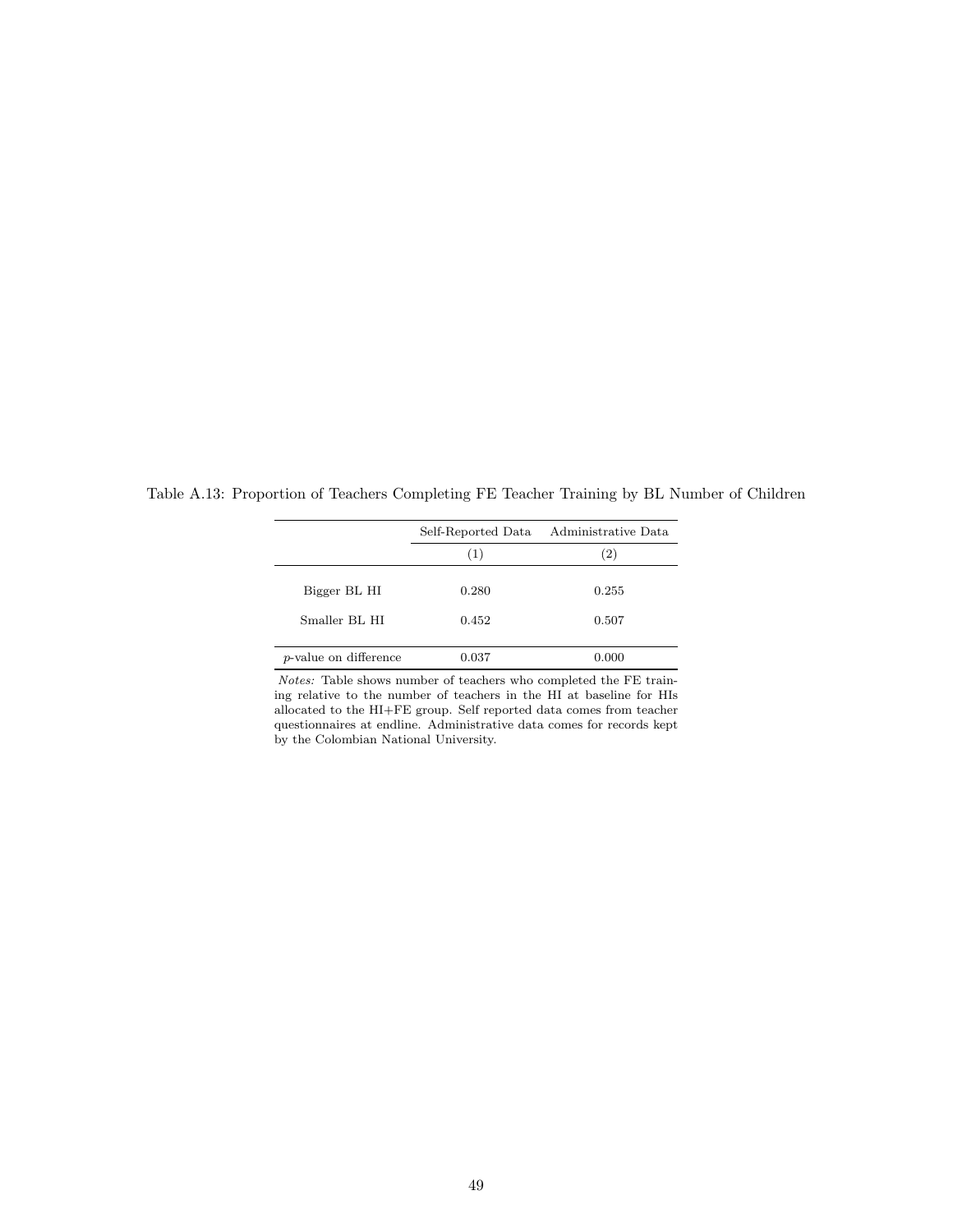Table A.13: Proportion of Teachers Completing FE Teacher Training by BL Number of Children

| | Self-Reported Data | Administrative Data |
|---|---|---|
| | (1) | (2) |
| Bigger BL HI | 0.280 | 0.255 |
| Smaller BL HI | 0.452 | 0.507 |
| *p*-value on difference | 0.037 | 0.000 |

*Notes:* Table shows number of teachers who completed the FE training relative to the number of teachers in the HI at baseline for HIs allocated to the HI+FE group. Self reported data comes from teacher questionnaires at endline. Administrative data comes for records kept by the Colombian National University.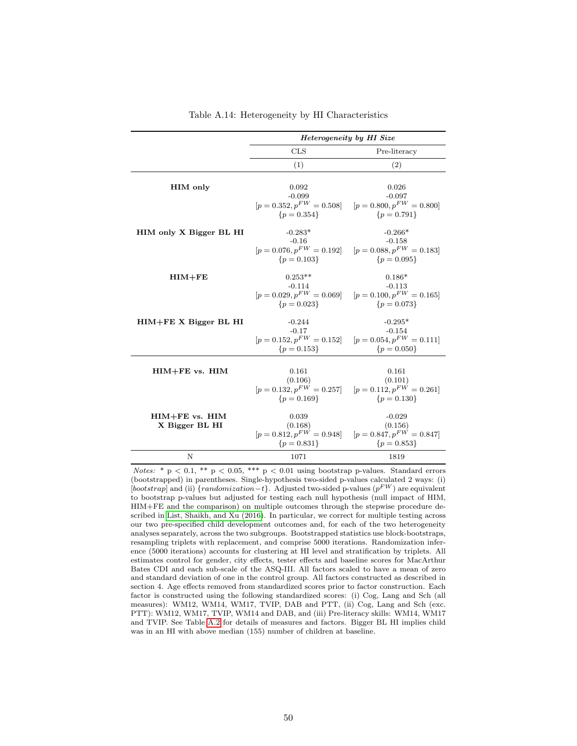Table A.14: Heterogeneity by HI Characteristics

| | ***Heterogeneity by HI Size*** | |
|---|---|---|
| | CLS | Pre-literacy |
| | (1) | (2) |
| **HIM only** | 0.092<br>-0.099<br>$[p = 0.352, p^{FW} = 0.508]$<br>$\{p = 0.354\}$ | 0.026<br>-0.097<br>$[p = 0.800, p^{FW} = 0.800]$<br>$\{p = 0.791\}$ |
| **HIM only X Bigger BL HI** | -0.283*<br>-0.16<br>$[p = 0.076, p^{FW} = 0.192]$<br>$\{p = 0.103\}$ | -0.266*<br>-0.158<br>$[p = 0.088, p^{FW} = 0.183]$<br>$\{p = 0.095\}$ |
| **HIM+FE** | 0.253**<br>-0.114<br>$[p = 0.029, p^{FW} = 0.069]$<br>$\{p = 0.023\}$ | 0.186*<br>-0.113<br>$[p = 0.100, p^{FW} = 0.165]$<br>$\{p = 0.073\}$ |
| **HIM+FE X Bigger BL HI** | -0.244<br>-0.17<br>$[p = 0.152, p^{FW} = 0.152]$<br>$\{p = 0.153\}$ | -0.295*<br>-0.154<br>$[p = 0.054, p^{FW} = 0.111]$<br>$\{p = 0.050\}$ |
| **HIM+FE vs. HIM** | 0.161<br>(0.106)<br>$[p = 0.132, p^{FW} = 0.257]$<br>$\{p = 0.169\}$ | 0.161<br>(0.101)<br>$[p = 0.112, p^{FW} = 0.261]$<br>$\{p = 0.130\}$ |
| **HIM+FE vs. HIM X Bigger BL HI** | 0.039<br>(0.168)<br>$[p = 0.812, p^{FW} = 0.948]$<br>$\{p = 0.831\}$ | -0.029<br>(0.156)<br>$[p = 0.847, p^{FW} = 0.847]$<br>$\{p = 0.853\}$ |
| N | 1071 | 1819 |

*Notes:* * p < 0.1, ** p < 0.05, *** p < 0.01 using bootstrap p-values. Standard errors (bootstrapped) in parentheses. Single-hypothesis two-sided p-values calculated 2 ways: (i) [*bootstrap*] and (ii) {*randomization−t*}. Adjusted two-sided p-values ($p^{FW}$) are equivalent to bootstrap p-values but adjusted for testing each null hypothesis (null impact of HIM, HIM+FE and the comparison) on multiple outcomes through the stepwise procedure described in List, Shaikh, and Xu (2016). In particular, we correct for multiple testing across our two pre-specified child development outcomes and, for each of the two heterogeneity analyses separately, across the two subgroups. Bootstrapped statistics use block-bootstraps, resampling triplets with replacement, and comprise 5000 iterations. Randomization inference (5000 iterations) accounts for clustering at HI level and stratification by triplets. All estimates control for gender, city effects, tester effects and baseline scores for MacArthur Bates CDI and each sub-scale of the ASQ-III. All factors scaled to have a mean of zero and standard deviation of one in the control group. All factors constructed as described in section 4. Age effects removed from standardized scores prior to factor construction. Each factor is constructed using the following standardized scores: (i) Cog, Lang and Sch (all measures): WM12, WM14, WM17, TVIP, DAB and PTT, (ii) Cog, Lang and Sch (exc. PTT): WM12, WM17, TVIP, WM14 and DAB, and (iii) Pre-literacy skills: WM14, WM17 and TVIP. See Table A.2 for details of measures and factors. Bigger BL HI implies child was in an HI with above median (155) number of children at baseline.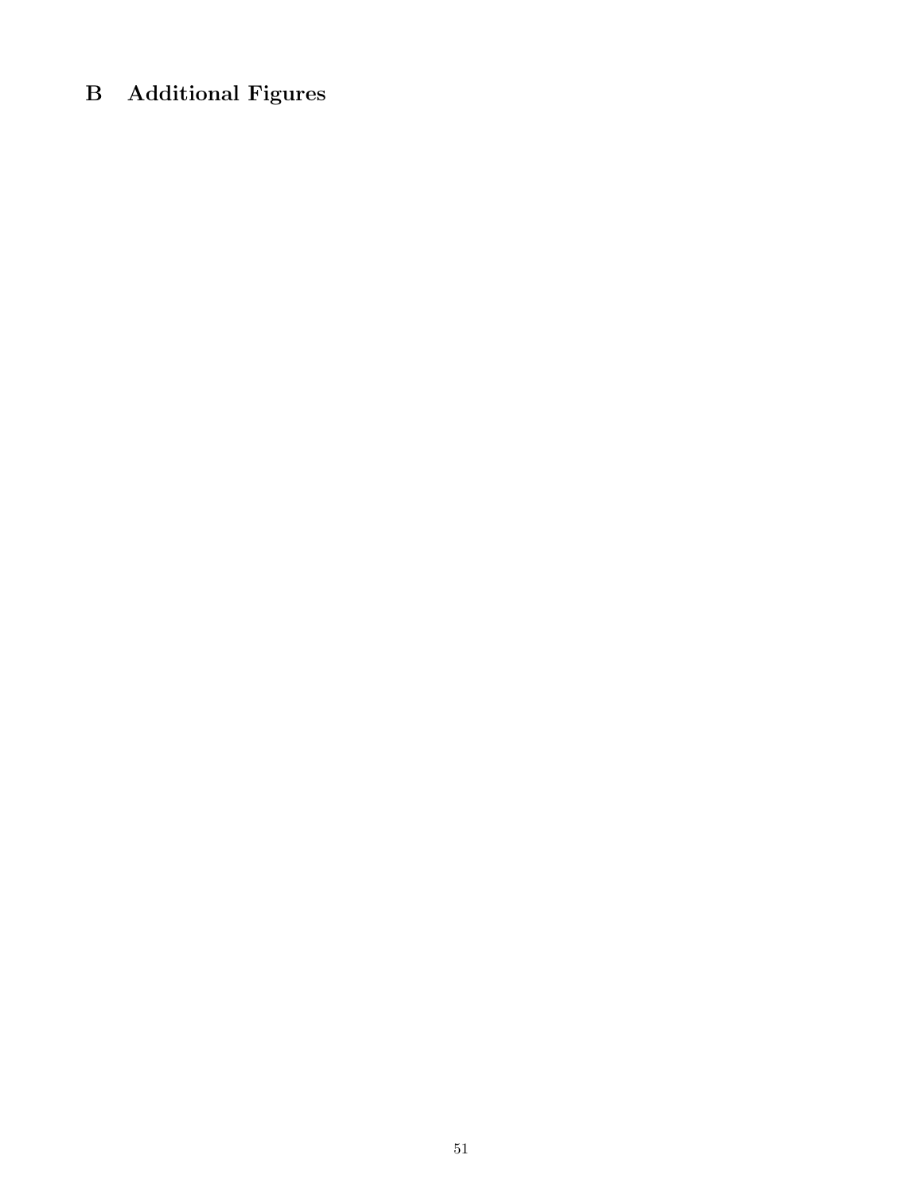# B Additional Figures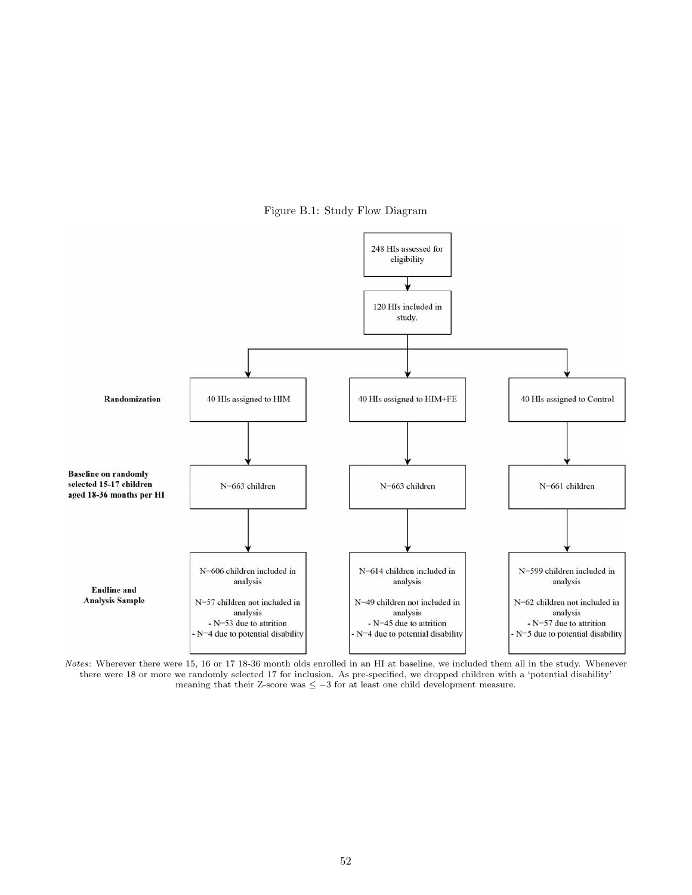Figure B.1: Study Flow Diagram

248 HIs assessed for eligibility

↓

120 HIs included in study.

**Randomization**

| | HIM | HIM+FE | Control |
|---|---|---|---|
| **Randomization** | 40 HIs assigned to HIM | 40 HIs assigned to HIM+FE | 40 HIs assigned to Control |
| **Baseline on randomly selected 15-17 children aged 18-36 months per HI** | N=663 children | N=663 children | N=661 children |
| **Endline and Analysis Sample** | N=606 children included in analysis<br><br>N=57 children not included in analysis<br>- N=53 due to attrition<br>- N=4 due to potential disability | N=614 children included in analysis<br><br>N=49 children not included in analysis<br>- N=45 due to attrition<br>- N=4 due to potential disability | N=599 children included in analysis<br><br>N=62 children not included in analysis<br>- N=57 due to attrition<br>- N=5 due to potential disability |

*Notes*: Wherever there were 15, 16 or 17 18-36 month olds enrolled in an HI at baseline, we included them all in the study. Whenever there were 18 or more we randomly selected 17 for inclusion. As pre-specified, we dropped children with a 'potential disability' meaning that their Z-score was $\leq -3$ for at least one child development measure.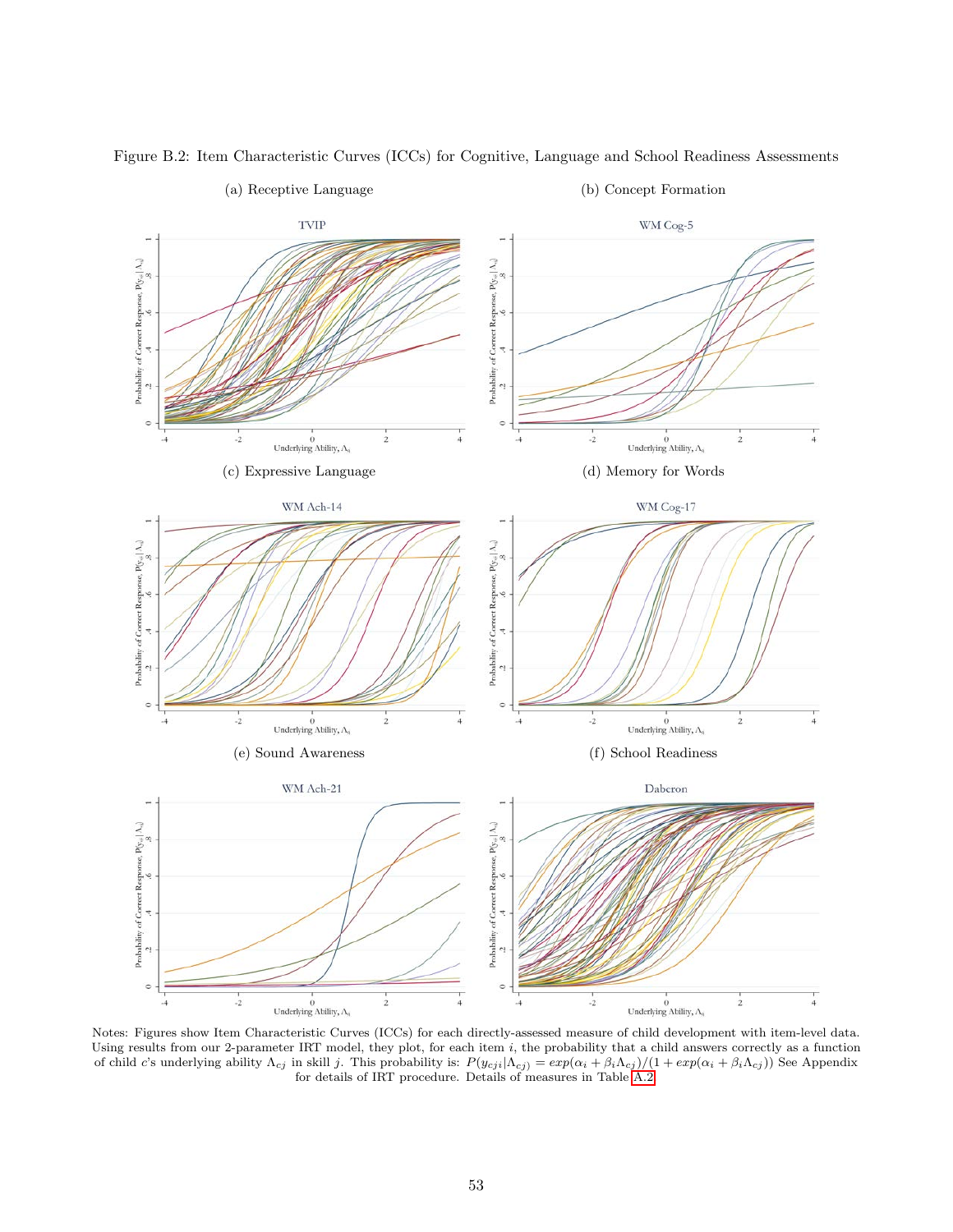Figure B.2: Item Characteristic Curves (ICCs) for Cognitive, Language and School Readiness Assessments

(a) Receptive Language

(b) Concept Formation

(c) Expressive Language

(d) Memory for Words

(e) Sound Awareness

(f) School Readiness

Notes: Figures show Item Characteristic Curves (ICCs) for each directly-assessed measure of child development with item-level data. Using results from our 2-parameter IRT model, they plot, for each item $i$, the probability that a child answers correctly as a function of child $c$'s underlying ability $\Lambda_{cj}$ in skill $j$. This probability is: $P(y_{cji}|\Lambda_{cj}) = exp(\alpha_i + \beta_i \Lambda_{cj})/(1 + exp(\alpha_i + \beta_i \Lambda_{cj}))$ See Appendix for details of IRT procedure. Details of measures in Table A.2.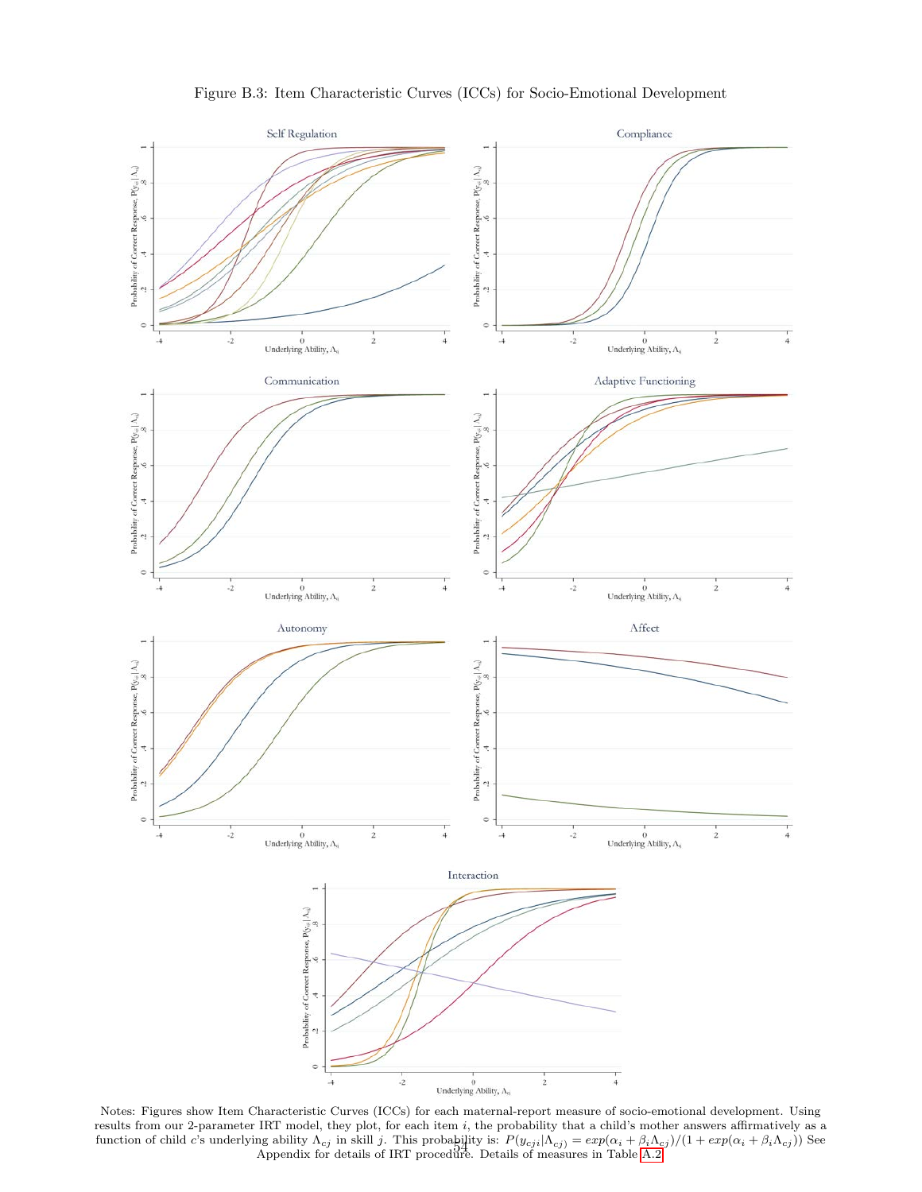Figure B.3: Item Characteristic Curves (ICCs) for Socio-Emotional Development

Notes: Figures show Item Characteristic Curves (ICCs) for each maternal-report measure of socio-emotional development. Using results from our 2-parameter IRT model, they plot, for each item $i$, the probability that a child's mother answers affirmatively as a function of child $c$'s underlying ability $\Lambda_{cj}$ in skill $j$. This probability is: $P(y_{cji}|\Lambda_{cj}) = exp(\alpha_i + \beta_i \Lambda_{cj})/(1 + exp(\alpha_i + \beta_i \Lambda_{cj}))$ See Appendix for details of IRT procedure. Details of measures in Table A.2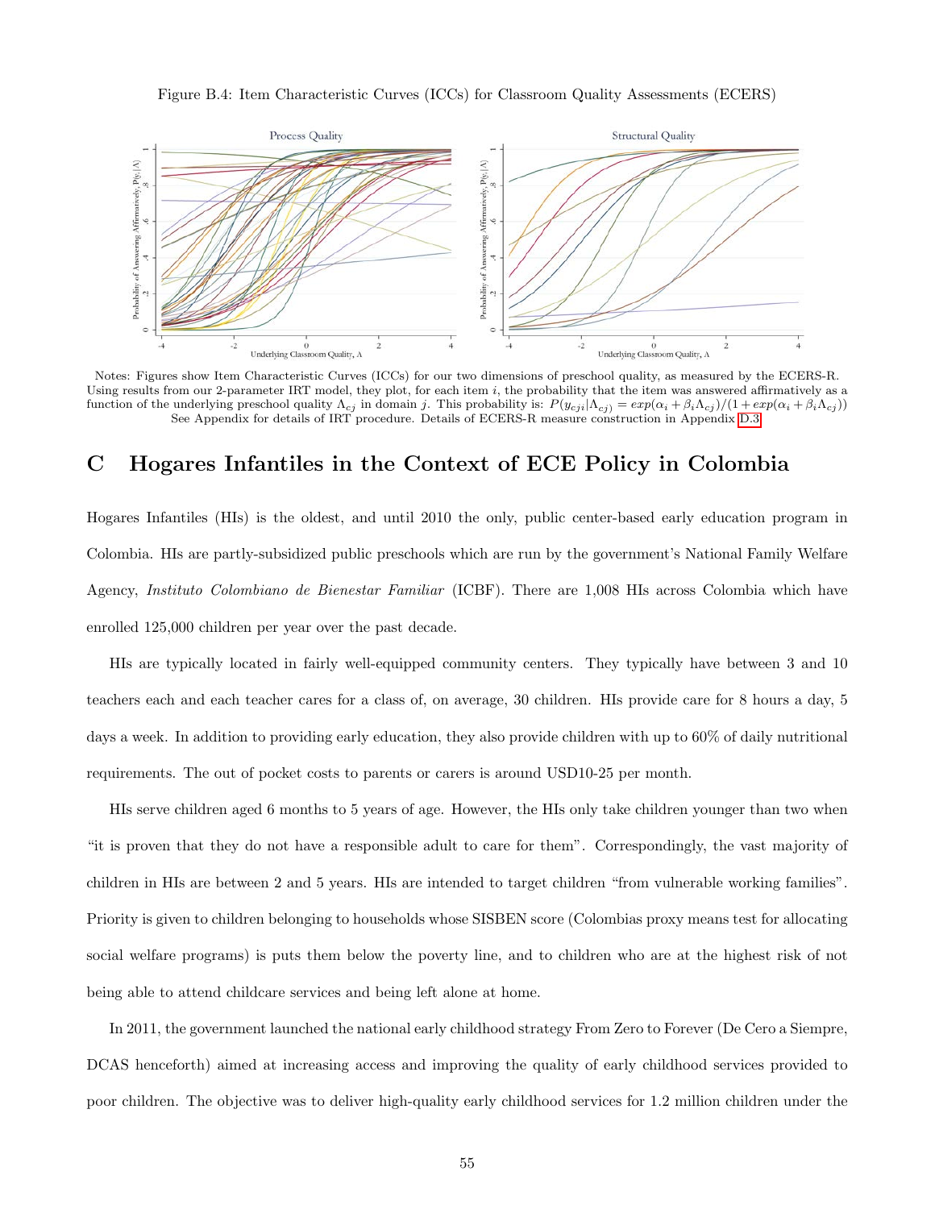Figure B.4: Item Characteristic Curves (ICCs) for Classroom Quality Assessments (ECERS)

Notes: Figures show Item Characteristic Curves (ICCs) for our two dimensions of preschool quality, as measured by the ECERS-R. Using results from our 2-parameter IRT model, they plot, for each item $i$, the probability that the item was answered affirmatively as a function of the underlying preschool quality $\Lambda_{cj}$ in domain $j$. This probability is: $P(y_{cji}|\Lambda_{cj}) = exp(\alpha_i + \beta_i \Lambda_{cj})/(1 + exp(\alpha_i + \beta_i \Lambda_{cj}))$ See Appendix for details of IRT procedure. Details of ECERS-R measure construction in Appendix D.3

# C Hogares Infantiles in the Context of ECE Policy in Colombia

Hogares Infantiles (HIs) is the oldest, and until 2010 the only, public center-based early education program in Colombia. HIs are partly-subsidized public preschools which are run by the government's National Family Welfare Agency, *Instituto Colombiano de Bienestar Familiar* (ICBF). There are 1,008 HIs across Colombia which have enrolled 125,000 children per year over the past decade.

HIs are typically located in fairly well-equipped community centers. They typically have between 3 and 10 teachers each and each teacher cares for a class of, on average, 30 children. HIs provide care for 8 hours a day, 5 days a week. In addition to providing early education, they also provide children with up to 60% of daily nutritional requirements. The out of pocket costs to parents or carers is around USD10-25 per month.

HIs serve children aged 6 months to 5 years of age. However, the HIs only take children younger than two when "it is proven that they do not have a responsible adult to care for them". Correspondingly, the vast majority of children in HIs are between 2 and 5 years. HIs are intended to target children "from vulnerable working families". Priority is given to children belonging to households whose SISBEN score (Colombias proxy means test for allocating social welfare programs) is puts them below the poverty line, and to children who are at the highest risk of not being able to attend childcare services and being left alone at home.

In 2011, the government launched the national early childhood strategy From Zero to Forever (De Cero a Siempre, DCAS henceforth) aimed at increasing access and improving the quality of early childhood services provided to poor children. The objective was to deliver high-quality early childhood services for 1.2 million children under the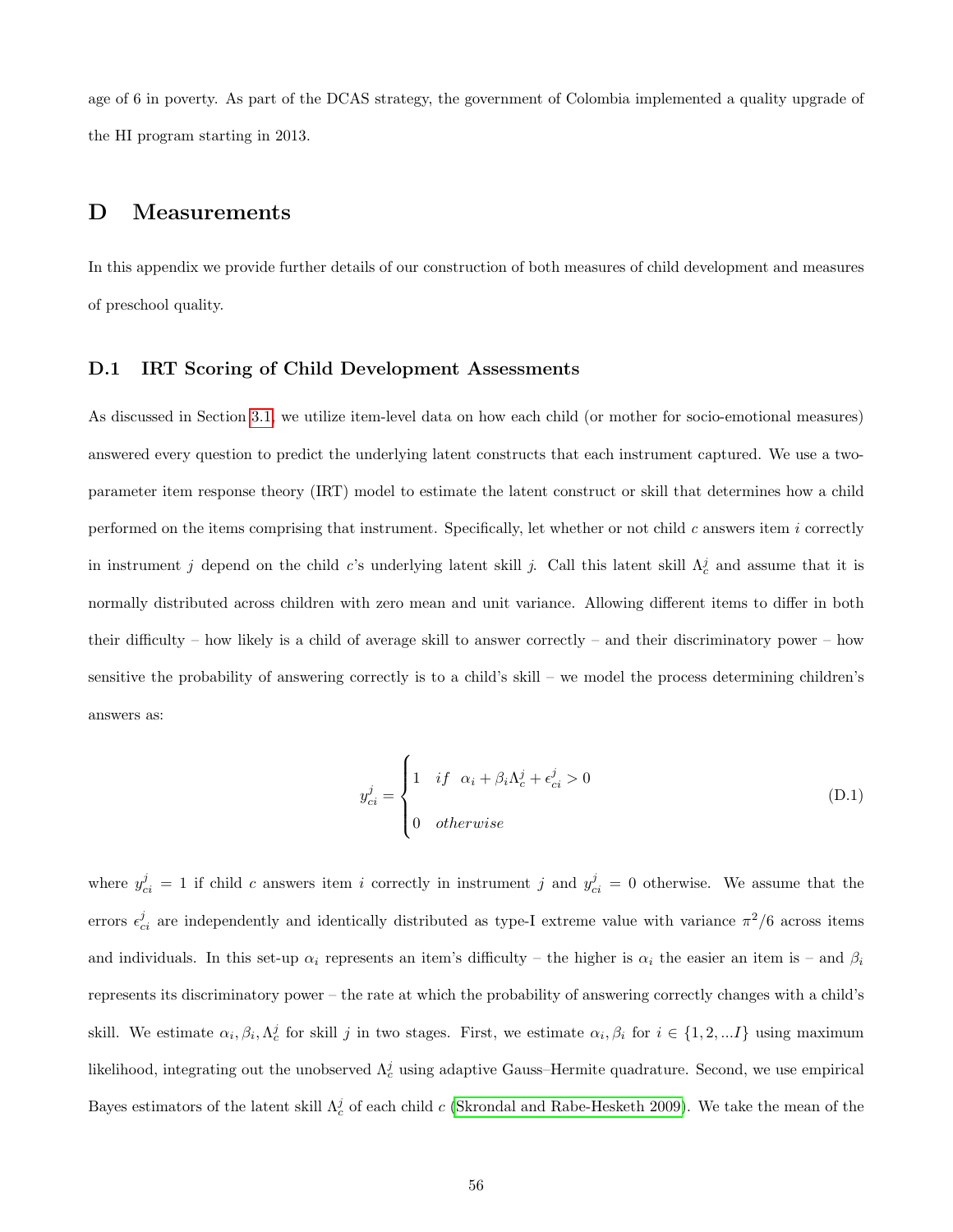age of 6 in poverty. As part of the DCAS strategy, the government of Colombia implemented a quality upgrade of the HI program starting in 2013.

# D Measurements

In this appendix we provide further details of our construction of both measures of child development and measures of preschool quality.

## D.1 IRT Scoring of Child Development Assessments

As discussed in Section 3.1, we utilize item-level data on how each child (or mother for socio-emotional measures) answered every question to predict the underlying latent constructs that each instrument captured. We use a two-parameter item response theory (IRT) model to estimate the latent construct or skill that determines how a child performed on the items comprising that instrument. Specifically, let whether or not child $c$ answers item $i$ correctly in instrument $j$ depend on the child $c$'s underlying latent skill $j$. Call this latent skill $\Lambda_c^j$ and assume that it is normally distributed across children with zero mean and unit variance. Allowing different items to differ in both their difficulty – how likely is a child of average skill to answer correctly – and their discriminatory power – how sensitive the probability of answering correctly is to a child's skill – we model the process determining children's answers as:

$$y_{ci}^j = \begin{cases} 1 & if \quad \alpha_i + \beta_i \Lambda_c^j + \epsilon_{ci}^j > 0 \\ 0 & otherwise \end{cases} \tag{D.1}$$

where $y_{ci}^j = 1$ if child $c$ answers item $i$ correctly in instrument $j$ and $y_{ci}^j = 0$ otherwise. We assume that the errors $\epsilon_{ci}^j$ are independently and identically distributed as type-I extreme value with variance $\pi^2/6$ across items and individuals. In this set-up $\alpha_i$ represents an item's difficulty – the higher is $\alpha_i$ the easier an item is – and $\beta_i$ represents its discriminatory power – the rate at which the probability of answering correctly changes with a child's skill. We estimate $\alpha_i, \beta_i, \Lambda_c^j$ for skill $j$ in two stages. First, we estimate $\alpha_i, \beta_i$ for $i \in \{1, 2, ...I\}$ using maximum likelihood, integrating out the unobserved $\Lambda_c^j$ using adaptive Gauss–Hermite quadrature. Second, we use empirical Bayes estimators of the latent skill $\Lambda_c^j$ of each child $c$ (Skrondal and Rabe-Hesketh 2009). We take the mean of the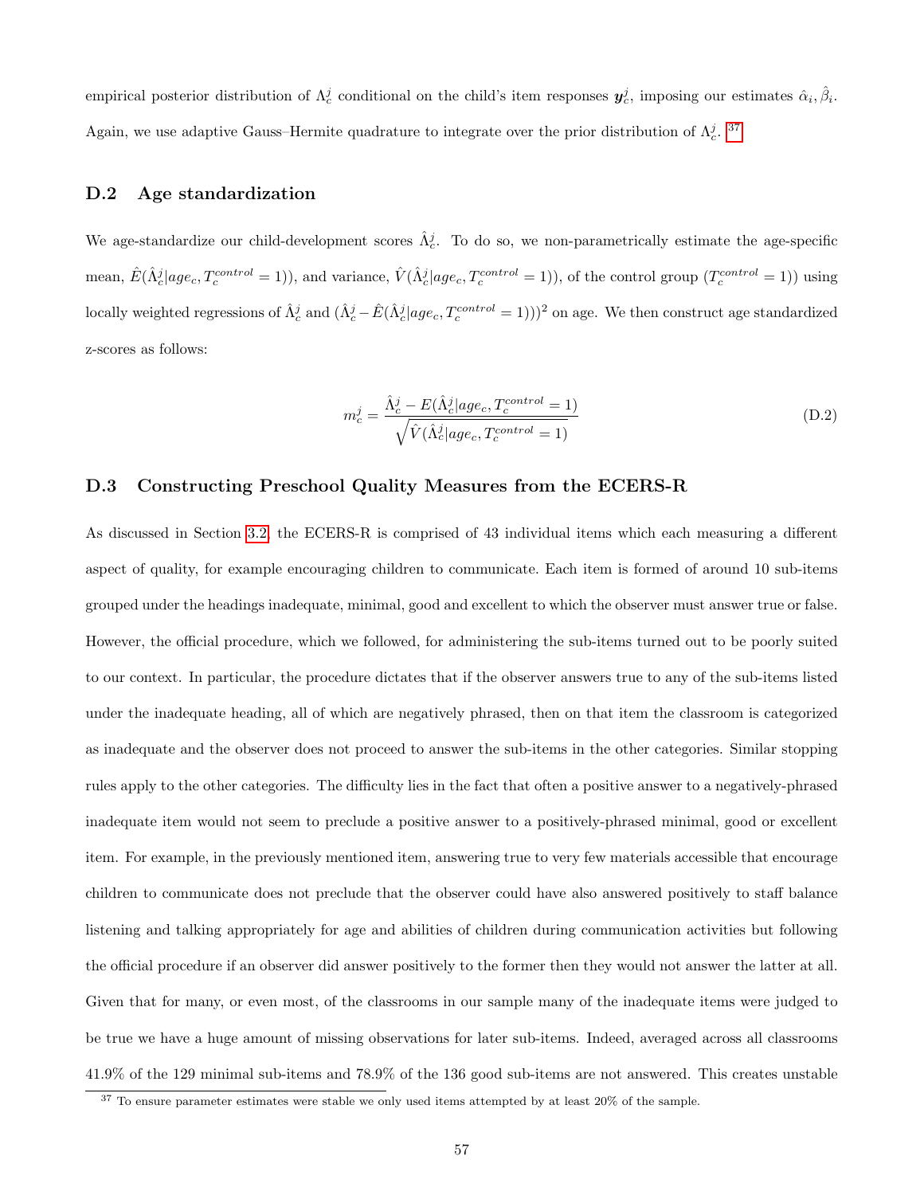empirical posterior distribution of $\Lambda_c^j$ conditional on the child's item responses $\boldsymbol{y}_c^j$, imposing our estimates $\hat{\alpha}_i, \hat{\beta}_i$. Again, we use adaptive Gauss–Hermite quadrature to integrate over the prior distribution of $\Lambda_c^j$. [37]

## D.2 Age standardization

We age-standardize our child-development scores $\hat{\Lambda}_c^j$. To do so, we non-parametrically estimate the age-specific mean, $\hat{E}(\hat{\Lambda}_c^j|age_c, T_c^{control} = 1))$, and variance, $\hat{V}(\hat{\Lambda}_c^j|age_c, T_c^{control} = 1))$, of the control group ($T_c^{control} = 1)$) using locally weighted regressions of $\hat{\Lambda}_c^j$ and $(\hat{\Lambda}_c^j - \hat{E}(\hat{\Lambda}_c^j|age_c, T_c^{control} = 1)))^2$ on age. We then construct age standardized z-scores as follows:

$$m_c^j = \frac{\hat{\Lambda}_c^j - E(\hat{\Lambda}_c^j|age_c, T_c^{control} = 1)}{\sqrt{\hat{V}(\hat{\Lambda}_c^j|age_c, T_c^{control} = 1)}} \tag{D.2}$$

## D.3 Constructing Preschool Quality Measures from the ECERS-R

As discussed in Section 3.2, the ECERS-R is comprised of 43 individual items which each measuring a different aspect of quality, for example encouraging children to communicate. Each item is formed of around 10 sub-items grouped under the headings inadequate, minimal, good and excellent to which the observer must answer true or false. However, the official procedure, which we followed, for administering the sub-items turned out to be poorly suited to our context. In particular, the procedure dictates that if the observer answers true to any of the sub-items listed under the inadequate heading, all of which are negatively phrased, then on that item the classroom is categorized as inadequate and the observer does not proceed to answer the sub-items in the other categories. Similar stopping rules apply to the other categories. The difficulty lies in the fact that often a positive answer to a negatively-phrased inadequate item would not seem to preclude a positive answer to a positively-phrased minimal, good or excellent item. For example, in the previously mentioned item, answering true to very few materials accessible that encourage children to communicate does not preclude that the observer could have also answered positively to staff balance listening and talking appropriately for age and abilities of children during communication activities but following the official procedure if an observer did answer positively to the former then they would not answer the latter at all. Given that for many, or even most, of the classrooms in our sample many of the inadequate items were judged to be true we have a huge amount of missing observations for later sub-items. Indeed, averaged across all classrooms 41.9% of the 129 minimal sub-items and 78.9% of the 136 good sub-items are not answered. This creates unstable

[37] To ensure parameter estimates were stable we only used items attempted by at least 20% of the sample.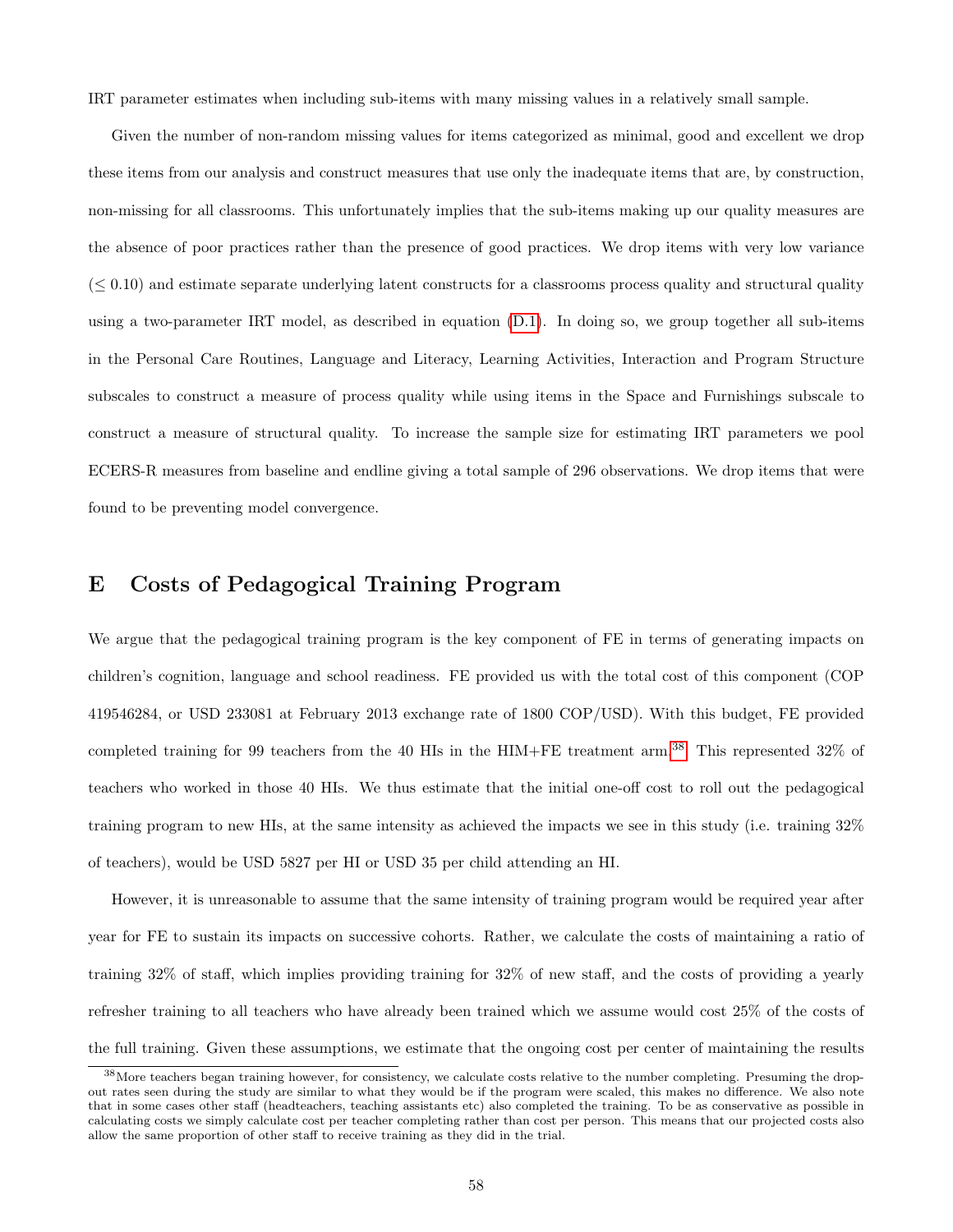IRT parameter estimates when including sub-items with many missing values in a relatively small sample.

Given the number of non-random missing values for items categorized as minimal, good and excellent we drop these items from our analysis and construct measures that use only the inadequate items that are, by construction, non-missing for all classrooms. This unfortunately implies that the sub-items making up our quality measures are the absence of poor practices rather than the presence of good practices. We drop items with very low variance ($\leq 0.10$) and estimate separate underlying latent constructs for a classrooms process quality and structural quality using a two-parameter IRT model, as described in equation (D.1). In doing so, we group together all sub-items in the Personal Care Routines, Language and Literacy, Learning Activities, Interaction and Program Structure subscales to construct a measure of process quality while using items in the Space and Furnishings subscale to construct a measure of structural quality. To increase the sample size for estimating IRT parameters we pool ECERS-R measures from baseline and endline giving a total sample of 296 observations. We drop items that were found to be preventing model convergence.

# E Costs of Pedagogical Training Program

We argue that the pedagogical training program is the key component of FE in terms of generating impacts on children's cognition, language and school readiness. FE provided us with the total cost of this component (COP 419546284, or USD 233081 at February 2013 exchange rate of 1800 COP/USD). With this budget, FE provided completed training for 99 teachers from the 40 HIs in the HIM+FE treatment arm.[38] This represented 32% of teachers who worked in those 40 HIs. We thus estimate that the initial one-off cost to roll out the pedagogical training program to new HIs, at the same intensity as achieved the impacts we see in this study (i.e. training 32% of teachers), would be USD 5827 per HI or USD 35 per child attending an HI.

However, it is unreasonable to assume that the same intensity of training program would be required year after year for FE to sustain its impacts on successive cohorts. Rather, we calculate the costs of maintaining a ratio of training 32% of staff, which implies providing training for 32% of new staff, and the costs of providing a yearly refresher training to all teachers who have already been trained which we assume would cost 25% of the costs of the full training. Given these assumptions, we estimate that the ongoing cost per center of maintaining the results

[38] More teachers began training however, for consistency, we calculate costs relative to the number completing. Presuming the drop-out rates seen during the study are similar to what they would be if the program were scaled, this makes no difference. We also note that in some cases other staff (headteachers, teaching assistants etc) also completed the training. To be as conservative as possible in calculating costs we simply calculate cost per teacher completing rather than cost per person. This means that our projected costs also allow the same proportion of other staff to receive training as they did in the trial.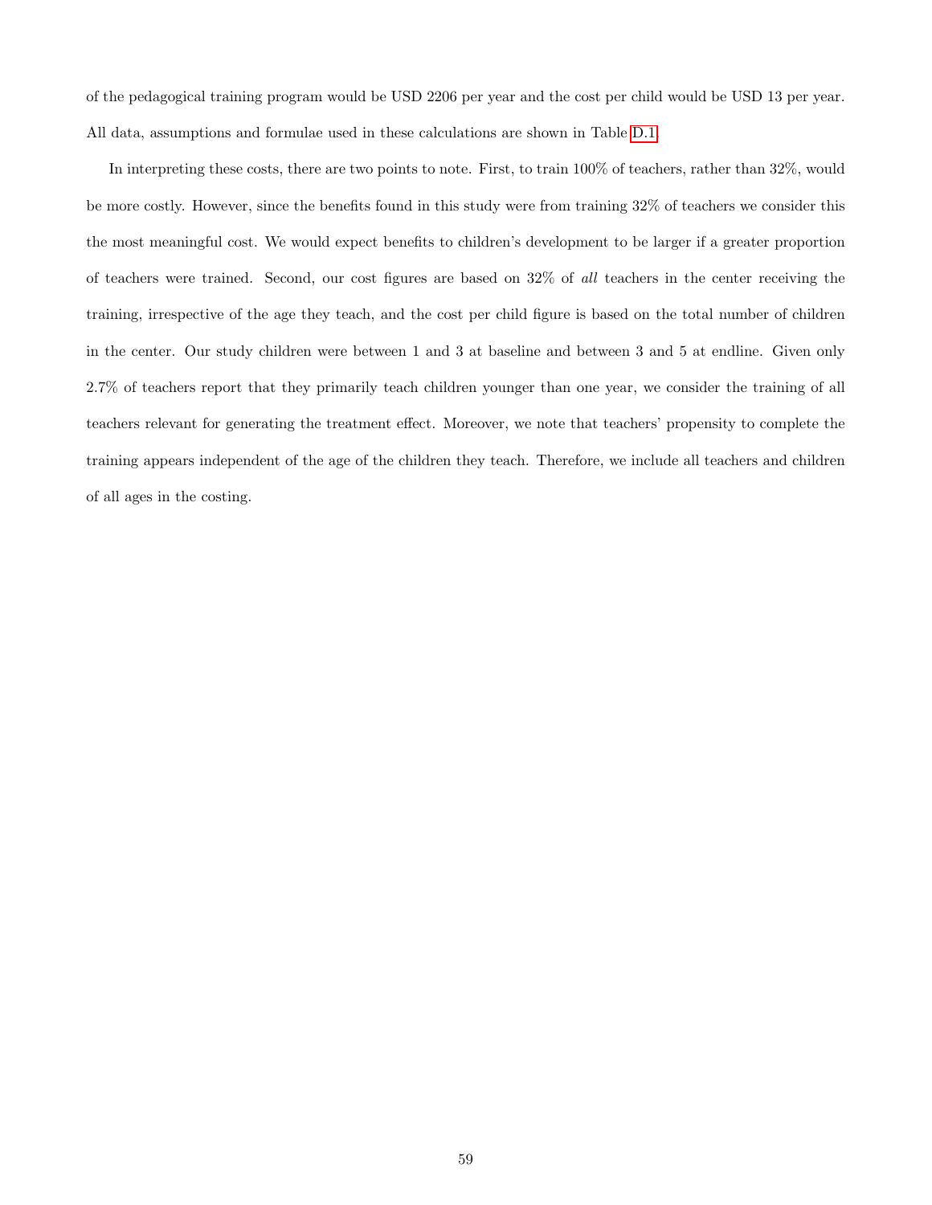of the pedagogical training program would be USD 2206 per year and the cost per child would be USD 13 per year. All data, assumptions and formulae used in these calculations are shown in Table D.1.

In interpreting these costs, there are two points to note. First, to train 100% of teachers, rather than 32%, would be more costly. However, since the benefits found in this study were from training 32% of teachers we consider this the most meaningful cost. We would expect benefits to children's development to be larger if a greater proportion of teachers were trained. Second, our cost figures are based on 32% of *all* teachers in the center receiving the training, irrespective of the age they teach, and the cost per child figure is based on the total number of children in the center. Our study children were between 1 and 3 at baseline and between 3 and 5 at endline. Given only 2.7% of teachers report that they primarily teach children younger than one year, we consider the training of all teachers relevant for generating the treatment effect. Moreover, we note that teachers' propensity to complete the training appears independent of the age of the children they teach. Therefore, we include all teachers and children of all ages in the costing.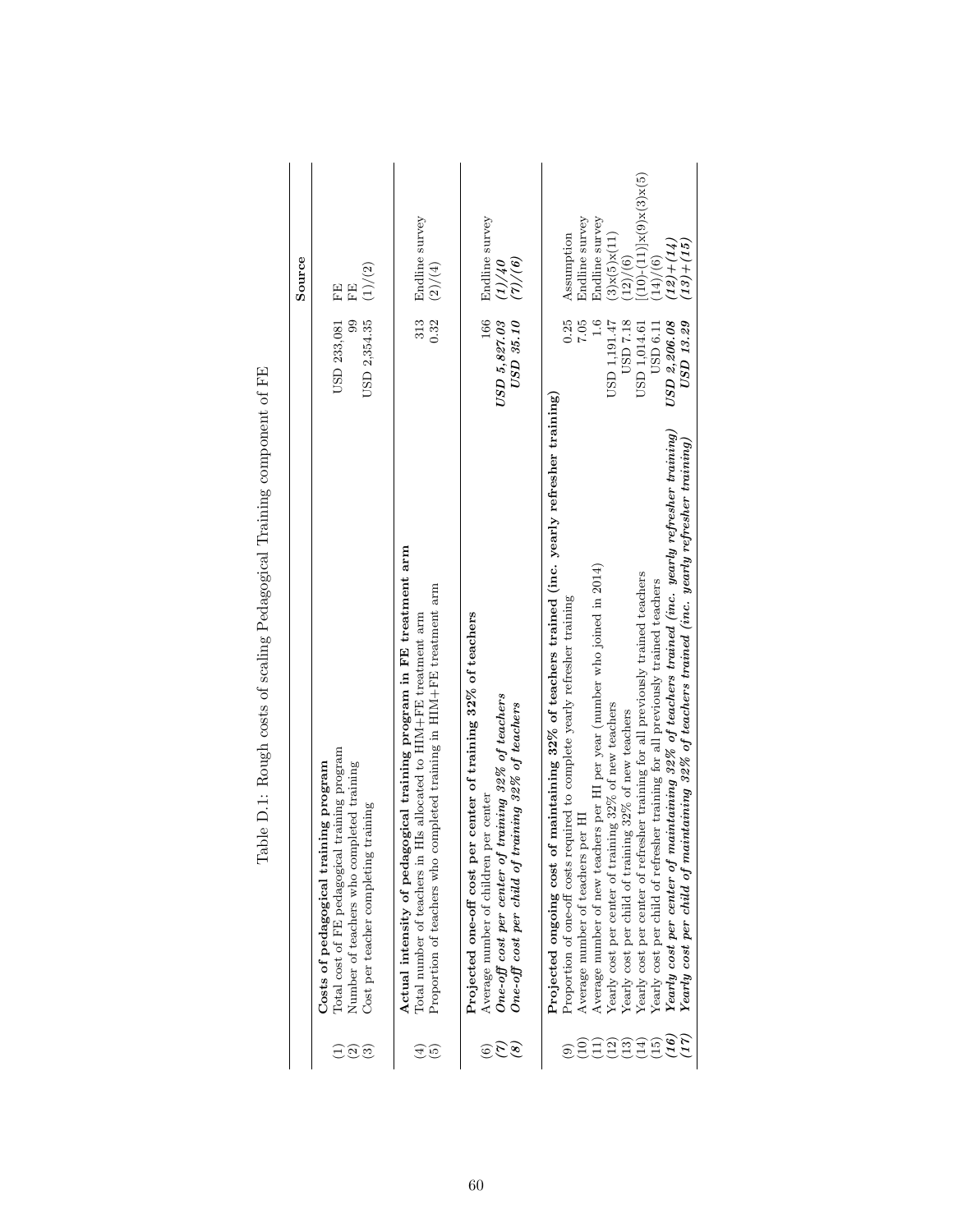Table D.1: Rough costs of scaling Pedagogical Training component of FE

| | | | Source |
|---|---|---|---|
| | **Costs of pedagogical training program** | | |
| (1) | Total cost of FE pedagogical training program | USD 233,081 | FE |
| (2) | Number of teachers who completed training | 99 | FE |
| (3) | Cost per teacher completing training | USD 2,354.35 | (1)/(2) |
| | **Actual intensity of pedagogical training program in FE treatment arm** | | |
| (4) | Total number of teachers in HIs allocated to HIM+FE treatment arm | 313 | Endline survey |
| (5) | Proportion of teachers who completed training in HIM+FE treatment arm | 0.32 | (2)/(4) |
| | **Projected one-off cost per center of training 32% of teachers** | | |
| (6) | Average number of children per center | 166 | Endline survey |
| ***(7)*** | ***One-off cost per center of training 32% of teachers*** | ***USD 5,827.03*** | ***(1)/40*** |
| ***(8)*** | ***One-off cost per child of training 32% of teachers*** | ***USD 35.10*** | ***(7)/(6)*** |
| | **Projected ongoing cost of maintaining 32% of teachers trained (inc. yearly refresher training)** | | |
| (9) | Proportion of one-off costs required to complete yearly refresher training | 0.25 | Assumption |
| (10) | Average number of teachers per HI | 7.05 | Endline survey |
| (11) | Average number of new teachers per HI per year (number who joined in 2014) | 1.6 | Endline survey |
| (12) | Yearly cost per center of training 32% of new teachers | USD 1,191.47 | (3)x(5)x(11) |
| (13) | Yearly cost per child of training 32% of new teachers | USD 7.18 | (12)/(6) |
| (14) | Yearly cost per center of refresher training for all previously trained teachers | USD 1,014.61 | [(10)-(11)]x(9)x(3)x(5) |
| (15) | Yearly cost per child of refresher training for all previously trained teachers | USD 6.11 | (14)/(6) |
| ***(16)*** | ***Yearly cost per center of maintaining 32% of teachers trained (inc. yearly refresher training)*** | ***USD 2,206.08*** | ***(12)+(14)*** |
| ***(17)*** | ***Yearly cost per child of maintaining 32% of teachers trained (inc. yearly refresher training)*** | ***USD 13.29*** | ***(13)+(15)*** |